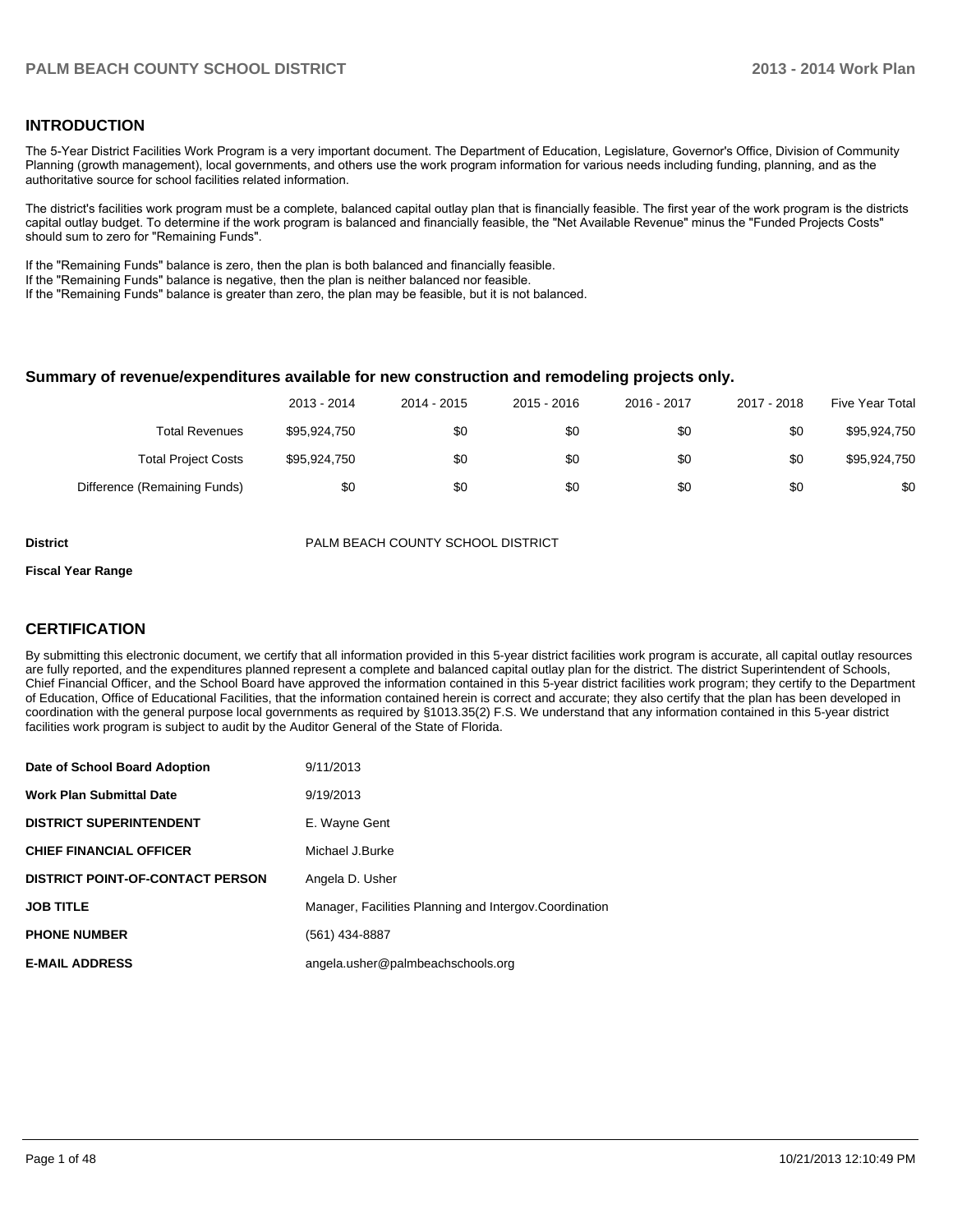## INTRODUCTION

The 5-Year District Facilities Work Program is a very important document. The Department of Education, Legislature, Governor's Office, Division of Community Planning (growth management), local governments, and others use the work program information for various needs including funding, planning, and as the authoritative source for school facilities related information.

The district's facilities work program must be a complete, balanced capital outlay plan that is financially feasible. The first year of the work program is the districts capital outlay budget. To determine if the work program is balanced and financially feasible, the "Net Available Revenue" minus the "Funded Projects Costs" should sum to zero for "Remaining Funds".

If the "Remaining Funds" balance is zero, then the plan is both balanced and financially feasible.
If the "Remaining Funds" balance is negative, then the plan is neither balanced nor feasible.
If the "Remaining Funds" balance is greater than zero, the plan may be feasible, but it is not balanced.

### Summary of revenue/expenditures available for new construction and remodeling projects only.

| | 2013 - 2014 | 2014 - 2015 | 2015 - 2016 | 2016 - 2017 | 2017 - 2018 | Five Year Total |
|---|---|---|---|---|---|---|
| Total Revenues | $95,924,750 | $0 | $0 | $0 | $0 | $95,924,750 |
| Total Project Costs | $95,924,750 | $0 | $0 | $0 | $0 | $95,924,750 |
| Difference (Remaining Funds) | $0 | $0 | $0 | $0 | $0 | $0 |

**District** PALM BEACH COUNTY SCHOOL DISTRICT

**Fiscal Year Range**

## CERTIFICATION

By submitting this electronic document, we certify that all information provided in this 5-year district facilities work program is accurate, all capital outlay resources are fully reported, and the expenditures planned represent a complete and balanced capital outlay plan for the district. The district Superintendent of Schools, Chief Financial Officer, and the School Board have approved the information contained in this 5-year district facilities work program; they certify to the Department of Education, Office of Educational Facilities, that the information contained herein is correct and accurate; they also certify that the plan has been developed in coordination with the general purpose local governments as required by §1013.35(2) F.S. We understand that any information contained in this 5-year district facilities work program is subject to audit by the Auditor General of the State of Florida.

| | |
|---|---|
| **Date of School Board Adoption** | 9/11/2013 |
| **Work Plan Submittal Date** | 9/19/2013 |
| **DISTRICT SUPERINTENDENT** | E. Wayne Gent |
| **CHIEF FINANCIAL OFFICER** | Michael J.Burke |
| **DISTRICT POINT-OF-CONTACT PERSON** | Angela D. Usher |
| **JOB TITLE** | Manager, Facilities Planning and Intergov.Coordination |
| **PHONE NUMBER** | (561) 434-8887 |
| **E-MAIL ADDRESS** | angela.usher@palmbeachschools.org |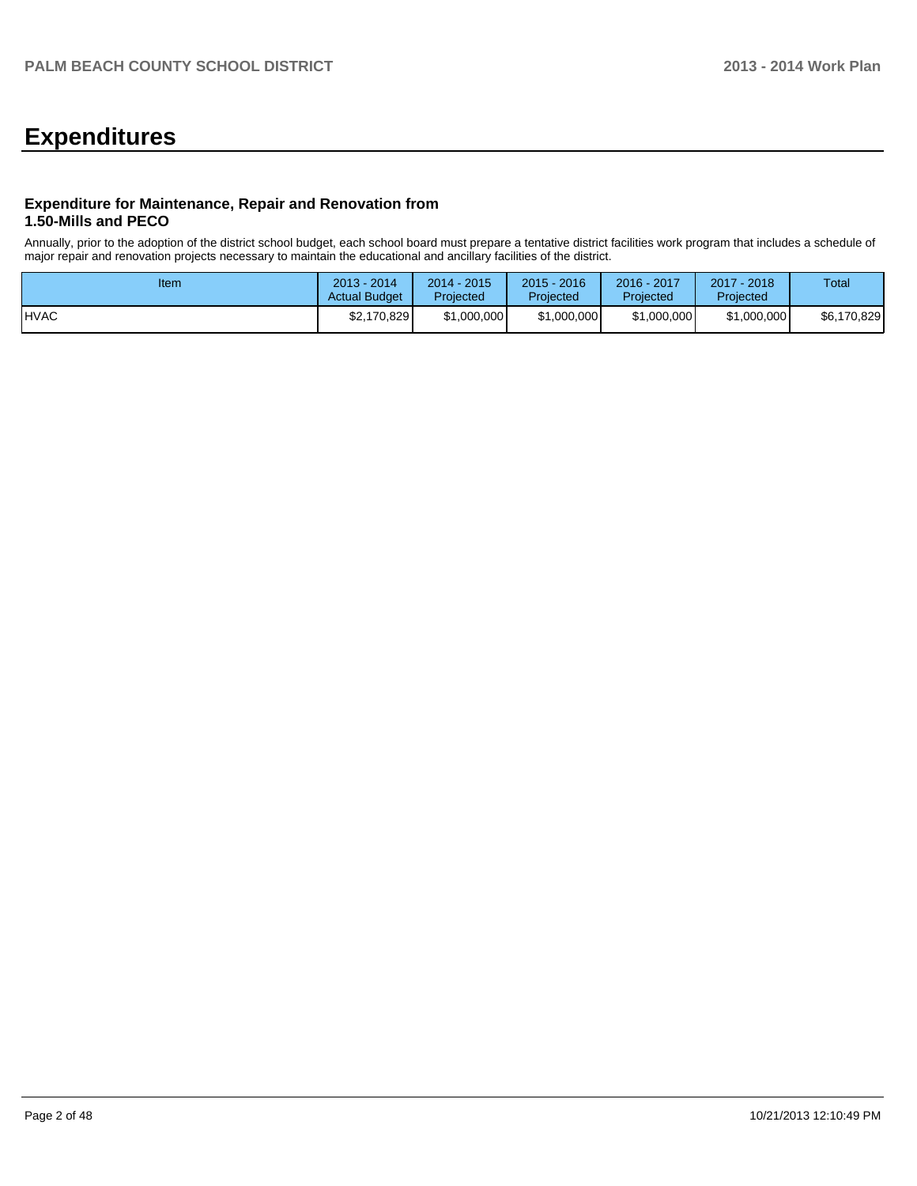# Expenditures

### Expenditure for Maintenance, Repair and Renovation from 1.50-Mills and PECO

Annually, prior to the adoption of the district school budget, each school board must prepare a tentative district facilities work program that includes a schedule of major repair and renovation projects necessary to maintain the educational and ancillary facilities of the district.

| Item | 2013 - 2014 Actual Budget | 2014 - 2015 Projected | 2015 - 2016 Projected | 2016 - 2017 Projected | 2017 - 2018 Projected | Total |
|---|---|---|---|---|---|---|
| HVAC | $2,170,829 | $1,000,000 | $1,000,000 | $1,000,000 | $1,000,000 | $6,170,829 |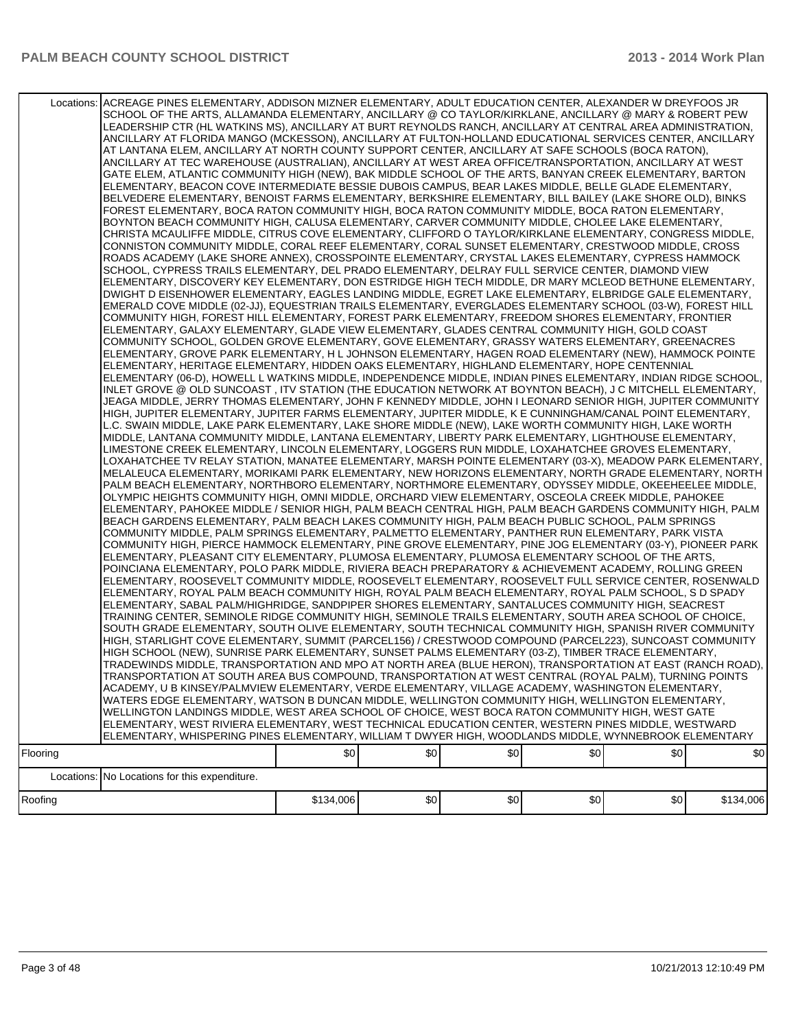| | | | | | | |
|---|---|---|---|---|---|---|
| Locations: ACREAGE PINES ELEMENTARY, ADDISON MIZNER ELEMENTARY, ADULT EDUCATION CENTER, ALEXANDER W DREYFOOS JR SCHOOL OF THE ARTS, ALLAMANDA ELEMENTARY, ANCILLARY @ CO TAYLOR/KIRKLANE, ANCILLARY @ MARY & ROBERT PEW LEADERSHIP CTR (HL WATKINS MS), ANCILLARY AT BURT REYNOLDS RANCH, ANCILLARY AT CENTRAL AREA ADMINISTRATION, ANCILLARY AT FLORIDA MANGO (MCKESSON), ANCILLARY AT FULTON-HOLLAND EDUCATIONAL SERVICES CENTER, ANCILLARY AT LANTANA ELEM, ANCILLARY AT NORTH COUNTY SUPPORT CENTER, ANCILLARY AT SAFE SCHOOLS (BOCA RATON), ANCILLARY AT TEC WAREHOUSE (AUSTRALIAN), ANCILLARY AT WEST AREA OFFICE/TRANSPORTATION, ANCILLARY AT WEST GATE ELEM, ATLANTIC COMMUNITY HIGH (NEW), BAK MIDDLE SCHOOL OF THE ARTS, BANYAN CREEK ELEMENTARY, BARTON ELEMENTARY, BEACON COVE INTERMEDIATE BESSIE DUBOIS CAMPUS, BEAR LAKES MIDDLE, BELLE GLADE ELEMENTARY, BELVEDERE ELEMENTARY, BENOIST FARMS ELEMENTARY, BERKSHIRE ELEMENTARY, BILL BAILEY (LAKE SHORE OLD), BINKS FOREST ELEMENTARY, BOCA RATON COMMUNITY HIGH, BOCA RATON COMMUNITY MIDDLE, BOCA RATON ELEMENTARY, BOYNTON BEACH COMMUNITY HIGH, CALUSA ELEMENTARY, CARVER COMMUNITY MIDDLE, CHOLEE LAKE ELEMENTARY, CHRISTA MCAULIFFE MIDDLE, CITRUS COVE ELEMENTARY, CLIFFORD O TAYLOR/KIRKLANE ELEMENTARY, CONGRESS MIDDLE, CONNISTON COMMUNITY MIDDLE, CORAL REEF ELEMENTARY, CORAL SUNSET ELEMENTARY, CRESTWOOD MIDDLE, CROSS ROADS ACADEMY (LAKE SHORE ANNEX), CROSSPOINTE ELEMENTARY, CRYSTAL LAKES ELEMENTARY, CYPRESS HAMMOCK SCHOOL, CYPRESS TRAILS ELEMENTARY, DEL PRADO ELEMENTARY, DELRAY FULL SERVICE CENTER, DIAMOND VIEW ELEMENTARY, DISCOVERY KEY ELEMENTARY, DON ESTRIDGE HIGH TECH MIDDLE, DR MARY MCLEOD BETHUNE ELEMENTARY, DWIGHT D EISENHOWER ELEMENTARY, EAGLES LANDING MIDDLE, EGRET LAKE ELEMENTARY, ELBRIDGE GALE ELEMENTARY, EMERALD COVE MIDDLE (02-JJ), EQUESTRIAN TRAILS ELEMENTARY, EVERGLADES ELEMENTARY SCHOOL (03-W), FOREST HILL COMMUNITY HIGH, FOREST HILL ELEMENTARY, FOREST PARK ELEMENTARY, FREEDOM SHORES ELEMENTARY, FRONTIER ELEMENTARY, GALAXY ELEMENTARY, GLADE VIEW ELEMENTARY, GLADES CENTRAL COMMUNITY HIGH, GOLD COAST COMMUNITY SCHOOL, GOLDEN GROVE ELEMENTARY, GOVE ELEMENTARY, GRASSY WATERS ELEMENTARY, GREENACRES ELEMENTARY, GROVE PARK ELEMENTARY, H L JOHNSON ELEMENTARY, HAGEN ROAD ELEMENTARY (NEW), HAMMOCK POINTE ELEMENTARY, HERITAGE ELEMENTARY, HIDDEN OAKS ELEMENTARY, HIGHLAND ELEMENTARY, HOPE CENTENNIAL ELEMENTARY (06-D), HOWELL L WATKINS MIDDLE, INDEPENDENCE MIDDLE, INDIAN PINES ELEMENTARY, INDIAN RIDGE SCHOOL, INLET GROVE @ OLD SUNCOAST , ITV STATION (THE EDUCATION NETWORK AT BOYNTON BEACH), J C MITCHELL ELEMENTARY, JEAGA MIDDLE, JERRY THOMAS ELEMENTARY, JOHN F KENNEDY MIDDLE, JOHN I LEONARD SENIOR HIGH, JUPITER COMMUNITY HIGH, JUPITER ELEMENTARY, JUPITER FARMS ELEMENTARY, JUPITER MIDDLE, K E CUNNINGHAM/CANAL POINT ELEMENTARY, L.C. SWAIN MIDDLE, LAKE PARK ELEMENTARY, LAKE SHORE MIDDLE (NEW), LAKE WORTH COMMUNITY HIGH, LAKE WORTH MIDDLE, LANTANA COMMUNITY MIDDLE, LANTANA ELEMENTARY, LIBERTY PARK ELEMENTARY, LIGHTHOUSE ELEMENTARY, LIMESTONE CREEK ELEMENTARY, LINCOLN ELEMENTARY, LOGGERS RUN MIDDLE, LOXAHATCHEE GROVES ELEMENTARY, LOXAHATCHEE TV RELAY STATION, MANATEE ELEMENTARY, MARSH POINTE ELEMENTARY (03-X), MEADOW PARK ELEMENTARY, MELALEUCA ELEMENTARY, MORIKAMI PARK ELEMENTARY, NEW HORIZONS ELEMENTARY, NORTH GRADE ELEMENTARY, NORTH PALM BEACH ELEMENTARY, NORTHBORO ELEMENTARY, NORTHMORE ELEMENTARY, ODYSSEY MIDDLE, OKEEHEELEE MIDDLE, OLYMPIC HEIGHTS COMMUNITY HIGH, OMNI MIDDLE, ORCHARD VIEW ELEMENTARY, OSCEOLA CREEK MIDDLE, PAHOKEE ELEMENTARY, PAHOKEE MIDDLE / SENIOR HIGH, PALM BEACH CENTRAL HIGH, PALM BEACH GARDENS COMMUNITY HIGH, PALM BEACH GARDENS ELEMENTARY, PALM BEACH LAKES COMMUNITY HIGH, PALM BEACH PUBLIC SCHOOL, PALM SPRINGS COMMUNITY MIDDLE, PALM SPRINGS ELEMENTARY, PALMETTO ELEMENTARY, PANTHER RUN ELEMENTARY, PARK VISTA COMMUNITY HIGH, PIERCE HAMMOCK ELEMENTARY, PINE GROVE ELEMENTARY, PINE JOG ELEMENTARY (03-Y), PIONEER PARK ELEMENTARY, PLEASANT CITY ELEMENTARY, PLUMOSA ELEMENTARY, PLUMOSA ELEMENTARY SCHOOL OF THE ARTS, POINCIANA ELEMENTARY, POLO PARK MIDDLE, RIVIERA BEACH PREPARATORY & ACHIEVEMENT ACADEMY, ROLLING GREEN ELEMENTARY, ROOSEVELT COMMUNITY MIDDLE, ROOSEVELT ELEMENTARY, ROOSEVELT FULL SERVICE CENTER, ROSENWALD ELEMENTARY, ROYAL PALM BEACH COMMUNITY HIGH, ROYAL PALM BEACH ELEMENTARY, ROYAL PALM SCHOOL, S D SPADY ELEMENTARY, SABAL PALM/HIGHRIDGE, SANDPIPER SHORES ELEMENTARY, SANTALUCES COMMUNITY HIGH, SEACREST TRAINING CENTER, SEMINOLE RIDGE COMMUNITY HIGH, SEMINOLE TRAILS ELEMENTARY, SOUTH AREA SCHOOL OF CHOICE, SOUTH GRADE ELEMENTARY, SOUTH OLIVE ELEMENTARY, SOUTH TECHNICAL COMMUNITY HIGH, SPANISH RIVER COMMUNITY HIGH, STARLIGHT COVE ELEMENTARY, SUMMIT (PARCEL156) / CRESTWOOD COMPOUND (PARCEL223), SUNCOAST COMMUNITY HIGH SCHOOL (NEW), SUNRISE PARK ELEMENTARY, SUNSET PALMS ELEMENTARY (03-Z), TIMBER TRACE ELEMENTARY, TRADEWINDS MIDDLE, TRANSPORTATION AND MPO AT NORTH AREA (BLUE HERON), TRANSPORTATION AT EAST (RANCH ROAD), TRANSPORTATION AT SOUTH AREA BUS COMPOUND, TRANSPORTATION AT WEST CENTRAL (ROYAL PALM), TURNING POINTS ACADEMY, U B KINSEY/PALMVIEW ELEMENTARY, VERDE ELEMENTARY, VILLAGE ACADEMY, WASHINGTON ELEMENTARY, WATERS EDGE ELEMENTARY, WATSON B DUNCAN MIDDLE, WELLINGTON COMMUNITY HIGH, WELLINGTON ELEMENTARY, WELLINGTON LANDINGS MIDDLE, WEST AREA SCHOOL OF CHOICE, WEST BOCA RATON COMMUNITY HIGH, WEST GATE ELEMENTARY, WEST RIVIERA ELEMENTARY, WEST TECHNICAL EDUCATION CENTER, WESTERN PINES MIDDLE, WESTWARD ELEMENTARY, WHISPERING PINES ELEMENTARY, WILLIAM T DWYER HIGH, WOODLANDS MIDDLE, WYNNEBROOK ELEMENTARY | | | | | | |
| Flooring | $0 | $0 | $0 | $0 | $0 | $0 |
| Locations: No Locations for this expenditure. | | | | | | |
| Roofing | $134,006 | $0 | $0 | $0 | $0 | $134,006 |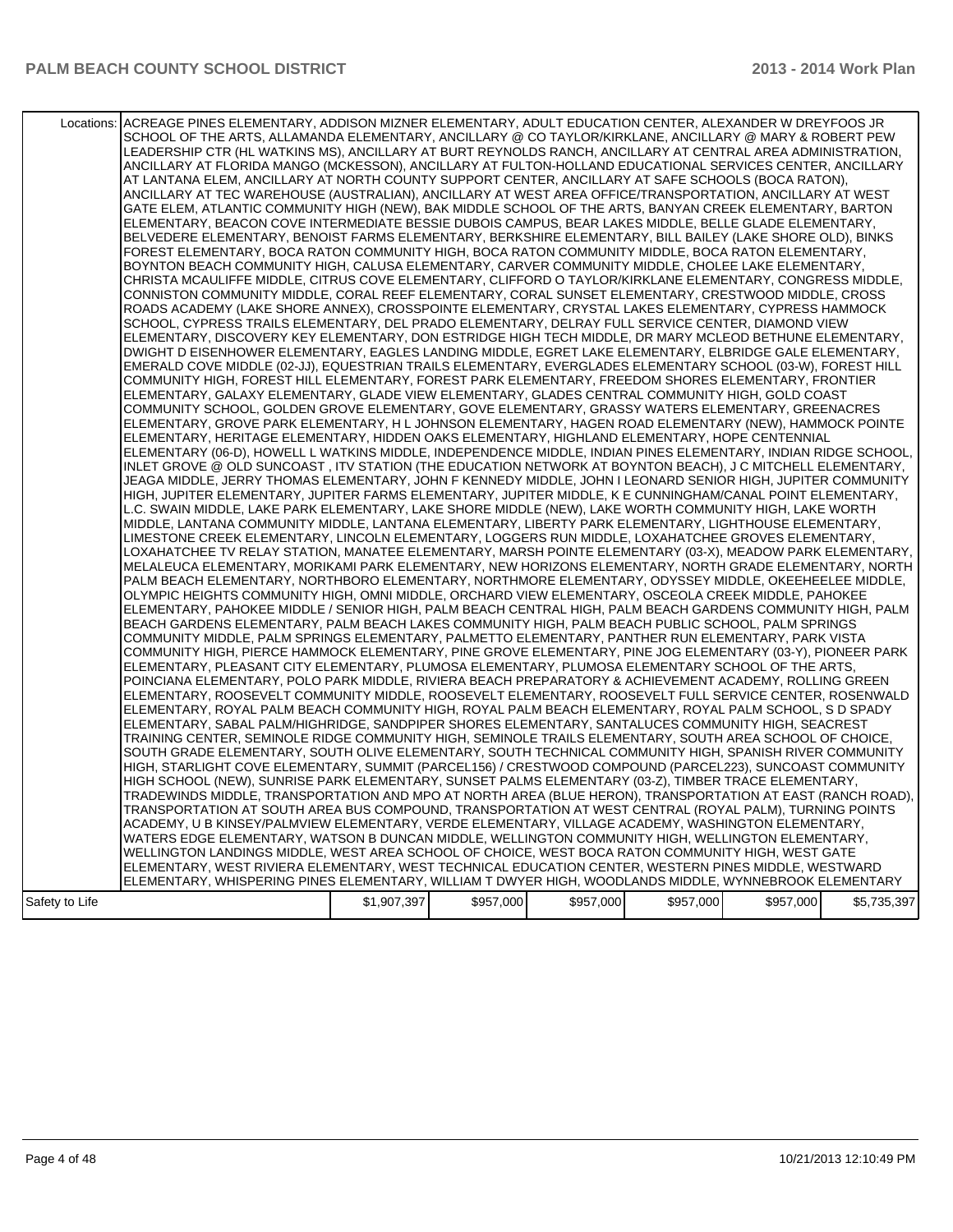| | | | | | | |
|---|---|---|---|---|---|---|
| Locations: | ACREAGE PINES ELEMENTARY, ADDISON MIZNER ELEMENTARY, ADULT EDUCATION CENTER, ALEXANDER W DREYFOOS JR SCHOOL OF THE ARTS, ALLAMANDA ELEMENTARY, ANCILLARY @ CO TAYLOR/KIRKLANE, ANCILLARY @ MARY & ROBERT PEW LEADERSHIP CTR (HL WATKINS MS), ANCILLARY AT BURT REYNOLDS RANCH, ANCILLARY AT CENTRAL AREA ADMINISTRATION, ANCILLARY AT FLORIDA MANGO (MCKESSON), ANCILLARY AT FULTON-HOLLAND EDUCATIONAL SERVICES CENTER, ANCILLARY AT LANTANA ELEM, ANCILLARY AT NORTH COUNTY SUPPORT CENTER, ANCILLARY AT SAFE SCHOOLS (BOCA RATON), ANCILLARY AT TEC WAREHOUSE (AUSTRALIAN), ANCILLARY AT WEST AREA OFFICE/TRANSPORTATION, ANCILLARY AT WEST GATE ELEM, ATLANTIC COMMUNITY HIGH (NEW), BAK MIDDLE SCHOOL OF THE ARTS, BANYAN CREEK ELEMENTARY, BARTON ELEMENTARY, BEACON COVE INTERMEDIATE BESSIE DUBOIS CAMPUS, BEAR LAKES MIDDLE, BELLE GLADE ELEMENTARY, BELVEDERE ELEMENTARY, BENOIST FARMS ELEMENTARY, BERKSHIRE ELEMENTARY, BILL BAILEY (LAKE SHORE OLD), BINKS FOREST ELEMENTARY, BOCA RATON COMMUNITY HIGH, BOCA RATON COMMUNITY MIDDLE, BOCA RATON ELEMENTARY, BOYNTON BEACH COMMUNITY HIGH, CALUSA ELEMENTARY, CARVER COMMUNITY MIDDLE, CHOLEE LAKE ELEMENTARY, CHRISTA MCAULIFFE MIDDLE, CITRUS COVE ELEMENTARY, CLIFFORD O TAYLOR/KIRKLANE ELEMENTARY, CONGRESS MIDDLE, CONNISTON COMMUNITY MIDDLE, CORAL REEF ELEMENTARY, CORAL SUNSET ELEMENTARY, CRESTWOOD MIDDLE, CROSS ROADS ACADEMY (LAKE SHORE ANNEX), CROSSPOINTE ELEMENTARY, CRYSTAL LAKES ELEMENTARY, CYPRESS HAMMOCK SCHOOL, CYPRESS TRAILS ELEMENTARY, DEL PRADO ELEMENTARY, DELRAY FULL SERVICE CENTER, DIAMOND VIEW ELEMENTARY, DISCOVERY KEY ELEMENTARY, DON ESTRIDGE HIGH TECH MIDDLE, DR MARY MCLEOD BETHUNE ELEMENTARY, DWIGHT D EISENHOWER ELEMENTARY, EAGLES LANDING MIDDLE, EGRET LAKE ELEMENTARY, ELBRIDGE GALE ELEMENTARY, EMERALD COVE MIDDLE (02-JJ), EQUESTRIAN TRAILS ELEMENTARY, EVERGLADES ELEMENTARY SCHOOL (03-W), FOREST HILL COMMUNITY HIGH, FOREST HILL ELEMENTARY, FOREST PARK ELEMENTARY, FREEDOM SHORES ELEMENTARY, FRONTIER ELEMENTARY, GALAXY ELEMENTARY, GLADE VIEW ELEMENTARY, GLADES CENTRAL COMMUNITY HIGH, GOLD COAST COMMUNITY SCHOOL, GOLDEN GROVE ELEMENTARY, GOVE ELEMENTARY, GRASSY WATERS ELEMENTARY, GREENACRES ELEMENTARY, GROVE PARK ELEMENTARY, H L JOHNSON ELEMENTARY, HAGEN ROAD ELEMENTARY (NEW), HAMMOCK POINTE ELEMENTARY, HERITAGE ELEMENTARY, HIDDEN OAKS ELEMENTARY, HIGHLAND ELEMENTARY, HOPE CENTENNIAL ELEMENTARY (06-D), HOWELL L WATKINS MIDDLE, INDEPENDENCE MIDDLE, INDIAN PINES ELEMENTARY, INDIAN RIDGE SCHOOL, INLET GROVE @ OLD SUNCOAST , ITV STATION (THE EDUCATION NETWORK AT BOYNTON BEACH), J C MITCHELL ELEMENTARY, JEAGA MIDDLE, JERRY THOMAS ELEMENTARY, JOHN F KENNEDY MIDDLE, JOHN I LEONARD SENIOR HIGH, JUPITER COMMUNITY HIGH, JUPITER ELEMENTARY, JUPITER FARMS ELEMENTARY, JUPITER MIDDLE, K E CUNNINGHAM/CANAL POINT ELEMENTARY, L.C. SWAIN MIDDLE, LAKE PARK ELEMENTARY, LAKE SHORE MIDDLE (NEW), LAKE WORTH COMMUNITY HIGH, LAKE WORTH MIDDLE, LANTANA COMMUNITY MIDDLE, LANTANA ELEMENTARY, LIBERTY PARK ELEMENTARY, LIGHTHOUSE ELEMENTARY, LIMESTONE CREEK ELEMENTARY, LINCOLN ELEMENTARY, LOGGERS RUN MIDDLE, LOXAHATCHEE GROVES ELEMENTARY, LOXAHATCHEE TV RELAY STATION, MANATEE ELEMENTARY, MARSH POINTE ELEMENTARY (03-X), MEADOW PARK ELEMENTARY, MELALEUCA ELEMENTARY, MORIKAMI PARK ELEMENTARY, NEW HORIZONS ELEMENTARY, NORTH GRADE ELEMENTARY, NORTH PALM BEACH ELEMENTARY, NORTHBORO ELEMENTARY, NORTHMORE ELEMENTARY, ODYSSEY MIDDLE, OKEEHEELEE MIDDLE, OLYMPIC HEIGHTS COMMUNITY HIGH, OMNI MIDDLE, ORCHARD VIEW ELEMENTARY, OSCEOLA CREEK MIDDLE, PAHOKEE ELEMENTARY, PAHOKEE MIDDLE / SENIOR HIGH, PALM BEACH CENTRAL HIGH, PALM BEACH GARDENS COMMUNITY HIGH, PALM BEACH GARDENS ELEMENTARY, PALM BEACH LAKES COMMUNITY HIGH, PALM BEACH PUBLIC SCHOOL, PALM SPRINGS COMMUNITY MIDDLE, PALM SPRINGS ELEMENTARY, PALMETTO ELEMENTARY, PANTHER RUN ELEMENTARY, PARK VISTA COMMUNITY HIGH, PIERCE HAMMOCK ELEMENTARY, PINE GROVE ELEMENTARY, PINE JOG ELEMENTARY (03-Y), PIONEER PARK ELEMENTARY, PLEASANT CITY ELEMENTARY, PLUMOSA ELEMENTARY, PLUMOSA ELEMENTARY SCHOOL OF THE ARTS, POINCIANA ELEMENTARY, POLO PARK MIDDLE, RIVIERA BEACH PREPARATORY & ACHIEVEMENT ACADEMY, ROLLING GREEN ELEMENTARY, ROOSEVELT COMMUNITY MIDDLE, ROOSEVELT ELEMENTARY, ROOSEVELT FULL SERVICE CENTER, ROSENWALD ELEMENTARY, ROYAL PALM BEACH COMMUNITY HIGH, ROYAL PALM BEACH ELEMENTARY, ROYAL PALM SCHOOL, S D SPADY ELEMENTARY, SABAL PALM/HIGHRIDGE, SANDPIPER SHORES ELEMENTARY, SANTALUCES COMMUNITY HIGH, SEACREST TRAINING CENTER, SEMINOLE RIDGE COMMUNITY HIGH, SEMINOLE TRAILS ELEMENTARY, SOUTH AREA SCHOOL OF CHOICE, SOUTH GRADE ELEMENTARY, SOUTH OLIVE ELEMENTARY, SOUTH TECHNICAL COMMUNITY HIGH, SPANISH RIVER COMMUNITY HIGH, STARLIGHT COVE ELEMENTARY, SUMMIT (PARCEL156) / CRESTWOOD COMPOUND (PARCEL223), SUNCOAST COMMUNITY HIGH SCHOOL (NEW), SUNRISE PARK ELEMENTARY, SUNSET PALMS ELEMENTARY (03-Z), TIMBER TRACE ELEMENTARY, TRADEWINDS MIDDLE, TRANSPORTATION AND MPO AT NORTH AREA (BLUE HERON), TRANSPORTATION AT EAST (RANCH ROAD), TRANSPORTATION AT SOUTH AREA BUS COMPOUND, TRANSPORTATION AT WEST CENTRAL (ROYAL PALM), TURNING POINTS ACADEMY, U B KINSEY/PALMVIEW ELEMENTARY, VERDE ELEMENTARY, VILLAGE ACADEMY, WASHINGTON ELEMENTARY, WATERS EDGE ELEMENTARY, WATSON B DUNCAN MIDDLE, WELLINGTON COMMUNITY HIGH, WELLINGTON ELEMENTARY, WELLINGTON LANDINGS MIDDLE, WEST AREA SCHOOL OF CHOICE, WEST BOCA RATON COMMUNITY HIGH, WEST GATE ELEMENTARY, WEST RIVIERA ELEMENTARY, WEST TECHNICAL EDUCATION CENTER, WESTERN PINES MIDDLE, WESTWARD ELEMENTARY, WHISPERING PINES ELEMENTARY, WILLIAM T DWYER HIGH, WOODLANDS MIDDLE, WYNNEBROOK ELEMENTARY | | | | | |
| Safety to Life | | $1,907,397 | $957,000 | $957,000 | $957,000 | $957,000 | $5,735,397 |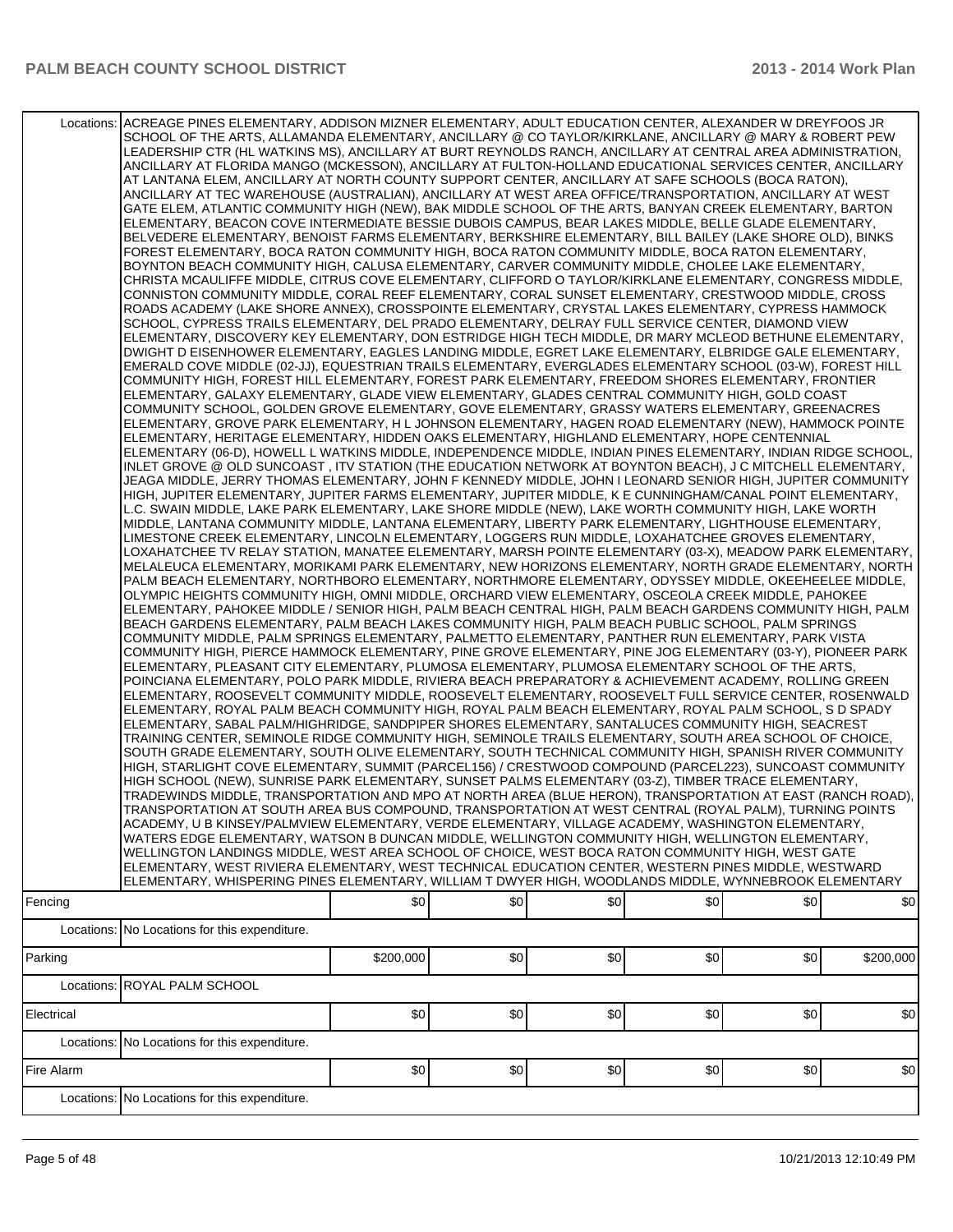| | | | | | | | |
|---|---|---|---|---|---|---|---|
| Locations: | ACREAGE PINES ELEMENTARY, ADDISON MIZNER ELEMENTARY, ADULT EDUCATION CENTER, ALEXANDER W DREYFOOS JR SCHOOL OF THE ARTS, ALLAMANDA ELEMENTARY, ANCILLARY @ CO TAYLOR/KIRKLANE, ANCILLARY @ MARY & ROBERT PEW LEADERSHIP CTR (HL WATKINS MS), ANCILLARY AT BURT REYNOLDS RANCH, ANCILLARY AT CENTRAL AREA ADMINISTRATION, ANCILLARY AT FLORIDA MANGO (MCKESSON), ANCILLARY AT FULTON-HOLLAND EDUCATIONAL SERVICES CENTER, ANCILLARY AT LANTANA ELEM, ANCILLARY AT NORTH COUNTY SUPPORT CENTER, ANCILLARY AT SAFE SCHOOLS (BOCA RATON), ANCILLARY AT TEC WAREHOUSE (AUSTRALIAN), ANCILLARY AT WEST AREA OFFICE/TRANSPORTATION, ANCILLARY AT WEST GATE ELEM, ATLANTIC COMMUNITY HIGH (NEW), BAK MIDDLE SCHOOL OF THE ARTS, BANYAN CREEK ELEMENTARY, BARTON ELEMENTARY, BEACON COVE INTERMEDIATE BESSIE DUBOIS CAMPUS, BEAR LAKES MIDDLE, BELLE GLADE ELEMENTARY, BELVEDERE ELEMENTARY, BENOIST FARMS ELEMENTARY, BERKSHIRE ELEMENTARY, BILL BAILEY (LAKE SHORE OLD), BINKS FOREST ELEMENTARY, BOCA RATON COMMUNITY HIGH, BOCA RATON COMMUNITY MIDDLE, BOCA RATON ELEMENTARY, BOYNTON BEACH COMMUNITY HIGH, CALUSA ELEMENTARY, CARVER COMMUNITY MIDDLE, CHOLEE LAKE ELEMENTARY, CHRISTA MCAULIFFE MIDDLE, CITRUS COVE ELEMENTARY, CLIFFORD O TAYLOR/KIRKLANE ELEMENTARY, CONGRESS MIDDLE, CONNISTON COMMUNITY MIDDLE, CORAL REEF ELEMENTARY, CORAL SUNSET ELEMENTARY, CRESTWOOD MIDDLE, CROSS ROADS ACADEMY (LAKE SHORE ANNEX), CROSSPOINTE ELEMENTARY, CRYSTAL LAKES ELEMENTARY, CYPRESS HAMMOCK SCHOOL, CYPRESS TRAILS ELEMENTARY, DEL PRADO ELEMENTARY, DELRAY FULL SERVICE CENTER, DIAMOND VIEW ELEMENTARY, DISCOVERY KEY ELEMENTARY, DON ESTRIDGE HIGH TECH MIDDLE, DR MARY MCLEOD BETHUNE ELEMENTARY, DWIGHT D EISENHOWER ELEMENTARY, EAGLES LANDING MIDDLE, EGRET LAKE ELEMENTARY, ELBRIDGE GALE ELEMENTARY, EMERALD COVE MIDDLE (02-JJ), EQUESTRIAN TRAILS ELEMENTARY, EVERGLADES ELEMENTARY SCHOOL (03-W), FOREST HILL COMMUNITY HIGH, FOREST HILL ELEMENTARY, FOREST PARK ELEMENTARY, FREEDOM SHORES ELEMENTARY, FRONTIER ELEMENTARY, GALAXY ELEMENTARY, GLADE VIEW ELEMENTARY, GLADES CENTRAL COMMUNITY HIGH, GOLD COAST COMMUNITY SCHOOL, GOLDEN GROVE ELEMENTARY, GOVE ELEMENTARY, GRASSY WATERS ELEMENTARY, GREENACRES ELEMENTARY, GROVE PARK ELEMENTARY, H L JOHNSON ELEMENTARY, HAGEN ROAD ELEMENTARY (NEW), HAMMOCK POINTE ELEMENTARY, HERITAGE ELEMENTARY, HIDDEN OAKS ELEMENTARY, HIGHLAND ELEMENTARY, HOPE CENTENNIAL ELEMENTARY (06-D), HOWELL L WATKINS MIDDLE, INDEPENDENCE MIDDLE, INDIAN PINES ELEMENTARY, INDIAN RIDGE SCHOOL, INLET GROVE @ OLD SUNCOAST , ITV STATION (THE EDUCATION NETWORK AT BOYNTON BEACH), J C MITCHELL ELEMENTARY, JEAGA MIDDLE, JERRY THOMAS ELEMENTARY, JOHN F KENNEDY MIDDLE, JOHN I LEONARD SENIOR HIGH, JUPITER COMMUNITY HIGH, JUPITER ELEMENTARY, JUPITER FARMS ELEMENTARY, JUPITER MIDDLE, K E CUNNINGHAM/CANAL POINT ELEMENTARY, L.C. SWAIN MIDDLE, LAKE PARK ELEMENTARY, LAKE SHORE MIDDLE (NEW), LAKE WORTH COMMUNITY HIGH, LAKE WORTH MIDDLE, LANTANA COMMUNITY MIDDLE, LANTANA ELEMENTARY, LIBERTY PARK ELEMENTARY, LIGHTHOUSE ELEMENTARY, LIMESTONE CREEK ELEMENTARY, LINCOLN ELEMENTARY, LOGGERS RUN MIDDLE, LOXAHATCHEE GROVES ELEMENTARY, LOXAHATCHEE TV RELAY STATION, MANATEE ELEMENTARY, MARSH POINTE ELEMENTARY (03-X), MEADOW PARK ELEMENTARY, MELALEUCA ELEMENTARY, MORIKAMI PARK ELEMENTARY, NEW HORIZONS ELEMENTARY, NORTH GRADE ELEMENTARY, NORTH PALM BEACH ELEMENTARY, NORTHBORO ELEMENTARY, NORTHMORE ELEMENTARY, ODYSSEY MIDDLE, OKEEHEELEE MIDDLE, OLYMPIC HEIGHTS COMMUNITY HIGH, OMNI MIDDLE, ORCHARD VIEW ELEMENTARY, OSCEOLA CREEK MIDDLE, PAHOKEE ELEMENTARY, PAHOKEE MIDDLE / SENIOR HIGH, PALM BEACH CENTRAL HIGH, PALM BEACH GARDENS COMMUNITY HIGH, PALM BEACH GARDENS ELEMENTARY, PALM BEACH LAKES COMMUNITY HIGH, PALM BEACH PUBLIC SCHOOL, PALM SPRINGS COMMUNITY MIDDLE, PALM SPRINGS ELEMENTARY, PALMETTO ELEMENTARY, PANTHER RUN ELEMENTARY, PARK VISTA COMMUNITY HIGH, PIERCE HAMMOCK ELEMENTARY, PINE GROVE ELEMENTARY, PINE JOG ELEMENTARY (03-Y), PIONEER PARK ELEMENTARY, PLEASANT CITY ELEMENTARY, PLUMOSA ELEMENTARY, PLUMOSA ELEMENTARY SCHOOL OF THE ARTS, POINCIANA ELEMENTARY, POLO PARK MIDDLE, RIVIERA BEACH PREPARATORY & ACHIEVEMENT ACADEMY, ROLLING GREEN ELEMENTARY, ROOSEVELT COMMUNITY MIDDLE, ROOSEVELT ELEMENTARY, ROOSEVELT FULL SERVICE CENTER, ROSENWALD ELEMENTARY, ROYAL PALM BEACH COMMUNITY HIGH, ROYAL PALM BEACH ELEMENTARY, ROYAL PALM SCHOOL, S D SPADY ELEMENTARY, SABAL PALM/HIGHRIDGE, SANDPIPER SHORES ELEMENTARY, SANTALUCES COMMUNITY HIGH, SEACREST TRAINING CENTER, SEMINOLE RIDGE COMMUNITY HIGH, SEMINOLE TRAILS ELEMENTARY, SOUTH AREA SCHOOL OF CHOICE, SOUTH GRADE ELEMENTARY, SOUTH OLIVE ELEMENTARY, SOUTH TECHNICAL COMMUNITY HIGH, SPANISH RIVER COMMUNITY HIGH, STARLIGHT COVE ELEMENTARY, SUMMIT (PARCEL156) / CRESTWOOD COMPOUND (PARCEL223), SUNCOAST COMMUNITY HIGH SCHOOL (NEW), SUNRISE PARK ELEMENTARY, SUNSET PALMS ELEMENTARY (03-Z), TIMBER TRACE ELEMENTARY, TRADEWINDS MIDDLE, TRANSPORTATION AND MPO AT NORTH AREA (BLUE HERON), TRANSPORTATION AT EAST (RANCH ROAD), TRANSPORTATION AT SOUTH AREA BUS COMPOUND, TRANSPORTATION AT WEST CENTRAL (ROYAL PALM), TURNING POINTS ACADEMY, U B KINSEY/PALMVIEW ELEMENTARY, VERDE ELEMENTARY, VILLAGE ACADEMY, WASHINGTON ELEMENTARY, WATERS EDGE ELEMENTARY, WATSON B DUNCAN MIDDLE, WELLINGTON COMMUNITY HIGH, WELLINGTON ELEMENTARY, WELLINGTON LANDINGS MIDDLE, WEST AREA SCHOOL OF CHOICE, WEST BOCA RATON COMMUNITY HIGH, WEST GATE ELEMENTARY, WEST RIVIERA ELEMENTARY, WEST TECHNICAL EDUCATION CENTER, WESTERN PINES MIDDLE, WESTWARD ELEMENTARY, WHISPERING PINES ELEMENTARY, WILLIAM T DWYER HIGH, WOODLANDS MIDDLE, WYNNEBROOK ELEMENTARY | | | | | | |
| Fencing | | $0 | $0 | $0 | $0 | $0 | $0 |
| Locations: | No Locations for this expenditure. | | | | | | |
| Parking | | $200,000 | $0 | $0 | $0 | $0 | $200,000 |
| Locations: | ROYAL PALM SCHOOL | | | | | | |
| Electrical | | $0 | $0 | $0 | $0 | $0 | $0 |
| Locations: | No Locations for this expenditure. | | | | | | |
| Fire Alarm | | $0 | $0 | $0 | $0 | $0 | $0 |
| Locations: | No Locations for this expenditure. | | | | | | |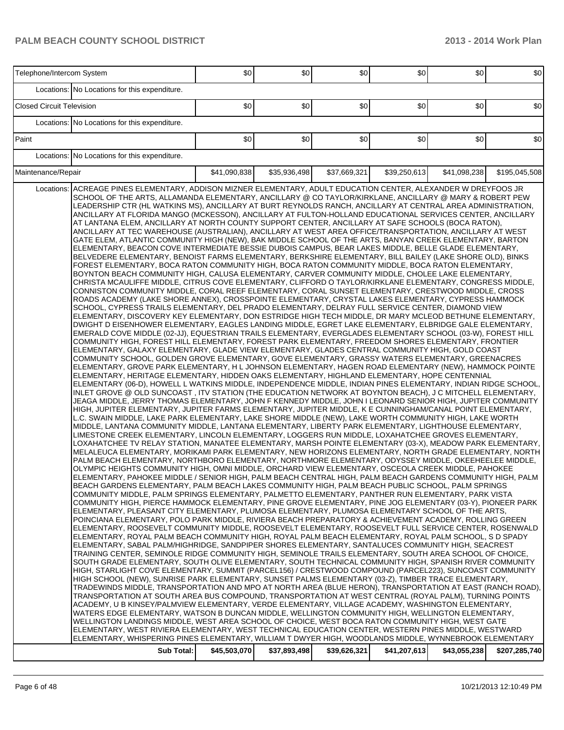| | | | | | | | |
|---|---|---|---|---|---|---|---|
| Telephone/Intercom System | | $0 | $0 | $0 | $0 | $0 | $0 |
| | Locations: | No Locations for this expenditure. | | | | | |
| Closed Circuit Television | | $0 | $0 | $0 | $0 | $0 | $0 |
| | Locations: | No Locations for this expenditure. | | | | | |
| Paint | | $0 | $0 | $0 | $0 | $0 | $0 |
| | Locations: | No Locations for this expenditure. | | | | | |
| Maintenance/Repair | | $41,090,838 | $35,936,498 | $37,669,321 | $39,250,613 | $41,098,238 | $195,045,508 |
| | Locations: | ACREAGE PINES ELEMENTARY, ADDISON MIZNER ELEMENTARY, ADULT EDUCATION CENTER, ALEXANDER W DREYFOOS JR SCHOOL OF THE ARTS, ALLAMANDA ELEMENTARY, ANCILLARY @ CO TAYLOR/KIRKLANE, ANCILLARY @ MARY & ROBERT PEW LEADERSHIP CTR (HL WATKINS MS), ANCILLARY AT BURT REYNOLDS RANCH, ANCILLARY AT CENTRAL AREA ADMINISTRATION, ANCILLARY AT FLORIDA MANGO (MCKESSON), ANCILLARY AT FULTON-HOLLAND EDUCATIONAL SERVICES CENTER, ANCILLARY AT LANTANA ELEM, ANCILLARY AT NORTH COUNTY SUPPORT CENTER, ANCILLARY AT SAFE SCHOOLS (BOCA RATON), ANCILLARY AT TEC WAREHOUSE (AUSTRALIAN), ANCILLARY AT WEST AREA OFFICE/TRANSPORTATION, ANCILLARY AT WEST GATE ELEM, ATLANTIC COMMUNITY HIGH (NEW), BAK MIDDLE SCHOOL OF THE ARTS, BANYAN CREEK ELEMENTARY, BARTON ELEMENTARY, BEACON COVE INTERMEDIATE BESSIE DUBOIS CAMPUS, BEAR LAKES MIDDLE, BELLE GLADE ELEMENTARY, BELVEDERE ELEMENTARY, BENOIST FARMS ELEMENTARY, BERKSHIRE ELEMENTARY, BILL BAILEY (LAKE SHORE OLD), BINKS FOREST ELEMENTARY, BOCA RATON COMMUNITY HIGH, BOCA RATON COMMUNITY MIDDLE, BOCA RATON ELEMENTARY, BOYNTON BEACH COMMUNITY HIGH, CALUSA ELEMENTARY, CARVER COMMUNITY MIDDLE, CHOLEE LAKE ELEMENTARY, CHRISTA MCAULIFFE MIDDLE, CITRUS COVE ELEMENTARY, CLIFFORD O TAYLOR/KIRKLANE ELEMENTARY, CONGRESS MIDDLE, CONNISTON COMMUNITY MIDDLE, CORAL REEF ELEMENTARY, CORAL SUNSET ELEMENTARY, CRESTWOOD MIDDLE, CROSS ROADS ACADEMY (LAKE SHORE ANNEX), CROSSPOINTE ELEMENTARY, CRYSTAL LAKES ELEMENTARY, CYPRESS HAMMOCK SCHOOL, CYPRESS TRAILS ELEMENTARY, DEL PRADO ELEMENTARY, DELRAY FULL SERVICE CENTER, DIAMOND VIEW ELEMENTARY, DISCOVERY KEY ELEMENTARY, DON ESTRIDGE HIGH TECH MIDDLE, DR MARY MCLEOD BETHUNE ELEMENTARY, DWIGHT D EISENHOWER ELEMENTARY, EAGLES LANDING MIDDLE, EGRET LAKE ELEMENTARY, ELBRIDGE GALE ELEMENTARY, EMERALD COVE MIDDLE (02-JJ), EQUESTRIAN TRAILS ELEMENTARY, EVERGLADES ELEMENTARY SCHOOL (03-W), FOREST HILL COMMUNITY HIGH, FOREST HILL ELEMENTARY, FOREST PARK ELEMENTARY, FREEDOM SHORES ELEMENTARY, FRONTIER ELEMENTARY, GALAXY ELEMENTARY, GLADE VIEW ELEMENTARY, GLADES CENTRAL COMMUNITY HIGH, GOLD COAST COMMUNITY SCHOOL, GOLDEN GROVE ELEMENTARY, GOVE ELEMENTARY, GRASSY WATERS ELEMENTARY, GREENACRES ELEMENTARY, GROVE PARK ELEMENTARY, H L JOHNSON ELEMENTARY, HAGEN ROAD ELEMENTARY (NEW), HAMMOCK POINTE ELEMENTARY, HERITAGE ELEMENTARY, HIDDEN OAKS ELEMENTARY, HIGHLAND ELEMENTARY, HOPE CENTENNIAL ELEMENTARY (06-D), HOWELL L WATKINS MIDDLE, INDEPENDENCE MIDDLE, INDIAN PINES ELEMENTARY, INDIAN RIDGE SCHOOL, INLET GROVE @ OLD SUNCOAST , ITV STATION (THE EDUCATION NETWORK AT BOYNTON BEACH), J C MITCHELL ELEMENTARY, JEAGA MIDDLE, JERRY THOMAS ELEMENTARY, JOHN F KENNEDY MIDDLE, JOHN I LEONARD SENIOR HIGH, JUPITER COMMUNITY HIGH, JUPITER ELEMENTARY, JUPITER FARMS ELEMENTARY, JUPITER MIDDLE, K E CUNNINGHAM/CANAL POINT ELEMENTARY, L.C. SWAIN MIDDLE, LAKE PARK ELEMENTARY, LAKE SHORE MIDDLE (NEW), LAKE WORTH COMMUNITY HIGH, LAKE WORTH MIDDLE, LANTANA COMMUNITY MIDDLE, LANTANA ELEMENTARY, LIBERTY PARK ELEMENTARY, LIGHTHOUSE ELEMENTARY, LIMESTONE CREEK ELEMENTARY, LINCOLN ELEMENTARY, LOGGERS RUN MIDDLE, LOXAHATCHEE GROVES ELEMENTARY, LOXAHATCHEE TV RELAY STATION, MANATEE ELEMENTARY, MARSH POINTE ELEMENTARY (03-X), MEADOW PARK ELEMENTARY, MELALEUCA ELEMENTARY, MORIKAMI PARK ELEMENTARY, NEW HORIZONS ELEMENTARY, NORTH GRADE ELEMENTARY, NORTH PALM BEACH ELEMENTARY, NORTHBORO ELEMENTARY, NORTHMORE ELEMENTARY, ODYSSEY MIDDLE, OKEEHEELEE MIDDLE, OLYMPIC HEIGHTS COMMUNITY HIGH, OMNI MIDDLE, ORCHARD VIEW ELEMENTARY, OSCEOLA CREEK MIDDLE, PAHOKEE ELEMENTARY, PAHOKEE MIDDLE / SENIOR HIGH, PALM BEACH CENTRAL HIGH, PALM BEACH GARDENS COMMUNITY HIGH, PALM BEACH GARDENS ELEMENTARY, PALM BEACH LAKES COMMUNITY HIGH, PALM BEACH PUBLIC SCHOOL, PALM SPRINGS COMMUNITY MIDDLE, PALM SPRINGS ELEMENTARY, PALMETTO ELEMENTARY, PANTHER RUN ELEMENTARY, PARK VISTA COMMUNITY HIGH, PIERCE HAMMOCK ELEMENTARY, PINE GROVE ELEMENTARY, PINE JOG ELEMENTARY (03-Y), PIONEER PARK ELEMENTARY, PLEASANT CITY ELEMENTARY, PLUMOSA ELEMENTARY, PLUMOSA ELEMENTARY SCHOOL OF THE ARTS, POINCIANA ELEMENTARY, POLO PARK MIDDLE, RIVIERA BEACH PREPARATORY & ACHIEVEMENT ACADEMY, ROLLING GREEN ELEMENTARY, ROOSEVELT COMMUNITY MIDDLE, ROOSEVELT ELEMENTARY, ROOSEVELT FULL SERVICE CENTER, ROSENWALD ELEMENTARY, ROYAL PALM BEACH COMMUNITY HIGH, ROYAL PALM BEACH ELEMENTARY, ROYAL PALM SCHOOL, S D SPADY ELEMENTARY, SABAL PALM/HIGHRIDGE, SANDPIPER SHORES ELEMENTARY, SANTALUCES COMMUNITY HIGH, SEACREST TRAINING CENTER, SEMINOLE RIDGE COMMUNITY HIGH, SEMINOLE TRAILS ELEMENTARY, SOUTH AREA SCHOOL OF CHOICE, SOUTH GRADE ELEMENTARY, SOUTH OLIVE ELEMENTARY, SOUTH TECHNICAL COMMUNITY HIGH, SPANISH RIVER COMMUNITY HIGH, STARLIGHT COVE ELEMENTARY, SUMMIT (PARCEL156) / CRESTWOOD COMPOUND (PARCEL223), SUNCOAST COMMUNITY HIGH SCHOOL (NEW), SUNRISE PARK ELEMENTARY, SUNSET PALMS ELEMENTARY (03-Z), TIMBER TRACE ELEMENTARY, TRADEWINDS MIDDLE, TRANSPORTATION AND MPO AT NORTH AREA (BLUE HERON), TRANSPORTATION AT EAST (RANCH ROAD), TRANSPORTATION AT SOUTH AREA BUS COMPOUND, TRANSPORTATION AT WEST CENTRAL (ROYAL PALM), TURNING POINTS ACADEMY, U B KINSEY/PALMVIEW ELEMENTARY, VERDE ELEMENTARY, VILLAGE ACADEMY, WASHINGTON ELEMENTARY, WATERS EDGE ELEMENTARY, WATSON B DUNCAN MIDDLE, WELLINGTON COMMUNITY HIGH, WELLINGTON ELEMENTARY, WELLINGTON LANDINGS MIDDLE, WEST AREA SCHOOL OF CHOICE, WEST BOCA RATON COMMUNITY HIGH, WEST GATE ELEMENTARY, WEST RIVIERA ELEMENTARY, WEST TECHNICAL EDUCATION CENTER, WESTERN PINES MIDDLE, WESTWARD ELEMENTARY, WHISPERING PINES ELEMENTARY, WILLIAM T DWYER HIGH, WOODLANDS MIDDLE, WYNNEBROOK ELEMENTARY | | | | | |
| | **Sub Total:** | **$45,503,070** | **$37,893,498** | **$39,626,321** | **$41,207,613** | **$43,055,238** | **$207,285,740** |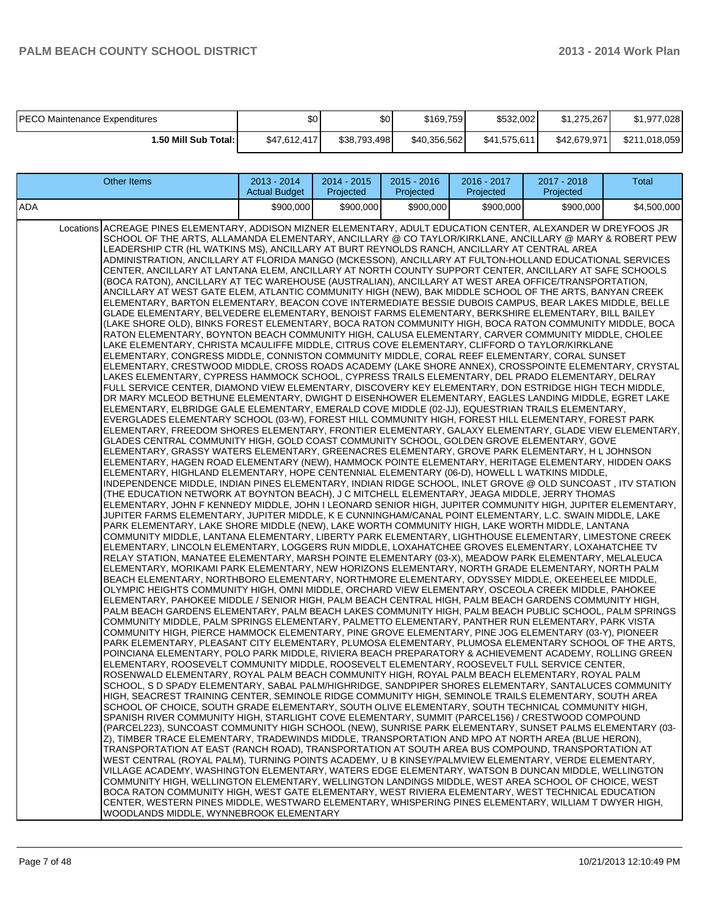| PECO Maintenance Expenditures | $0 | $0 | $169,759 | $532,002 | $1,275,267 | $1,977,028 |
|---|---|---|---|---|---|---|
| **1.50 Mill Sub Total:** | $47,612,417 | $38,793,498 | $40,356,562 | $41,575,611 | $42,679,971 | $211,018,059 |

| Other Items | | 2013 - 2014 Actual Budget | 2014 - 2015 Projected | 2015 - 2016 Projected | 2016 - 2017 Projected | 2017 - 2018 Projected | Total |
|---|---|---|---|---|---|---|---|
| ADA | | $900,000 | $900,000 | $900,000 | $900,000 | $900,000 | $4,500,000 |
| | Locations | ACREAGE PINES ELEMENTARY, ADDISON MIZNER ELEMENTARY, ADULT EDUCATION CENTER, ALEXANDER W DREYFOOS JR SCHOOL OF THE ARTS, ALLAMANDA ELEMENTARY, ANCILLARY @ CO TAYLOR/KIRKLANE, ANCILLARY @ MARY & ROBERT PEW LEADERSHIP CTR (HL WATKINS MS), ANCILLARY AT BURT REYNOLDS RANCH, ANCILLARY AT CENTRAL AREA ADMINISTRATION, ANCILLARY AT FLORIDA MANGO (MCKESSON), ANCILLARY AT FULTON-HOLLAND EDUCATIONAL SERVICES CENTER, ANCILLARY AT LANTANA ELEM, ANCILLARY AT NORTH COUNTY SUPPORT CENTER, ANCILLARY AT SAFE SCHOOLS (BOCA RATON), ANCILLARY AT TEC WAREHOUSE (AUSTRALIAN), ANCILLARY AT WEST AREA OFFICE/TRANSPORTATION, ANCILLARY AT WEST GATE ELEM, ATLANTIC COMMUNITY HIGH (NEW), BAK MIDDLE SCHOOL OF THE ARTS, BANYAN CREEK ELEMENTARY, BARTON ELEMENTARY, BEACON COVE INTERMEDIATE BESSIE DUBOIS CAMPUS, BEAR LAKES MIDDLE, BELLE GLADE ELEMENTARY, BELVEDERE ELEMENTARY, BENOIST FARMS ELEMENTARY, BERKSHIRE ELEMENTARY, BILL BAILEY (LAKE SHORE OLD), BINKS FOREST ELEMENTARY, BOCA RATON COMMUNITY HIGH, BOCA RATON COMMUNITY MIDDLE, BOCA RATON ELEMENTARY, BOYNTON BEACH COMMUNITY HIGH, CALUSA ELEMENTARY, CARVER COMMUNITY MIDDLE, CHOLEE LAKE ELEMENTARY, CHRISTA MCAULIFFE MIDDLE, CITRUS COVE ELEMENTARY, CLIFFORD O TAYLOR/KIRKLANE ELEMENTARY, CONGRESS MIDDLE, CONNISTON COMMUNITY MIDDLE, CORAL REEF ELEMENTARY, CORAL SUNSET ELEMENTARY, CRESTWOOD MIDDLE, CROSS ROADS ACADEMY (LAKE SHORE ANNEX), CROSSPOINTE ELEMENTARY, CRYSTAL LAKES ELEMENTARY, CYPRESS HAMMOCK SCHOOL, CYPRESS TRAILS ELEMENTARY, DEL PRADO ELEMENTARY, DELRAY FULL SERVICE CENTER, DIAMOND VIEW ELEMENTARY, DISCOVERY KEY ELEMENTARY, DON ESTRIDGE HIGH TECH MIDDLE, DR MARY MCLEOD BETHUNE ELEMENTARY, DWIGHT D EISENHOWER ELEMENTARY, EAGLES LANDING MIDDLE, EGRET LAKE ELEMENTARY, ELBRIDGE GALE ELEMENTARY, EMERALD COVE MIDDLE (02-JJ), EQUESTRIAN TRAILS ELEMENTARY, EVERGLADES ELEMENTARY SCHOOL (03-W), FOREST HILL COMMUNITY HIGH, FOREST HILL ELEMENTARY, FOREST PARK ELEMENTARY, FREEDOM SHORES ELEMENTARY, FRONTIER ELEMENTARY, GALAXY ELEMENTARY, GLADE VIEW ELEMENTARY, GLADES CENTRAL COMMUNITY HIGH, GOLD COAST COMMUNITY SCHOOL, GOLDEN GROVE ELEMENTARY, GOVE ELEMENTARY, GRASSY WATERS ELEMENTARY, GREENACRES ELEMENTARY, GROVE PARK ELEMENTARY, H L JOHNSON ELEMENTARY, HAGEN ROAD ELEMENTARY (NEW), HAMMOCK POINTE ELEMENTARY, HERITAGE ELEMENTARY, HIDDEN OAKS ELEMENTARY, HIGHLAND ELEMENTARY, HOPE CENTENNIAL ELEMENTARY (06-D), HOWELL L WATKINS MIDDLE, INDEPENDENCE MIDDLE, INDIAN PINES ELEMENTARY, INDIAN RIDGE SCHOOL, INLET GROVE @ OLD SUNCOAST , ITV STATION (THE EDUCATION NETWORK AT BOYNTON BEACH), J C MITCHELL ELEMENTARY, JEAGA MIDDLE, JERRY THOMAS ELEMENTARY, JOHN F KENNEDY MIDDLE, JOHN I LEONARD SENIOR HIGH, JUPITER COMMUNITY HIGH, JUPITER ELEMENTARY, JUPITER FARMS ELEMENTARY, JUPITER MIDDLE, K E CUNNINGHAM/CANAL POINT ELEMENTARY, L.C. SWAIN MIDDLE, LAKE PARK ELEMENTARY, LAKE SHORE MIDDLE (NEW), LAKE WORTH COMMUNITY HIGH, LAKE WORTH MIDDLE, LANTANA COMMUNITY MIDDLE, LANTANA ELEMENTARY, LIBERTY PARK ELEMENTARY, LIGHTHOUSE ELEMENTARY, LIMESTONE CREEK ELEMENTARY, LINCOLN ELEMENTARY, LOGGERS RUN MIDDLE, LOXAHATCHEE GROVES ELEMENTARY, LOXAHATCHEE TV RELAY STATION, MANATEE ELEMENTARY, MARSH POINTE ELEMENTARY (03-X), MEADOW PARK ELEMENTARY, MELALEUCA ELEMENTARY, MORIKAMI PARK ELEMENTARY, NEW HORIZONS ELEMENTARY, NORTH GRADE ELEMENTARY, NORTH PALM BEACH ELEMENTARY, NORTHBORO ELEMENTARY, NORTHMORE ELEMENTARY, ODYSSEY MIDDLE, OKEEHEELEE MIDDLE, OLYMPIC HEIGHTS COMMUNITY HIGH, OMNI MIDDLE, ORCHARD VIEW ELEMENTARY, OSCEOLA CREEK MIDDLE, PAHOKEE ELEMENTARY, PAHOKEE MIDDLE / SENIOR HIGH, PALM BEACH CENTRAL HIGH, PALM BEACH GARDENS COMMUNITY HIGH, PALM BEACH GARDENS ELEMENTARY, PALM BEACH LAKES COMMUNITY HIGH, PALM BEACH PUBLIC SCHOOL, PALM SPRINGS COMMUNITY MIDDLE, PALM SPRINGS ELEMENTARY, PALMETTO ELEMENTARY, PANTHER RUN ELEMENTARY, PARK VISTA COMMUNITY HIGH, PIERCE HAMMOCK ELEMENTARY, PINE GROVE ELEMENTARY, PINE JOG ELEMENTARY (03-Y), PIONEER PARK ELEMENTARY, PLEASANT CITY ELEMENTARY, PLUMOSA ELEMENTARY, PLUMOSA ELEMENTARY SCHOOL OF THE ARTS, POINCIANA ELEMENTARY, POLO PARK MIDDLE, RIVIERA BEACH PREPARATORY & ACHIEVEMENT ACADEMY, ROLLING GREEN ELEMENTARY, ROOSEVELT COMMUNITY MIDDLE, ROOSEVELT ELEMENTARY, ROOSEVELT FULL SERVICE CENTER, ROSENWALD ELEMENTARY, ROYAL PALM BEACH COMMUNITY HIGH, ROYAL PALM BEACH ELEMENTARY, ROYAL PALM SCHOOL, S D SPADY ELEMENTARY, SABAL PALM/HIGHRIDGE, SANDPIPER SHORES ELEMENTARY, SANTALUCES COMMUNITY HIGH, SEACREST TRAINING CENTER, SEMINOLE RIDGE COMMUNITY HIGH, SEMINOLE TRAILS ELEMENTARY, SOUTH AREA SCHOOL OF CHOICE, SOUTH GRADE ELEMENTARY, SOUTH OLIVE ELEMENTARY, SOUTH TECHNICAL COMMUNITY HIGH, SPANISH RIVER COMMUNITY HIGH, STARLIGHT COVE ELEMENTARY, SUMMIT (PARCEL156) / CRESTWOOD COMPOUND (PARCEL223), SUNCOAST COMMUNITY HIGH SCHOOL (NEW), SUNRISE PARK ELEMENTARY, SUNSET PALMS ELEMENTARY (03-Z), TIMBER TRACE ELEMENTARY, TRADEWINDS MIDDLE, TRANSPORTATION AND MPO AT NORTH AREA (BLUE HERON), TRANSPORTATION AT EAST (RANCH ROAD), TRANSPORTATION AT SOUTH AREA BUS COMPOUND, TRANSPORTATION AT WEST CENTRAL (ROYAL PALM), TURNING POINTS ACADEMY, U B KINSEY/PALMVIEW ELEMENTARY, VERDE ELEMENTARY, VILLAGE ACADEMY, WASHINGTON ELEMENTARY, WATERS EDGE ELEMENTARY, WATSON B DUNCAN MIDDLE, WELLINGTON COMMUNITY HIGH, WELLINGTON ELEMENTARY, WELLINGTON LANDINGS MIDDLE, WEST AREA SCHOOL OF CHOICE, WEST BOCA RATON COMMUNITY HIGH, WEST GATE ELEMENTARY, WEST RIVIERA ELEMENTARY, WEST TECHNICAL EDUCATION CENTER, WESTERN PINES MIDDLE, WESTWARD ELEMENTARY, WHISPERING PINES ELEMENTARY, WILLIAM T DWYER HIGH, WOODLANDS MIDDLE, WYNNEBROOK ELEMENTARY | | | | | |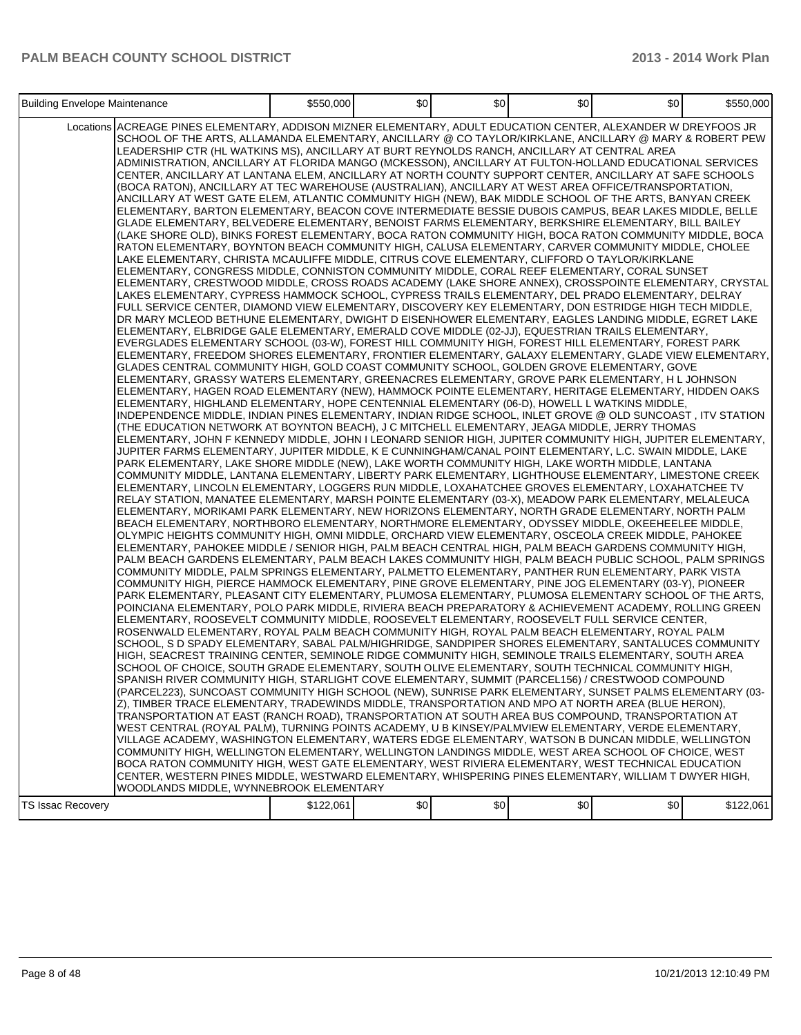| Building Envelope Maintenance | | $550,000 | $0 | $0 | $0 | $0 | $550,000 |
|---|---|---|---|---|---|---|---|
| | Locations | ACREAGE PINES ELEMENTARY, ADDISON MIZNER ELEMENTARY, ADULT EDUCATION CENTER, ALEXANDER W DREYFOOS JR SCHOOL OF THE ARTS, ALLAMANDA ELEMENTARY, ANCILLARY @ CO TAYLOR/KIRKLANE, ANCILLARY @ MARY & ROBERT PEW LEADERSHIP CTR (HL WATKINS MS), ANCILLARY AT BURT REYNOLDS RANCH, ANCILLARY AT CENTRAL AREA ADMINISTRATION, ANCILLARY AT FLORIDA MANGO (MCKESSON), ANCILLARY AT FULTON-HOLLAND EDUCATIONAL SERVICES CENTER, ANCILLARY AT LANTANA ELEM, ANCILLARY AT NORTH COUNTY SUPPORT CENTER, ANCILLARY AT SAFE SCHOOLS (BOCA RATON), ANCILLARY AT TEC WAREHOUSE (AUSTRALIAN), ANCILLARY AT WEST AREA OFFICE/TRANSPORTATION, ANCILLARY AT WEST GATE ELEM, ATLANTIC COMMUNITY HIGH (NEW), BAK MIDDLE SCHOOL OF THE ARTS, BANYAN CREEK ELEMENTARY, BARTON ELEMENTARY, BEACON COVE INTERMEDIATE BESSIE DUBOIS CAMPUS, BEAR LAKES MIDDLE, BELLE GLADE ELEMENTARY, BELVEDERE ELEMENTARY, BENOIST FARMS ELEMENTARY, BERKSHIRE ELEMENTARY, BILL BAILEY (LAKE SHORE OLD), BINKS FOREST ELEMENTARY, BOCA RATON COMMUNITY HIGH, BOCA RATON COMMUNITY MIDDLE, BOCA RATON ELEMENTARY, BOYNTON BEACH COMMUNITY HIGH, CALUSA ELEMENTARY, CARVER COMMUNITY MIDDLE, CHOLEE LAKE ELEMENTARY, CHRISTA MCAULIFFE MIDDLE, CITRUS COVE ELEMENTARY, CLIFFORD O TAYLOR/KIRKLANE ELEMENTARY, CONGRESS MIDDLE, CONNISTON COMMUNITY MIDDLE, CORAL REEF ELEMENTARY, CORAL SUNSET ELEMENTARY, CRESTWOOD MIDDLE, CROSS ROADS ACADEMY (LAKE SHORE ANNEX), CROSSPOINTE ELEMENTARY, CRYSTAL LAKES ELEMENTARY, CYPRESS HAMMOCK SCHOOL, CYPRESS TRAILS ELEMENTARY, DEL PRADO ELEMENTARY, DELRAY FULL SERVICE CENTER, DIAMOND VIEW ELEMENTARY, DISCOVERY KEY ELEMENTARY, DON ESTRIDGE HIGH TECH MIDDLE, DR MARY MCLEOD BETHUNE ELEMENTARY, DWIGHT D EISENHOWER ELEMENTARY, EAGLES LANDING MIDDLE, EGRET LAKE ELEMENTARY, ELBRIDGE GALE ELEMENTARY, EMERALD COVE MIDDLE (02-JJ), EQUESTRIAN TRAILS ELEMENTARY, EVERGLADES ELEMENTARY SCHOOL (03-W), FOREST HILL COMMUNITY HIGH, FOREST HILL ELEMENTARY, FOREST PARK ELEMENTARY, FREEDOM SHORES ELEMENTARY, FRONTIER ELEMENTARY, GALAXY ELEMENTARY, GLADE VIEW ELEMENTARY, GLADES CENTRAL COMMUNITY HIGH, GOLD COAST COMMUNITY SCHOOL, GOLDEN GROVE ELEMENTARY, GOVE ELEMENTARY, GRASSY WATERS ELEMENTARY, GREENACRES ELEMENTARY, GROVE PARK ELEMENTARY, H L JOHNSON ELEMENTARY, HAGEN ROAD ELEMENTARY (NEW), HAMMOCK POINTE ELEMENTARY, HERITAGE ELEMENTARY, HIDDEN OAKS ELEMENTARY, HIGHLAND ELEMENTARY, HOPE CENTENNIAL ELEMENTARY (06-D), HOWELL L WATKINS MIDDLE, INDEPENDENCE MIDDLE, INDIAN PINES ELEMENTARY, INDIAN RIDGE SCHOOL, INLET GROVE @ OLD SUNCOAST , ITV STATION (THE EDUCATION NETWORK AT BOYNTON BEACH), J C MITCHELL ELEMENTARY, JEAGA MIDDLE, JERRY THOMAS ELEMENTARY, JOHN F KENNEDY MIDDLE, JOHN I LEONARD SENIOR HIGH, JUPITER COMMUNITY HIGH, JUPITER ELEMENTARY, JUPITER FARMS ELEMENTARY, JUPITER MIDDLE, K E CUNNINGHAM/CANAL POINT ELEMENTARY, L.C. SWAIN MIDDLE, LAKE PARK ELEMENTARY, LAKE SHORE MIDDLE (NEW), LAKE WORTH COMMUNITY HIGH, LAKE WORTH MIDDLE, LANTANA COMMUNITY MIDDLE, LANTANA ELEMENTARY, LIBERTY PARK ELEMENTARY, LIGHTHOUSE ELEMENTARY, LIMESTONE CREEK ELEMENTARY, LINCOLN ELEMENTARY, LOGGERS RUN MIDDLE, LOXAHATCHEE GROVES ELEMENTARY, LOXAHATCHEE TV RELAY STATION, MANATEE ELEMENTARY, MARSH POINTE ELEMENTARY (03-X), MEADOW PARK ELEMENTARY, MELALEUCA ELEMENTARY, MORIKAMI PARK ELEMENTARY, NEW HORIZONS ELEMENTARY, NORTH GRADE ELEMENTARY, NORTH PALM BEACH ELEMENTARY, NORTHBORO ELEMENTARY, NORTHMORE ELEMENTARY, ODYSSEY MIDDLE, OKEEHEELEE MIDDLE, OLYMPIC HEIGHTS COMMUNITY HIGH, OMNI MIDDLE, ORCHARD VIEW ELEMENTARY, OSCEOLA CREEK MIDDLE, PAHOKEE ELEMENTARY, PAHOKEE MIDDLE / SENIOR HIGH, PALM BEACH CENTRAL HIGH, PALM BEACH GARDENS COMMUNITY HIGH, PALM BEACH GARDENS ELEMENTARY, PALM BEACH LAKES COMMUNITY HIGH, PALM BEACH PUBLIC SCHOOL, PALM SPRINGS COMMUNITY MIDDLE, PALM SPRINGS ELEMENTARY, PALMETTO ELEMENTARY, PANTHER RUN ELEMENTARY, PARK VISTA COMMUNITY HIGH, PIERCE HAMMOCK ELEMENTARY, PINE GROVE ELEMENTARY, PINE JOG ELEMENTARY (03-Y), PIONEER PARK ELEMENTARY, PLEASANT CITY ELEMENTARY, PLUMOSA ELEMENTARY, PLUMOSA ELEMENTARY SCHOOL OF THE ARTS, POINCIANA ELEMENTARY, POLO PARK MIDDLE, RIVIERA BEACH PREPARATORY & ACHIEVEMENT ACADEMY, ROLLING GREEN ELEMENTARY, ROOSEVELT COMMUNITY MIDDLE, ROOSEVELT ELEMENTARY, ROOSEVELT FULL SERVICE CENTER, ROSENWALD ELEMENTARY, ROYAL PALM BEACH COMMUNITY HIGH, ROYAL PALM BEACH ELEMENTARY, ROYAL PALM SCHOOL, S D SPADY ELEMENTARY, SABAL PALM/HIGHRIDGE, SANDPIPER SHORES ELEMENTARY, SANTALUCES COMMUNITY HIGH, SEACREST TRAINING CENTER, SEMINOLE RIDGE COMMUNITY HIGH, SEMINOLE TRAILS ELEMENTARY, SOUTH AREA SCHOOL OF CHOICE, SOUTH GRADE ELEMENTARY, SOUTH OLIVE ELEMENTARY, SOUTH TECHNICAL COMMUNITY HIGH, SPANISH RIVER COMMUNITY HIGH, STARLIGHT COVE ELEMENTARY, SUMMIT (PARCEL156) / CRESTWOOD COMPOUND (PARCEL223), SUNCOAST COMMUNITY HIGH SCHOOL (NEW), SUNRISE PARK ELEMENTARY, SUNSET PALMS ELEMENTARY (03-Z), TIMBER TRACE ELEMENTARY, TRADEWINDS MIDDLE, TRANSPORTATION AND MPO AT NORTH AREA (BLUE HERON), TRANSPORTATION AT EAST (RANCH ROAD), TRANSPORTATION AT SOUTH AREA BUS COMPOUND, TRANSPORTATION AT WEST CENTRAL (ROYAL PALM), TURNING POINTS ACADEMY, U B KINSEY/PALMVIEW ELEMENTARY, VERDE ELEMENTARY, VILLAGE ACADEMY, WASHINGTON ELEMENTARY, WATERS EDGE ELEMENTARY, WATSON B DUNCAN MIDDLE, WELLINGTON COMMUNITY HIGH, WELLINGTON ELEMENTARY, WELLINGTON LANDINGS MIDDLE, WEST AREA SCHOOL OF CHOICE, WEST BOCA RATON COMMUNITY HIGH, WEST GATE ELEMENTARY, WEST RIVIERA ELEMENTARY, WEST TECHNICAL EDUCATION CENTER, WESTERN PINES MIDDLE, WESTWARD ELEMENTARY, WHISPERING PINES ELEMENTARY, WILLIAM T DWYER HIGH, WOODLANDS MIDDLE, WYNNEBROOK ELEMENTARY | | | | | |
| TS Issac Recovery | | $122,061 | $0 | $0 | $0 | $0 | $122,061 |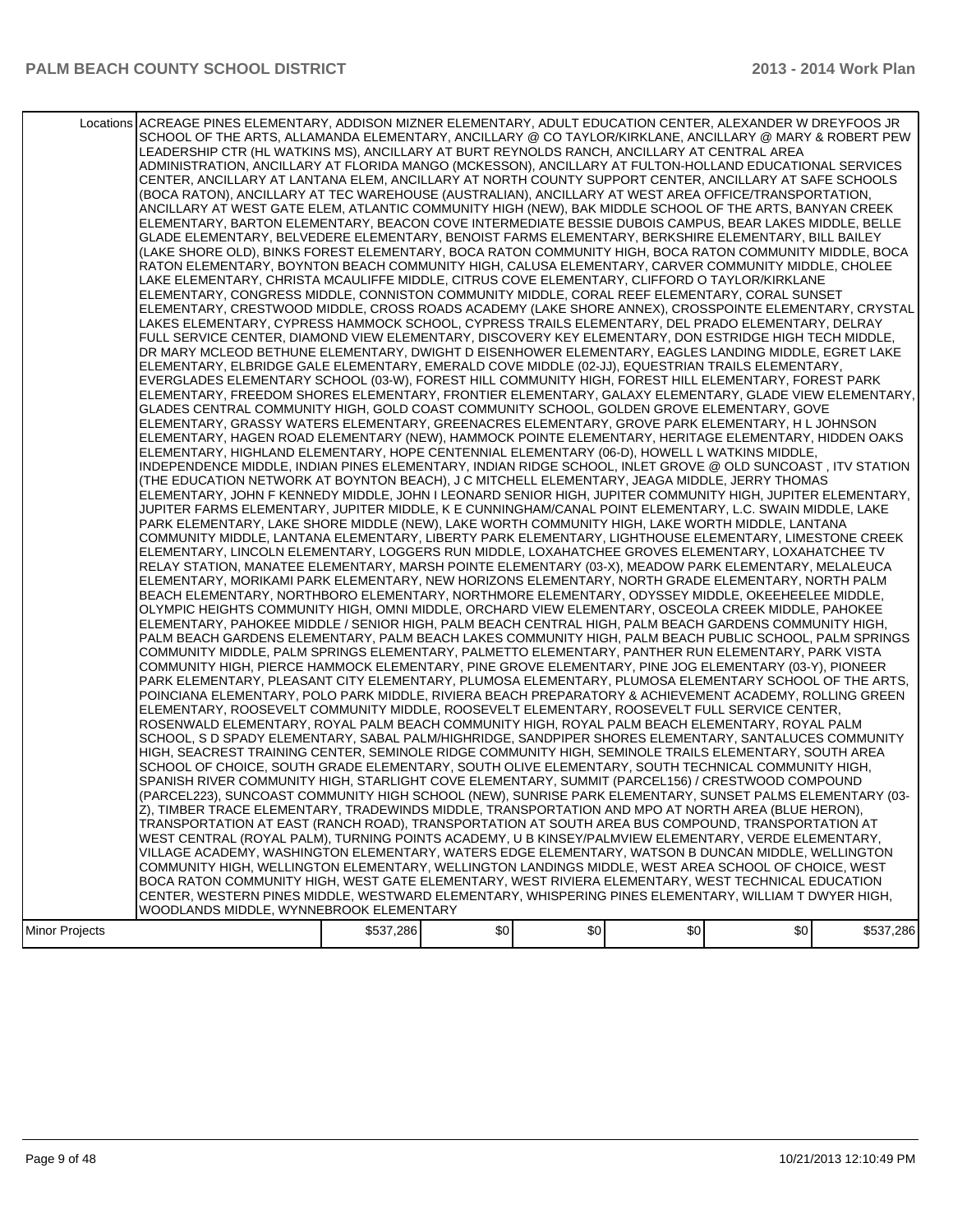| | | | | | | |
|---|---|---|---|---|---|---|
| Locations | ACREAGE PINES ELEMENTARY, ADDISON MIZNER ELEMENTARY, ADULT EDUCATION CENTER, ALEXANDER W DREYFOOS JR SCHOOL OF THE ARTS, ALLAMANDA ELEMENTARY, ANCILLARY @ CO TAYLOR/KIRKLANE, ANCILLARY @ MARY & ROBERT PEW LEADERSHIP CTR (HL WATKINS MS), ANCILLARY AT BURT REYNOLDS RANCH, ANCILLARY AT CENTRAL AREA ADMINISTRATION, ANCILLARY AT FLORIDA MANGO (MCKESSON), ANCILLARY AT FULTON-HOLLAND EDUCATIONAL SERVICES CENTER, ANCILLARY AT LANTANA ELEM, ANCILLARY AT NORTH COUNTY SUPPORT CENTER, ANCILLARY AT SAFE SCHOOLS (BOCA RATON), ANCILLARY AT TEC WAREHOUSE (AUSTRALIAN), ANCILLARY AT WEST AREA OFFICE/TRANSPORTATION, ANCILLARY AT WEST GATE ELEM, ATLANTIC COMMUNITY HIGH (NEW), BAK MIDDLE SCHOOL OF THE ARTS, BANYAN CREEK ELEMENTARY, BARTON ELEMENTARY, BEACON COVE INTERMEDIATE BESSIE DUBOIS CAMPUS, BEAR LAKES MIDDLE, BELLE GLADE ELEMENTARY, BELVEDERE ELEMENTARY, BENOIST FARMS ELEMENTARY, BERKSHIRE ELEMENTARY, BILL BAILEY (LAKE SHORE OLD), BINKS FOREST ELEMENTARY, BOCA RATON COMMUNITY HIGH, BOCA RATON COMMUNITY MIDDLE, BOCA RATON ELEMENTARY, BOYNTON BEACH COMMUNITY HIGH, CALUSA ELEMENTARY, CARVER COMMUNITY MIDDLE, CHOLEE LAKE ELEMENTARY, CHRISTA MCAULIFFE MIDDLE, CITRUS COVE ELEMENTARY, CLIFFORD O TAYLOR/KIRKLANE ELEMENTARY, CONGRESS MIDDLE, CONNISTON COMMUNITY MIDDLE, CORAL REEF ELEMENTARY, CORAL SUNSET ELEMENTARY, CRESTWOOD MIDDLE, CROSS ROADS ACADEMY (LAKE SHORE ANNEX), CROSSPOINTE ELEMENTARY, CRYSTAL LAKES ELEMENTARY, CYPRESS HAMMOCK SCHOOL, CYPRESS TRAILS ELEMENTARY, DEL PRADO ELEMENTARY, DELRAY FULL SERVICE CENTER, DIAMOND VIEW ELEMENTARY, DISCOVERY KEY ELEMENTARY, DON ESTRIDGE HIGH TECH MIDDLE, DR MARY MCLEOD BETHUNE ELEMENTARY, DWIGHT D EISENHOWER ELEMENTARY, EAGLES LANDING MIDDLE, EGRET LAKE ELEMENTARY, ELBRIDGE GALE ELEMENTARY, EMERALD COVE MIDDLE (02-JJ), EQUESTRIAN TRAILS ELEMENTARY, EVERGLADES ELEMENTARY SCHOOL (03-W), FOREST HILL COMMUNITY HIGH, FOREST HILL ELEMENTARY, FOREST PARK ELEMENTARY, FREEDOM SHORES ELEMENTARY, FRONTIER ELEMENTARY, GALAXY ELEMENTARY, GLADE VIEW ELEMENTARY, GLADES CENTRAL COMMUNITY HIGH, GOLD COAST COMMUNITY SCHOOL, GOLDEN GROVE ELEMENTARY, GOVE ELEMENTARY, GRASSY WATERS ELEMENTARY, GREENACRES ELEMENTARY, GROVE PARK ELEMENTARY, H L JOHNSON ELEMENTARY, HAGEN ROAD ELEMENTARY (NEW), HAMMOCK POINTE ELEMENTARY, HERITAGE ELEMENTARY, HIDDEN OAKS ELEMENTARY, HIGHLAND ELEMENTARY, HOPE CENTENNIAL ELEMENTARY (06-D), HOWELL L WATKINS MIDDLE, INDEPENDENCE MIDDLE, INDIAN PINES ELEMENTARY, INDIAN RIDGE SCHOOL, INLET GROVE @ OLD SUNCOAST , ITV STATION (THE EDUCATION NETWORK AT BOYNTON BEACH), J C MITCHELL ELEMENTARY, JEAGA MIDDLE, JERRY THOMAS ELEMENTARY, JOHN F KENNEDY MIDDLE, JOHN I LEONARD SENIOR HIGH, JUPITER COMMUNITY HIGH, JUPITER ELEMENTARY, JUPITER FARMS ELEMENTARY, JUPITER MIDDLE, K E CUNNINGHAM/CANAL POINT ELEMENTARY, L.C. SWAIN MIDDLE, LAKE PARK ELEMENTARY, LAKE SHORE MIDDLE (NEW), LAKE WORTH COMMUNITY HIGH, LAKE WORTH MIDDLE, LANTANA COMMUNITY MIDDLE, LANTANA ELEMENTARY, LIBERTY PARK ELEMENTARY, LIGHTHOUSE ELEMENTARY, LIMESTONE CREEK ELEMENTARY, LINCOLN ELEMENTARY, LOGGERS RUN MIDDLE, LOXAHATCHEE GROVES ELEMENTARY, LOXAHATCHEE TV RELAY STATION, MANATEE ELEMENTARY, MARSH POINTE ELEMENTARY (03-X), MEADOW PARK ELEMENTARY, MELALEUCA ELEMENTARY, MORIKAMI PARK ELEMENTARY, NEW HORIZONS ELEMENTARY, NORTH GRADE ELEMENTARY, NORTH PALM BEACH ELEMENTARY, NORTHBORO ELEMENTARY, NORTHMORE ELEMENTARY, ODYSSEY MIDDLE, OKEEHEELEE MIDDLE, OLYMPIC HEIGHTS COMMUNITY HIGH, OMNI MIDDLE, ORCHARD VIEW ELEMENTARY, OSCEOLA CREEK MIDDLE, PAHOKEE ELEMENTARY, PAHOKEE MIDDLE / SENIOR HIGH, PALM BEACH CENTRAL HIGH, PALM BEACH GARDENS COMMUNITY HIGH, PALM BEACH GARDENS ELEMENTARY, PALM BEACH LAKES COMMUNITY HIGH, PALM BEACH PUBLIC SCHOOL, PALM SPRINGS COMMUNITY MIDDLE, PALM SPRINGS ELEMENTARY, PALMETTO ELEMENTARY, PANTHER RUN ELEMENTARY, PARK VISTA COMMUNITY HIGH, PIERCE HAMMOCK ELEMENTARY, PINE GROVE ELEMENTARY, PINE JOG ELEMENTARY (03-Y), PIONEER PARK ELEMENTARY, PLEASANT CITY ELEMENTARY, PLUMOSA ELEMENTARY, PLUMOSA ELEMENTARY SCHOOL OF THE ARTS, POINCIANA ELEMENTARY, POLO PARK MIDDLE, RIVIERA BEACH PREPARATORY & ACHIEVEMENT ACADEMY, ROLLING GREEN ELEMENTARY, ROOSEVELT COMMUNITY MIDDLE, ROOSEVELT ELEMENTARY, ROOSEVELT FULL SERVICE CENTER, ROSENWALD ELEMENTARY, ROYAL PALM BEACH COMMUNITY HIGH, ROYAL PALM BEACH ELEMENTARY, ROYAL PALM SCHOOL, S D SPADY ELEMENTARY, SABAL PALM/HIGHRIDGE, SANDPIPER SHORES ELEMENTARY, SANTALUCES COMMUNITY HIGH, SEACREST TRAINING CENTER, SEMINOLE RIDGE COMMUNITY HIGH, SEMINOLE TRAILS ELEMENTARY, SOUTH AREA SCHOOL OF CHOICE, SOUTH GRADE ELEMENTARY, SOUTH OLIVE ELEMENTARY, SOUTH TECHNICAL COMMUNITY HIGH, SPANISH RIVER COMMUNITY HIGH, STARLIGHT COVE ELEMENTARY, SUMMIT (PARCEL156) / CRESTWOOD COMPOUND (PARCEL223), SUNCOAST COMMUNITY HIGH SCHOOL (NEW), SUNRISE PARK ELEMENTARY, SUNSET PALMS ELEMENTARY (03-Z), TIMBER TRACE ELEMENTARY, TRADEWINDS MIDDLE, TRANSPORTATION AND MPO AT NORTH AREA (BLUE HERON), TRANSPORTATION AT EAST (RANCH ROAD), TRANSPORTATION AT SOUTH AREA BUS COMPOUND, TRANSPORTATION AT WEST CENTRAL (ROYAL PALM), TURNING POINTS ACADEMY, U B KINSEY/PALMVIEW ELEMENTARY, VERDE ELEMENTARY, VILLAGE ACADEMY, WASHINGTON ELEMENTARY, WATERS EDGE ELEMENTARY, WATSON B DUNCAN MIDDLE, WELLINGTON COMMUNITY HIGH, WELLINGTON ELEMENTARY, WELLINGTON LANDINGS MIDDLE, WEST AREA SCHOOL OF CHOICE, WEST BOCA RATON COMMUNITY HIGH, WEST GATE ELEMENTARY, WEST RIVIERA ELEMENTARY, WEST TECHNICAL EDUCATION CENTER, WESTERN PINES MIDDLE, WESTWARD ELEMENTARY, WHISPERING PINES ELEMENTARY, WILLIAM T DWYER HIGH, WOODLANDS MIDDLE, WYNNEBROOK ELEMENTARY | | | | | |
| Minor Projects | | $537,286 | $0 | $0 | $0 | $0 | $537,286 |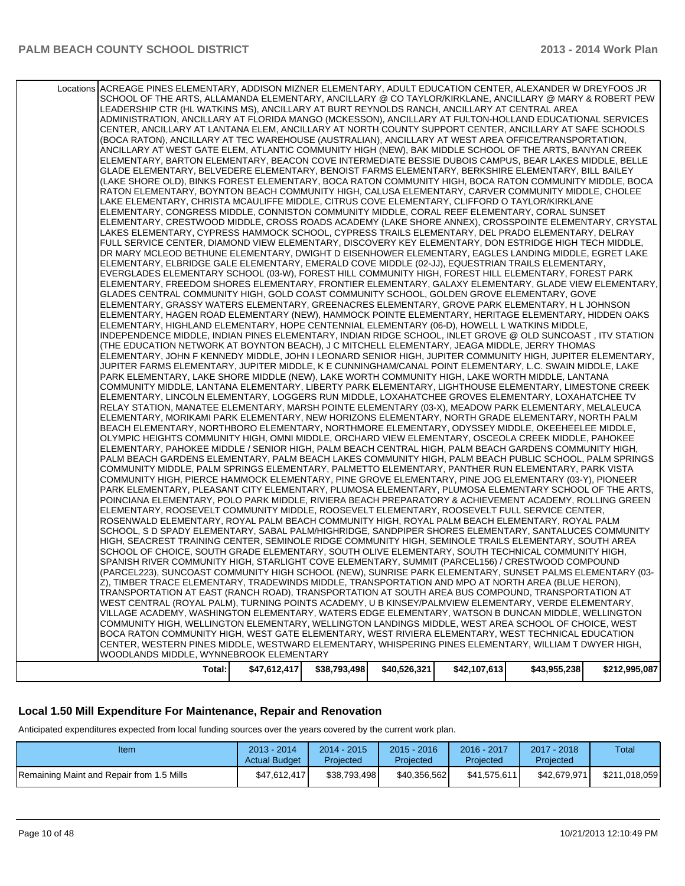| | | | | | | |
|---|---|---|---|---|---|---|
| Locations | ACREAGE PINES ELEMENTARY, ADDISON MIZNER ELEMENTARY, ADULT EDUCATION CENTER, ALEXANDER W DREYFOOS JR SCHOOL OF THE ARTS, ALLAMANDA ELEMENTARY, ANCILLARY @ CO TAYLOR/KIRKLANE, ANCILLARY @ MARY & ROBERT PEW LEADERSHIP CTR (HL WATKINS MS), ANCILLARY AT BURT REYNOLDS RANCH, ANCILLARY AT CENTRAL AREA ADMINISTRATION, ANCILLARY AT FLORIDA MANGO (MCKESSON), ANCILLARY AT FULTON-HOLLAND EDUCATIONAL SERVICES CENTER, ANCILLARY AT LANTANA ELEM, ANCILLARY AT NORTH COUNTY SUPPORT CENTER, ANCILLARY AT SAFE SCHOOLS (BOCA RATON), ANCILLARY AT TEC WAREHOUSE (AUSTRALIAN), ANCILLARY AT WEST AREA OFFICE/TRANSPORTATION, ANCILLARY AT WEST GATE ELEM, ATLANTIC COMMUNITY HIGH (NEW), BAK MIDDLE SCHOOL OF THE ARTS, BANYAN CREEK ELEMENTARY, BARTON ELEMENTARY, BEACON COVE INTERMEDIATE BESSIE DUBOIS CAMPUS, BEAR LAKES MIDDLE, BELLE GLADE ELEMENTARY, BELVEDERE ELEMENTARY, BENOIST FARMS ELEMENTARY, BERKSHIRE ELEMENTARY, BILL BAILEY (LAKE SHORE OLD), BINKS FOREST ELEMENTARY, BOCA RATON COMMUNITY HIGH, BOCA RATON COMMUNITY MIDDLE, BOCA RATON ELEMENTARY, BOYNTON BEACH COMMUNITY HIGH, CALUSA ELEMENTARY, CARVER COMMUNITY MIDDLE, CHOLEE LAKE ELEMENTARY, CHRISTA MCAULIFFE MIDDLE, CITRUS COVE ELEMENTARY, CLIFFORD O TAYLOR/KIRKLANE ELEMENTARY, CONGRESS MIDDLE, CONNISTON COMMUNITY MIDDLE, CORAL REEF ELEMENTARY, CORAL SUNSET ELEMENTARY, CRESTWOOD MIDDLE, CROSS ROADS ACADEMY (LAKE SHORE ANNEX), CROSSPOINTE ELEMENTARY, CRYSTAL LAKES ELEMENTARY, CYPRESS HAMMOCK SCHOOL, CYPRESS TRAILS ELEMENTARY, DEL PRADO ELEMENTARY, DELRAY FULL SERVICE CENTER, DIAMOND VIEW ELEMENTARY, DISCOVERY KEY ELEMENTARY, DON ESTRIDGE HIGH TECH MIDDLE, DR MARY MCLEOD BETHUNE ELEMENTARY, DWIGHT D EISENHOWER ELEMENTARY, EAGLES LANDING MIDDLE, EGRET LAKE ELEMENTARY, ELBRIDGE GALE ELEMENTARY, EMERALD COVE MIDDLE (02-JJ), EQUESTRIAN TRAILS ELEMENTARY, EVERGLADES ELEMENTARY SCHOOL (03-W), FOREST HILL COMMUNITY HIGH, FOREST HILL ELEMENTARY, FOREST PARK ELEMENTARY, FREEDOM SHORES ELEMENTARY, FRONTIER ELEMENTARY, GALAXY ELEMENTARY, GLADE VIEW ELEMENTARY, GLADES CENTRAL COMMUNITY HIGH, GOLD COAST COMMUNITY SCHOOL, GOLDEN GROVE ELEMENTARY, GOVE ELEMENTARY, GRASSY WATERS ELEMENTARY, GREENACRES ELEMENTARY, GROVE PARK ELEMENTARY, H L JOHNSON ELEMENTARY, HAGEN ROAD ELEMENTARY (NEW), HAMMOCK POINTE ELEMENTARY, HERITAGE ELEMENTARY, HIDDEN OAKS ELEMENTARY, HIGHLAND ELEMENTARY, HOPE CENTENNIAL ELEMENTARY (06-D), HOWELL L WATKINS MIDDLE, INDEPENDENCE MIDDLE, INDIAN PINES ELEMENTARY, INDIAN RIDGE SCHOOL, INLET GROVE @ OLD SUNCOAST , ITV STATION (THE EDUCATION NETWORK AT BOYNTON BEACH), J C MITCHELL ELEMENTARY, JEAGA MIDDLE, JERRY THOMAS ELEMENTARY, JOHN F KENNEDY MIDDLE, JOHN I LEONARD SENIOR HIGH, JUPITER COMMUNITY HIGH, JUPITER ELEMENTARY, JUPITER FARMS ELEMENTARY, JUPITER MIDDLE, K E CUNNINGHAM/CANAL POINT ELEMENTARY, L.C. SWAIN MIDDLE, LAKE PARK ELEMENTARY, LAKE SHORE MIDDLE (NEW), LAKE WORTH COMMUNITY HIGH, LAKE WORTH MIDDLE, LANTANA COMMUNITY MIDDLE, LANTANA ELEMENTARY, LIBERTY PARK ELEMENTARY, LIGHTHOUSE ELEMENTARY, LIMESTONE CREEK ELEMENTARY, LINCOLN ELEMENTARY, LOGGERS RUN MIDDLE, LOXAHATCHEE GROVES ELEMENTARY, LOXAHATCHEE TV RELAY STATION, MANATEE ELEMENTARY, MARSH POINTE ELEMENTARY (03-X), MEADOW PARK ELEMENTARY, MELALEUCA ELEMENTARY, MORIKAMI PARK ELEMENTARY, NEW HORIZONS ELEMENTARY, NORTH GRADE ELEMENTARY, NORTH PALM BEACH ELEMENTARY, NORTHBORO ELEMENTARY, NORTHMORE ELEMENTARY, ODYSSEY MIDDLE, OKEEHEELEE MIDDLE, OLYMPIC HEIGHTS COMMUNITY HIGH, OMNI MIDDLE, ORCHARD VIEW ELEMENTARY, OSCEOLA CREEK MIDDLE, PAHOKEE ELEMENTARY, PAHOKEE MIDDLE / SENIOR HIGH, PALM BEACH CENTRAL HIGH, PALM BEACH GARDENS COMMUNITY HIGH, PALM BEACH GARDENS ELEMENTARY, PALM BEACH LAKES COMMUNITY HIGH, PALM BEACH PUBLIC SCHOOL, PALM SPRINGS COMMUNITY MIDDLE, PALM SPRINGS ELEMENTARY, PALMETTO ELEMENTARY, PANTHER RUN ELEMENTARY, PARK VISTA COMMUNITY HIGH, PIERCE HAMMOCK ELEMENTARY, PINE GROVE ELEMENTARY, PINE JOG ELEMENTARY (03-Y), PIONEER PARK ELEMENTARY, PLEASANT CITY ELEMENTARY, PLUMOSA ELEMENTARY, PLUMOSA ELEMENTARY SCHOOL OF THE ARTS, POINCIANA ELEMENTARY, POLO PARK MIDDLE, RIVIERA BEACH PREPARATORY & ACHIEVEMENT ACADEMY, ROLLING GREEN ELEMENTARY, ROOSEVELT COMMUNITY MIDDLE, ROOSEVELT ELEMENTARY, ROOSEVELT FULL SERVICE CENTER, ROSENWALD ELEMENTARY, ROYAL PALM BEACH COMMUNITY HIGH, ROYAL PALM BEACH ELEMENTARY, ROYAL PALM SCHOOL, S D SPADY ELEMENTARY, SABAL PALM/HIGHRIDGE, SANDPIPER SHORES ELEMENTARY, SANTALUCES COMMUNITY HIGH, SEACREST TRAINING CENTER, SEMINOLE RIDGE COMMUNITY HIGH, SEMINOLE TRAILS ELEMENTARY, SOUTH AREA SCHOOL OF CHOICE, SOUTH GRADE ELEMENTARY, SOUTH OLIVE ELEMENTARY, SOUTH TECHNICAL COMMUNITY HIGH, SPANISH RIVER COMMUNITY HIGH, STARLIGHT COVE ELEMENTARY, SUMMIT (PARCEL156) / CRESTWOOD COMPOUND (PARCEL223), SUNCOAST COMMUNITY HIGH SCHOOL (NEW), SUNRISE PARK ELEMENTARY, SUNSET PALMS ELEMENTARY (03-Z), TIMBER TRACE ELEMENTARY, TRADEWINDS MIDDLE, TRANSPORTATION AND MPO AT NORTH AREA (BLUE HERON), TRANSPORTATION AT EAST (RANCH ROAD), TRANSPORTATION AT SOUTH AREA BUS COMPOUND, TRANSPORTATION AT WEST CENTRAL (ROYAL PALM), TURNING POINTS ACADEMY, U B KINSEY/PALMVIEW ELEMENTARY, VERDE ELEMENTARY, VILLAGE ACADEMY, WASHINGTON ELEMENTARY, WATERS EDGE ELEMENTARY, WATSON B DUNCAN MIDDLE, WELLINGTON COMMUNITY HIGH, WELLINGTON ELEMENTARY, WELLINGTON LANDINGS MIDDLE, WEST AREA SCHOOL OF CHOICE, WEST BOCA RATON COMMUNITY HIGH, WEST GATE ELEMENTARY, WEST RIVIERA ELEMENTARY, WEST TECHNICAL EDUCATION CENTER, WESTERN PINES MIDDLE, WESTWARD ELEMENTARY, WHISPERING PINES ELEMENTARY, WILLIAM T DWYER HIGH, WOODLANDS MIDDLE, WYNNEBROOK ELEMENTARY | | | | | |
| | Total: | $47,612,417 | $38,793,498 | $40,526,321 | $42,107,613 | $43,955,238 | $212,995,087 |

## Local 1.50 Mill Expenditure For Maintenance, Repair and Renovation

Anticipated expenditures expected from local funding sources over the years covered by the current work plan.

| Item | 2013 - 2014 Actual Budget | 2014 - 2015 Projected | 2015 - 2016 Projected | 2016 - 2017 Projected | 2017 - 2018 Projected | Total |
|---|---|---|---|---|---|---|
| Remaining Maint and Repair from 1.5 Mills | $47,612,417 | $38,793,498 | $40,356,562 | $41,575,611 | $42,679,971 | $211,018,059 |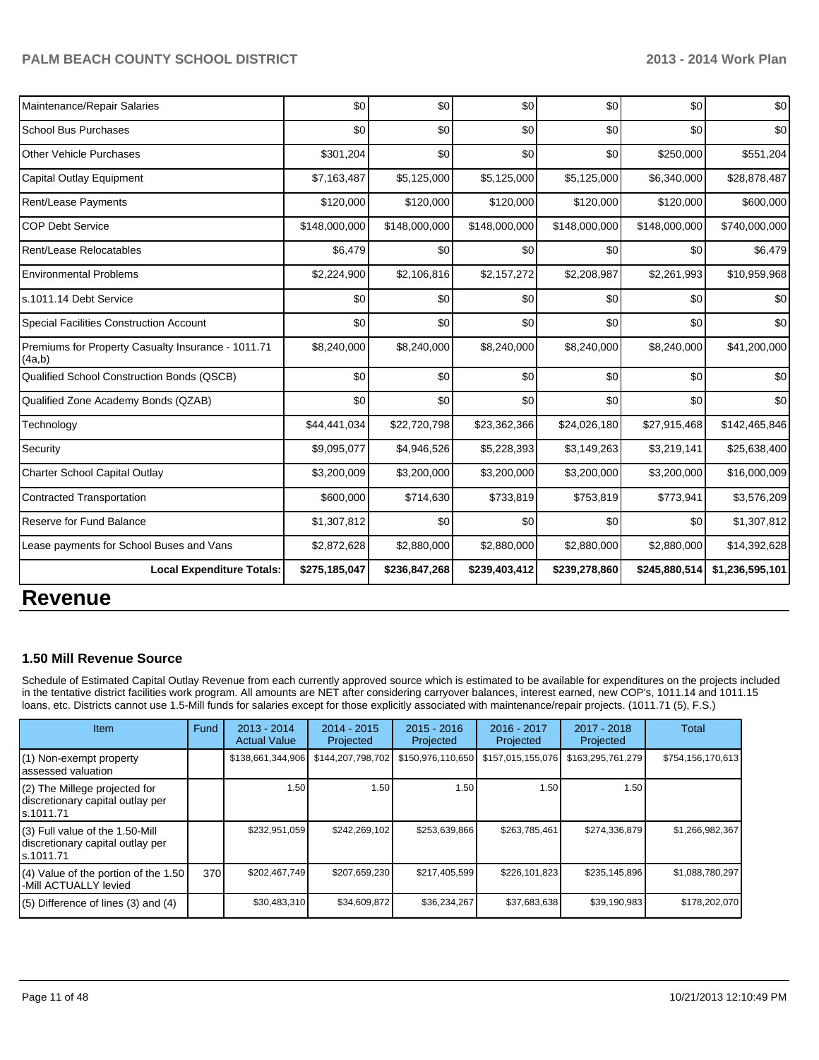| | | | | | | |
|---|---|---|---|---|---|---|
| Maintenance/Repair Salaries | $0 | $0 | $0 | $0 | $0 | $0 |
| School Bus Purchases | $0 | $0 | $0 | $0 | $0 | $0 |
| Other Vehicle Purchases | $301,204 | $0 | $0 | $0 | $250,000 | $551,204 |
| Capital Outlay Equipment | $7,163,487 | $5,125,000 | $5,125,000 | $5,125,000 | $6,340,000 | $28,878,487 |
| Rent/Lease Payments | $120,000 | $120,000 | $120,000 | $120,000 | $120,000 | $600,000 |
| COP Debt Service | $148,000,000 | $148,000,000 | $148,000,000 | $148,000,000 | $148,000,000 | $740,000,000 |
| Rent/Lease Relocatables | $6,479 | $0 | $0 | $0 | $0 | $6,479 |
| Environmental Problems | $2,224,900 | $2,106,816 | $2,157,272 | $2,208,987 | $2,261,993 | $10,959,968 |
| s.1011.14 Debt Service | $0 | $0 | $0 | $0 | $0 | $0 |
| Special Facilities Construction Account | $0 | $0 | $0 | $0 | $0 | $0 |
| Premiums for Property Casualty Insurance - 1011.71 (4a,b) | $8,240,000 | $8,240,000 | $8,240,000 | $8,240,000 | $8,240,000 | $41,200,000 |
| Qualified School Construction Bonds (QSCB) | $0 | $0 | $0 | $0 | $0 | $0 |
| Qualified Zone Academy Bonds (QZAB) | $0 | $0 | $0 | $0 | $0 | $0 |
| Technology | $44,441,034 | $22,720,798 | $23,362,366 | $24,026,180 | $27,915,468 | $142,465,846 |
| Security | $9,095,077 | $4,946,526 | $5,228,393 | $3,149,263 | $3,219,141 | $25,638,400 |
| Charter School Capital Outlay | $3,200,009 | $3,200,000 | $3,200,000 | $3,200,000 | $3,200,000 | $16,000,009 |
| Contracted Transportation | $600,000 | $714,630 | $733,819 | $753,819 | $773,941 | $3,576,209 |
| Reserve for Fund Balance | $1,307,812 | $0 | $0 | $0 | $0 | $1,307,812 |
| Lease payments for School Buses and Vans | $2,872,628 | $2,880,000 | $2,880,000 | $2,880,000 | $2,880,000 | $14,392,628 |
| **Local Expenditure Totals:** | **$275,185,047** | **$236,847,268** | **$239,403,412** | **$239,278,860** | **$245,880,514** | **$1,236,595,101** |

# Revenue

### 1.50 Mill Revenue Source

Schedule of Estimated Capital Outlay Revenue from each currently approved source which is estimated to be available for expenditures on the projects included in the tentative district facilities work program. All amounts are NET after considering carryover balances, interest earned, new COP's, 1011.14 and 1011.15 loans, etc. Districts cannot use 1.5-Mill funds for salaries except for those explicitly associated with maintenance/repair projects. (1011.71 (5), F.S.)

| Item | Fund | 2013 - 2014 Actual Value | 2014 - 2015 Projected | 2015 - 2016 Projected | 2016 - 2017 Projected | 2017 - 2018 Projected | Total |
|---|---|---|---|---|---|---|---|
| (1) Non-exempt property assessed valuation | | $138,661,344,906 | $144,207,798,702 | $150,976,110,650 | $157,015,155,076 | $163,295,761,279 | $754,156,170,613 |
| (2) The Millege projected for discretionary capital outlay per s.1011.71 | | 1.50 | 1.50 | 1.50 | 1.50 | 1.50 | |
| (3) Full value of the 1.50-Mill discretionary capital outlay per s.1011.71 | | $232,951,059 | $242,269,102 | $253,639,866 | $263,785,461 | $274,336,879 | $1,266,982,367 |
| (4) Value of the portion of the 1.50 -Mill ACTUALLY levied | 370 | $202,467,749 | $207,659,230 | $217,405,599 | $226,101,823 | $235,145,896 | $1,088,780,297 |
| (5) Difference of lines (3) and (4) | | $30,483,310 | $34,609,872 | $36,234,267 | $37,683,638 | $39,190,983 | $178,202,070 |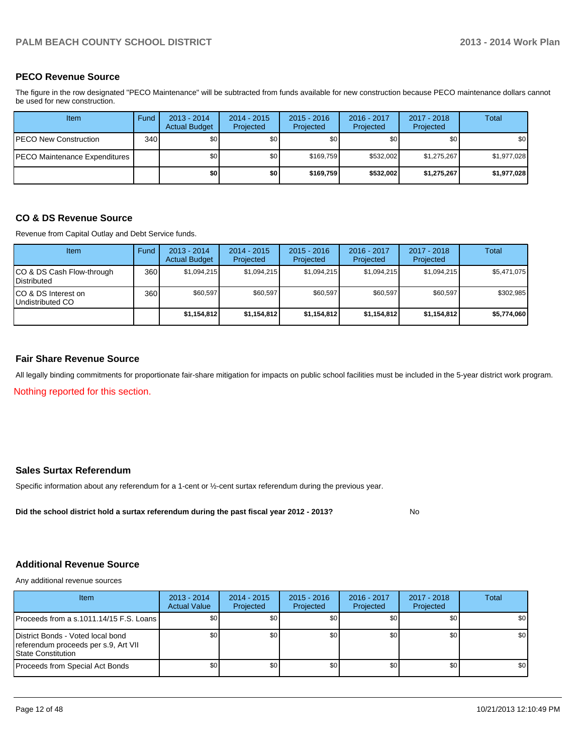## PECO Revenue Source

The figure in the row designated "PECO Maintenance" will be subtracted from funds available for new construction because PECO maintenance dollars cannot be used for new construction.

| Item | Fund | 2013 - 2014 Actual Budget | 2014 - 2015 Projected | 2015 - 2016 Projected | 2016 - 2017 Projected | 2017 - 2018 Projected | Total |
|---|---|---|---|---|---|---|---|
| PECO New Construction | 340 | $0 | $0 | $0 | $0 | $0 | $0 |
| PECO Maintenance Expenditures | | $0 | $0 | $169,759 | $532,002 | $1,275,267 | $1,977,028 |
| | | **$0** | **$0** | **$169,759** | **$532,002** | **$1,275,267** | **$1,977,028** |

## CO & DS Revenue Source

Revenue from Capital Outlay and Debt Service funds.

| Item | Fund | 2013 - 2014 Actual Budget | 2014 - 2015 Projected | 2015 - 2016 Projected | 2016 - 2017 Projected | 2017 - 2018 Projected | Total |
|---|---|---|---|---|---|---|---|
| CO & DS Cash Flow-through Distributed | 360 | $1,094,215 | $1,094,215 | $1,094,215 | $1,094,215 | $1,094,215 | $5,471,075 |
| CO & DS Interest on Undistributed CO | 360 | $60,597 | $60,597 | $60,597 | $60,597 | $60,597 | $302,985 |
| | | **$1,154,812** | **$1,154,812** | **$1,154,812** | **$1,154,812** | **$1,154,812** | **$5,774,060** |

## Fair Share Revenue Source

All legally binding commitments for proportionate fair-share mitigation for impacts on public school facilities must be included in the 5-year district work program.

Nothing reported for this section.

## Sales Surtax Referendum

Specific information about any referendum for a 1-cent or ½-cent surtax referendum during the previous year.

**Did the school district hold a surtax referendum during the past fiscal year 2012 - 2013?** No

## Additional Revenue Source

Any additional revenue sources

| Item | 2013 - 2014 Actual Value | 2014 - 2015 Projected | 2015 - 2016 Projected | 2016 - 2017 Projected | 2017 - 2018 Projected | Total |
|---|---|---|---|---|---|---|
| Proceeds from a s.1011.14/15 F.S. Loans | $0 | $0 | $0 | $0 | $0 | $0 |
| District Bonds - Voted local bond referendum proceeds per s.9, Art VII State Constitution | $0 | $0 | $0 | $0 | $0 | $0 |
| Proceeds from Special Act Bonds | $0 | $0 | $0 | $0 | $0 | $0 |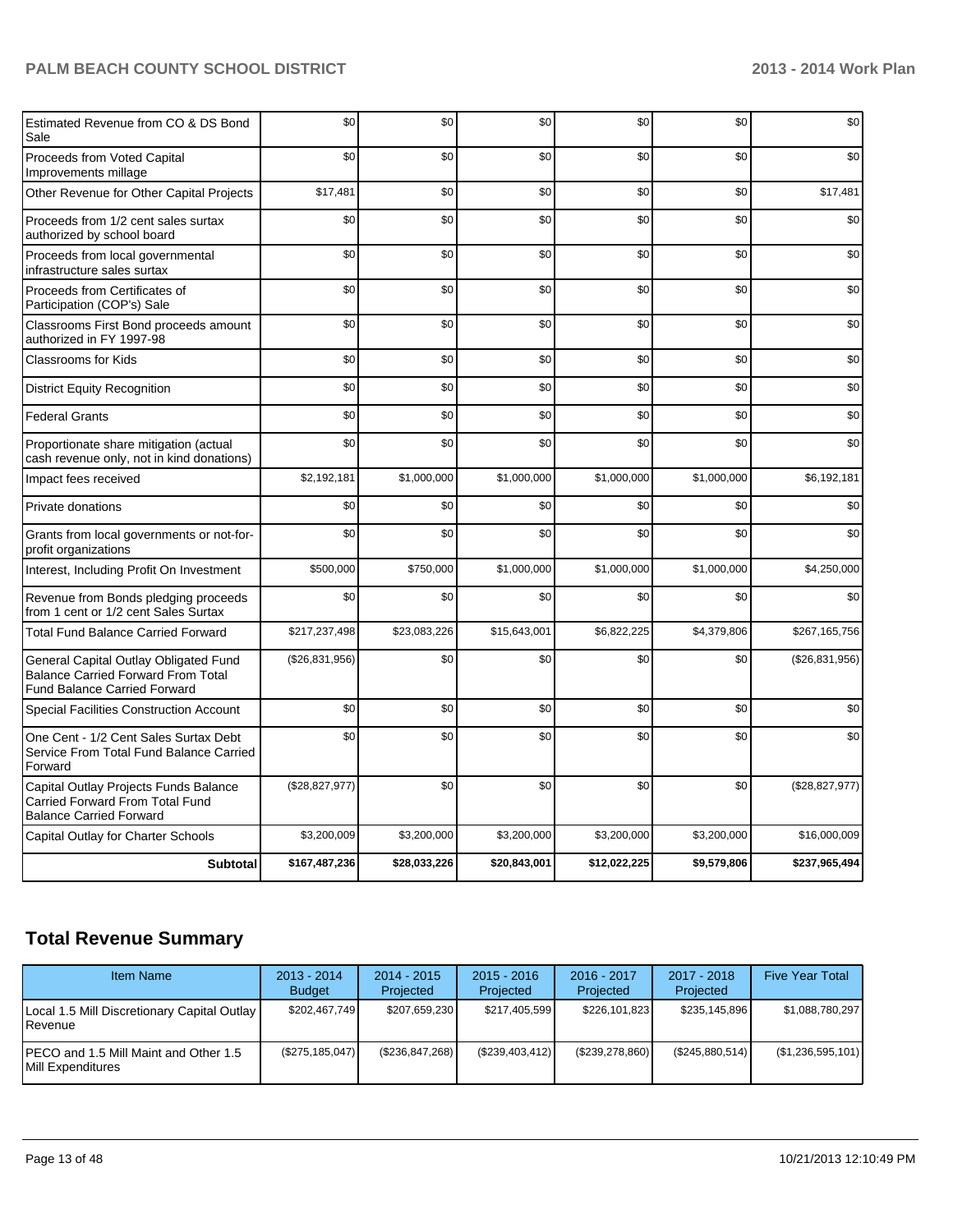| | | | | | | |
|---|---|---|---|---|---|---|
| Estimated Revenue from CO & DS Bond Sale | $0 | $0 | $0 | $0 | $0 | $0 |
| Proceeds from Voted Capital Improvements millage | $0 | $0 | $0 | $0 | $0 | $0 |
| Other Revenue for Other Capital Projects | $17,481 | $0 | $0 | $0 | $0 | $17,481 |
| Proceeds from 1/2 cent sales surtax authorized by school board | $0 | $0 | $0 | $0 | $0 | $0 |
| Proceeds from local governmental infrastructure sales surtax | $0 | $0 | $0 | $0 | $0 | $0 |
| Proceeds from Certificates of Participation (COP's) Sale | $0 | $0 | $0 | $0 | $0 | $0 |
| Classrooms First Bond proceeds amount authorized in FY 1997-98 | $0 | $0 | $0 | $0 | $0 | $0 |
| Classrooms for Kids | $0 | $0 | $0 | $0 | $0 | $0 |
| District Equity Recognition | $0 | $0 | $0 | $0 | $0 | $0 |
| Federal Grants | $0 | $0 | $0 | $0 | $0 | $0 |
| Proportionate share mitigation (actual cash revenue only, not in kind donations) | $0 | $0 | $0 | $0 | $0 | $0 |
| Impact fees received | $2,192,181 | $1,000,000 | $1,000,000 | $1,000,000 | $1,000,000 | $6,192,181 |
| Private donations | $0 | $0 | $0 | $0 | $0 | $0 |
| Grants from local governments or not-for-profit organizations | $0 | $0 | $0 | $0 | $0 | $0 |
| Interest, Including Profit On Investment | $500,000 | $750,000 | $1,000,000 | $1,000,000 | $1,000,000 | $4,250,000 |
| Revenue from Bonds pledging proceeds from 1 cent or 1/2 cent Sales Surtax | $0 | $0 | $0 | $0 | $0 | $0 |
| Total Fund Balance Carried Forward | $217,237,498 | $23,083,226 | $15,643,001 | $6,822,225 | $4,379,806 | $267,165,756 |
| General Capital Outlay Obligated Fund Balance Carried Forward From Total Fund Balance Carried Forward | ($26,831,956) | $0 | $0 | $0 | $0 | ($26,831,956) |
| Special Facilities Construction Account | $0 | $0 | $0 | $0 | $0 | $0 |
| One Cent - 1/2 Cent Sales Surtax Debt Service From Total Fund Balance Carried Forward | $0 | $0 | $0 | $0 | $0 | $0 |
| Capital Outlay Projects Funds Balance Carried Forward From Total Fund Balance Carried Forward | ($28,827,977) | $0 | $0 | $0 | $0 | ($28,827,977) |
| Capital Outlay for Charter Schools | $3,200,009 | $3,200,000 | $3,200,000 | $3,200,000 | $3,200,000 | $16,000,009 |
| **Subtotal** | **$167,487,236** | **$28,033,226** | **$20,843,001** | **$12,022,225** | **$9,579,806** | **$237,965,494** |

## Total Revenue Summary

| Item Name | 2013 - 2014 Budget | 2014 - 2015 Projected | 2015 - 2016 Projected | 2016 - 2017 Projected | 2017 - 2018 Projected | Five Year Total |
|---|---|---|---|---|---|---|
| Local 1.5 Mill Discretionary Capital Outlay Revenue | $202,467,749 | $207,659,230 | $217,405,599 | $226,101,823 | $235,145,896 | $1,088,780,297 |
| PECO and 1.5 Mill Maint and Other 1.5 Mill Expenditures | ($275,185,047) | ($236,847,268) | ($239,403,412) | ($239,278,860) | ($245,880,514) | ($1,236,595,101) |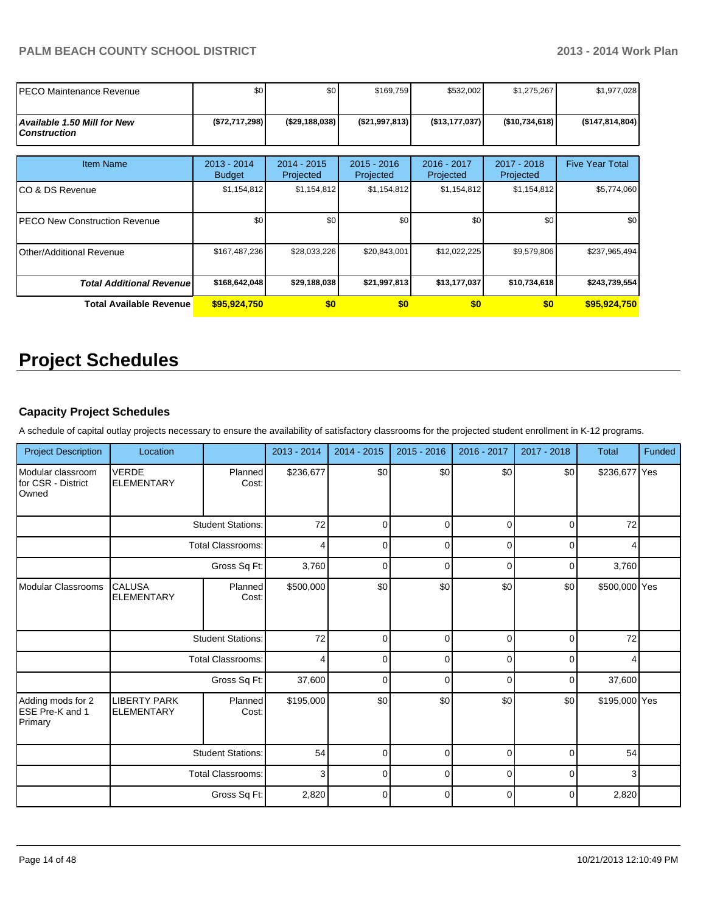| | | | | | | |
|---|---|---|---|---|---|---|
| PECO Maintenance Revenue | $0 | $0 | $169,759 | $532,002 | $1,275,267 | $1,977,028 |
| ***Available 1.50 Mill for New Construction*** | **($72,717,298)** | **($29,188,038)** | **($21,997,813)** | **($13,177,037)** | **($10,734,618)** | **($147,814,804)** |

| Item Name | 2013 - 2014 Budget | 2014 - 2015 Projected | 2015 - 2016 Projected | 2016 - 2017 Projected | 2017 - 2018 Projected | Five Year Total |
|---|---|---|---|---|---|---|
| CO & DS Revenue | $1,154,812 | $1,154,812 | $1,154,812 | $1,154,812 | $1,154,812 | $5,774,060 |
| PECO New Construction Revenue | $0 | $0 | $0 | $0 | $0 | $0 |
| Other/Additional Revenue | $167,487,236 | $28,033,226 | $20,843,001 | $12,022,225 | $9,579,806 | $237,965,494 |
| ***Total Additional Revenue*** | **$168,642,048** | **$29,188,038** | **$21,997,813** | **$13,177,037** | **$10,734,618** | **$243,739,554** |
| **Total Available Revenue** | **$95,924,750** | **$0** | **$0** | **$0** | **$0** | **$95,924,750** |

# Project Schedules

### Capacity Project Schedules

A schedule of capital outlay projects necessary to ensure the availability of satisfactory classrooms for the projected student enrollment in K-12 programs.

| Project Description | Location | | 2013 - 2014 | 2014 - 2015 | 2015 - 2016 | 2016 - 2017 | 2017 - 2018 | Total | Funded |
|---|---|---|---|---|---|---|---|---|---|
| Modular classroom for CSR - District Owned | VERDE ELEMENTARY | Planned Cost: | $236,677 | $0 | $0 | $0 | $0 | $236,677 | Yes |
| | | Student Stations: | 72 | 0 | 0 | 0 | 0 | 72 | |
| | | Total Classrooms: | 4 | 0 | 0 | 0 | 0 | 4 | |
| | | Gross Sq Ft: | 3,760 | 0 | 0 | 0 | 0 | 3,760 | |
| Modular Classrooms | CALUSA ELEMENTARY | Planned Cost: | $500,000 | $0 | $0 | $0 | $0 | $500,000 | Yes |
| | | Student Stations: | 72 | 0 | 0 | 0 | 0 | 72 | |
| | | Total Classrooms: | 4 | 0 | 0 | 0 | 0 | 4 | |
| | | Gross Sq Ft: | 37,600 | 0 | 0 | 0 | 0 | 37,600 | |
| Adding mods for 2 ESE Pre-K and 1 Primary | LIBERTY PARK ELEMENTARY | Planned Cost: | $195,000 | $0 | $0 | $0 | $0 | $195,000 | Yes |
| | | Student Stations: | 54 | 0 | 0 | 0 | 0 | 54 | |
| | | Total Classrooms: | 3 | 0 | 0 | 0 | 0 | 3 | |
| | | Gross Sq Ft: | 2,820 | 0 | 0 | 0 | 0 | 2,820 | |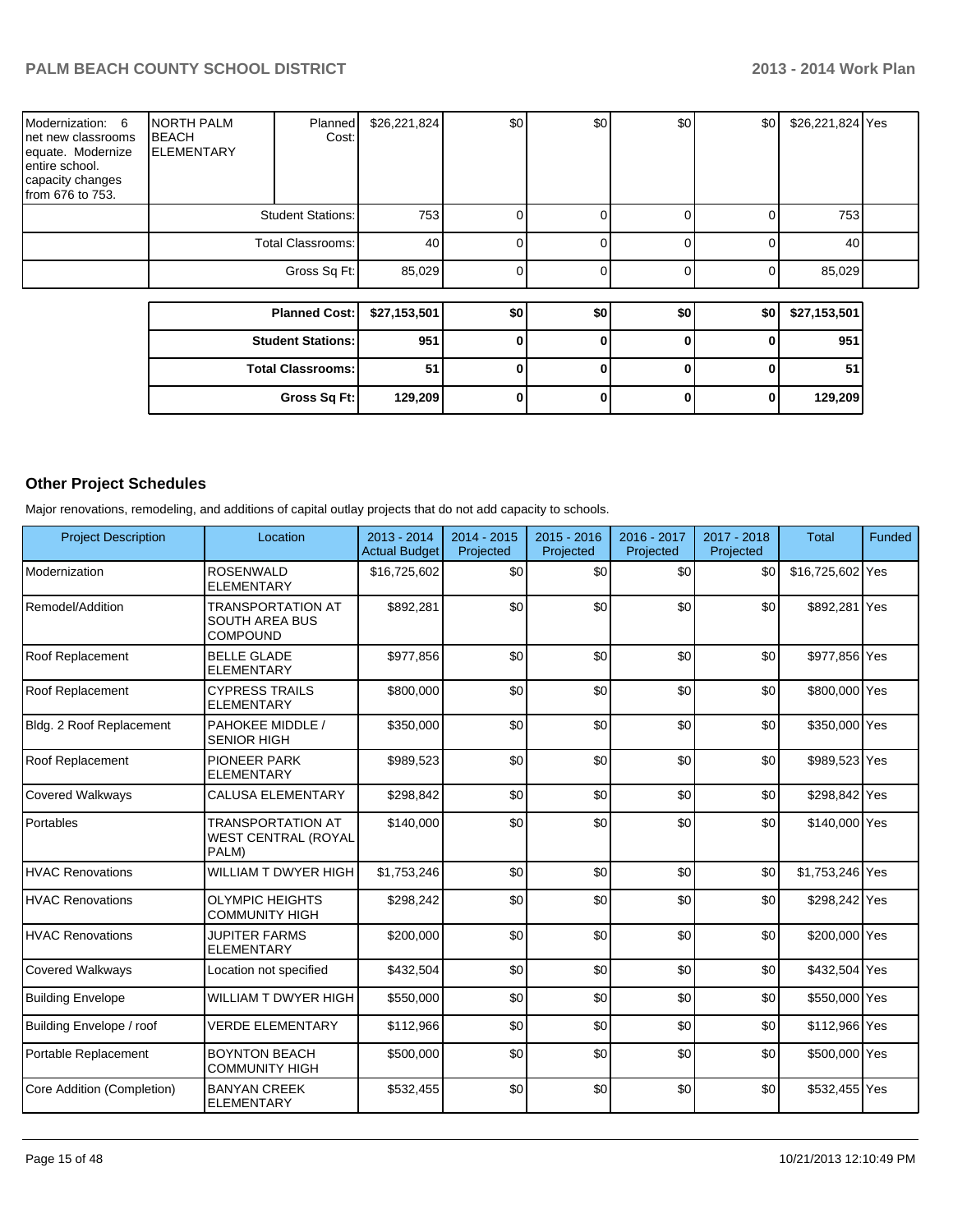| | | | | | | | | | |
|---|---|---|---|---|---|---|---|---|---|
| Modernization: 6 net new classrooms equate. Modernize entire school. capacity changes from 676 to 753. | NORTH PALM BEACH ELEMENTARY | Planned Cost: | $26,221,824 | $0 | $0 | $0 | $0 | $26,221,824 | Yes |
| | | Student Stations: | 753 | 0 | 0 | 0 | 0 | 753 | |
| | | Total Classrooms: | 40 | 0 | 0 | 0 | 0 | 40 | |
| | | Gross Sq Ft: | 85,029 | 0 | 0 | 0 | 0 | 85,029 | |

| | | | | | | |
|---|---|---|---|---|---|---|
| **Planned Cost:** | **$27,153,501** | **$0** | **$0** | **$0** | **$0** | **$27,153,501** |
| **Student Stations:** | **951** | **0** | **0** | **0** | **0** | **951** |
| **Total Classrooms:** | **51** | **0** | **0** | **0** | **0** | **51** |
| **Gross Sq Ft:** | **129,209** | **0** | **0** | **0** | **0** | **129,209** |

## Other Project Schedules

Major renovations, remodeling, and additions of capital outlay projects that do not add capacity to schools.

| Project Description | Location | 2013 - 2014 Actual Budget | 2014 - 2015 Projected | 2015 - 2016 Projected | 2016 - 2017 Projected | 2017 - 2018 Projected | Total | Funded |
|---|---|---|---|---|---|---|---|---|
| Modernization | ROSENWALD ELEMENTARY | $16,725,602 | $0 | $0 | $0 | $0 | $16,725,602 | Yes |
| Remodel/Addition | TRANSPORTATION AT SOUTH AREA BUS COMPOUND | $892,281 | $0 | $0 | $0 | $0 | $892,281 | Yes |
| Roof Replacement | BELLE GLADE ELEMENTARY | $977,856 | $0 | $0 | $0 | $0 | $977,856 | Yes |
| Roof Replacement | CYPRESS TRAILS ELEMENTARY | $800,000 | $0 | $0 | $0 | $0 | $800,000 | Yes |
| Bldg. 2 Roof Replacement | PAHOKEE MIDDLE / SENIOR HIGH | $350,000 | $0 | $0 | $0 | $0 | $350,000 | Yes |
| Roof Replacement | PIONEER PARK ELEMENTARY | $989,523 | $0 | $0 | $0 | $0 | $989,523 | Yes |
| Covered Walkways | CALUSA ELEMENTARY | $298,842 | $0 | $0 | $0 | $0 | $298,842 | Yes |
| Portables | TRANSPORTATION AT WEST CENTRAL (ROYAL PALM) | $140,000 | $0 | $0 | $0 | $0 | $140,000 | Yes |
| HVAC Renovations | WILLIAM T DWYER HIGH | $1,753,246 | $0 | $0 | $0 | $0 | $1,753,246 | Yes |
| HVAC Renovations | OLYMPIC HEIGHTS COMMUNITY HIGH | $298,242 | $0 | $0 | $0 | $0 | $298,242 | Yes |
| HVAC Renovations | JUPITER FARMS ELEMENTARY | $200,000 | $0 | $0 | $0 | $0 | $200,000 | Yes |
| Covered Walkways | Location not specified | $432,504 | $0 | $0 | $0 | $0 | $432,504 | Yes |
| Building Envelope | WILLIAM T DWYER HIGH | $550,000 | $0 | $0 | $0 | $0 | $550,000 | Yes |
| Building Envelope / roof | VERDE ELEMENTARY | $112,966 | $0 | $0 | $0 | $0 | $112,966 | Yes |
| Portable Replacement | BOYNTON BEACH COMMUNITY HIGH | $500,000 | $0 | $0 | $0 | $0 | $500,000 | Yes |
| Core Addition (Completion) | BANYAN CREEK ELEMENTARY | $532,455 | $0 | $0 | $0 | $0 | $532,455 | Yes |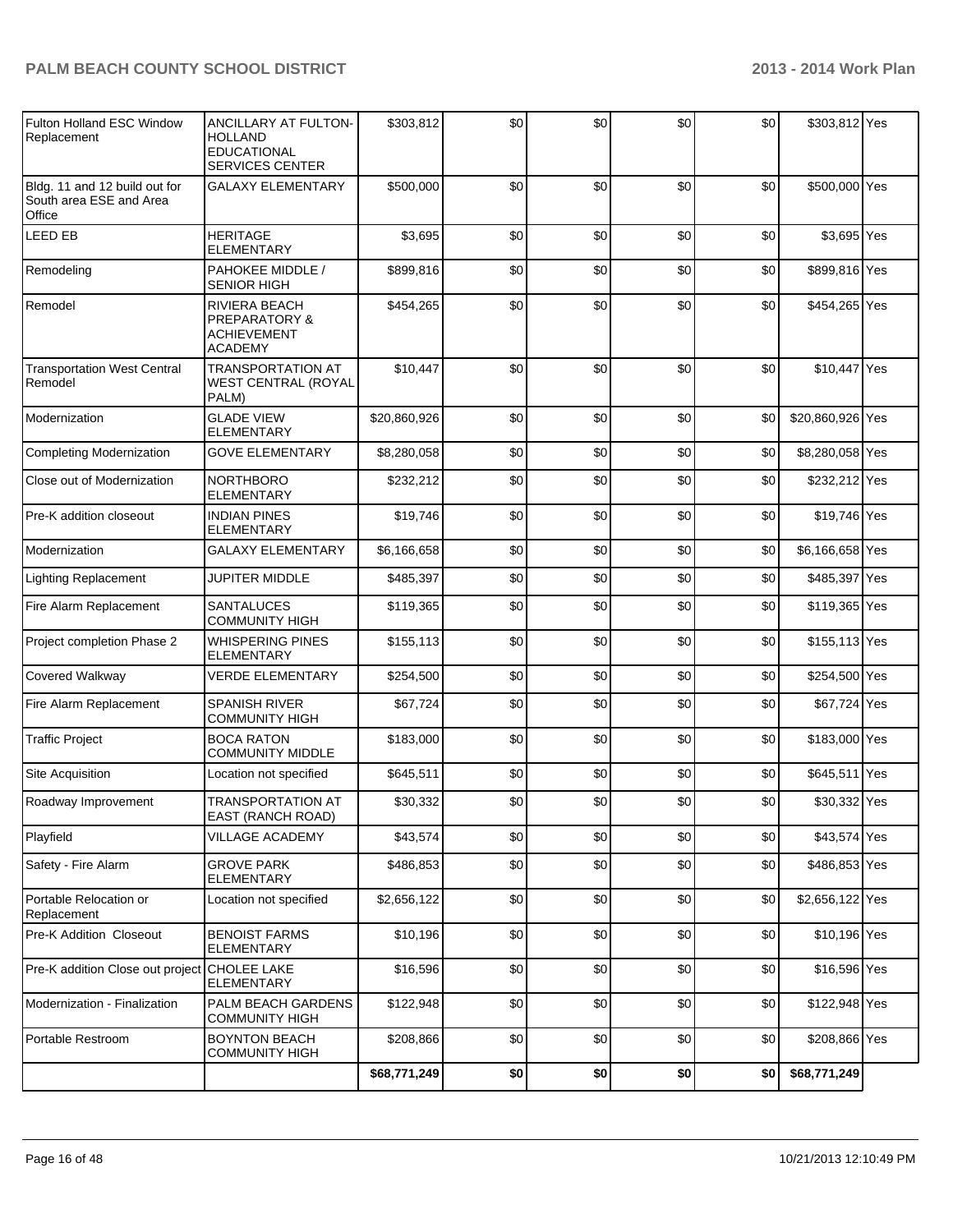| | | | | | | | | |
|---|---|---|---|---|---|---|---|---|
| Fulton Holland ESC Window Replacement | ANCILLARY AT FULTON-HOLLAND EDUCATIONAL SERVICES CENTER | $303,812 | $0 | $0 | $0 | $0 | $303,812 | Yes |
| Bldg. 11 and 12 build out for South area ESE and Area Office | GALAXY ELEMENTARY | $500,000 | $0 | $0 | $0 | $0 | $500,000 | Yes |
| LEED EB | HERITAGE ELEMENTARY | $3,695 | $0 | $0 | $0 | $0 | $3,695 | Yes |
| Remodeling | PAHOKEE MIDDLE / SENIOR HIGH | $899,816 | $0 | $0 | $0 | $0 | $899,816 | Yes |
| Remodel | RIVIERA BEACH PREPARATORY & ACHIEVEMENT ACADEMY | $454,265 | $0 | $0 | $0 | $0 | $454,265 | Yes |
| Transportation West Central Remodel | TRANSPORTATION AT WEST CENTRAL (ROYAL PALM) | $10,447 | $0 | $0 | $0 | $0 | $10,447 | Yes |
| Modernization | GLADE VIEW ELEMENTARY | $20,860,926 | $0 | $0 | $0 | $0 | $20,860,926 | Yes |
| Completing Modernization | GOVE ELEMENTARY | $8,280,058 | $0 | $0 | $0 | $0 | $8,280,058 | Yes |
| Close out of Modernization | NORTHBORO ELEMENTARY | $232,212 | $0 | $0 | $0 | $0 | $232,212 | Yes |
| Pre-K addition closeout | INDIAN PINES ELEMENTARY | $19,746 | $0 | $0 | $0 | $0 | $19,746 | Yes |
| Modernization | GALAXY ELEMENTARY | $6,166,658 | $0 | $0 | $0 | $0 | $6,166,658 | Yes |
| Lighting Replacement | JUPITER MIDDLE | $485,397 | $0 | $0 | $0 | $0 | $485,397 | Yes |
| Fire Alarm Replacement | SANTALUCES COMMUNITY HIGH | $119,365 | $0 | $0 | $0 | $0 | $119,365 | Yes |
| Project completion Phase 2 | WHISPERING PINES ELEMENTARY | $155,113 | $0 | $0 | $0 | $0 | $155,113 | Yes |
| Covered Walkway | VERDE ELEMENTARY | $254,500 | $0 | $0 | $0 | $0 | $254,500 | Yes |
| Fire Alarm Replacement | SPANISH RIVER COMMUNITY HIGH | $67,724 | $0 | $0 | $0 | $0 | $67,724 | Yes |
| Traffic Project | BOCA RATON COMMUNITY MIDDLE | $183,000 | $0 | $0 | $0 | $0 | $183,000 | Yes |
| Site Acquisition | Location not specified | $645,511 | $0 | $0 | $0 | $0 | $645,511 | Yes |
| Roadway Improvement | TRANSPORTATION AT EAST (RANCH ROAD) | $30,332 | $0 | $0 | $0 | $0 | $30,332 | Yes |
| Playfield | VILLAGE ACADEMY | $43,574 | $0 | $0 | $0 | $0 | $43,574 | Yes |
| Safety - Fire Alarm | GROVE PARK ELEMENTARY | $486,853 | $0 | $0 | $0 | $0 | $486,853 | Yes |
| Portable Relocation or Replacement | Location not specified | $2,656,122 | $0 | $0 | $0 | $0 | $2,656,122 | Yes |
| Pre-K Addition Closeout | BENOIST FARMS ELEMENTARY | $10,196 | $0 | $0 | $0 | $0 | $10,196 | Yes |
| Pre-K addition Close out project | CHOLEE LAKE ELEMENTARY | $16,596 | $0 | $0 | $0 | $0 | $16,596 | Yes |
| Modernization - Finalization | PALM BEACH GARDENS COMMUNITY HIGH | $122,948 | $0 | $0 | $0 | $0 | $122,948 | Yes |
| Portable Restroom | BOYNTON BEACH COMMUNITY HIGH | $208,866 | $0 | $0 | $0 | $0 | $208,866 | Yes |
| | | **$68,771,249** | **$0** | **$0** | **$0** | **$0** | **$68,771,249** | |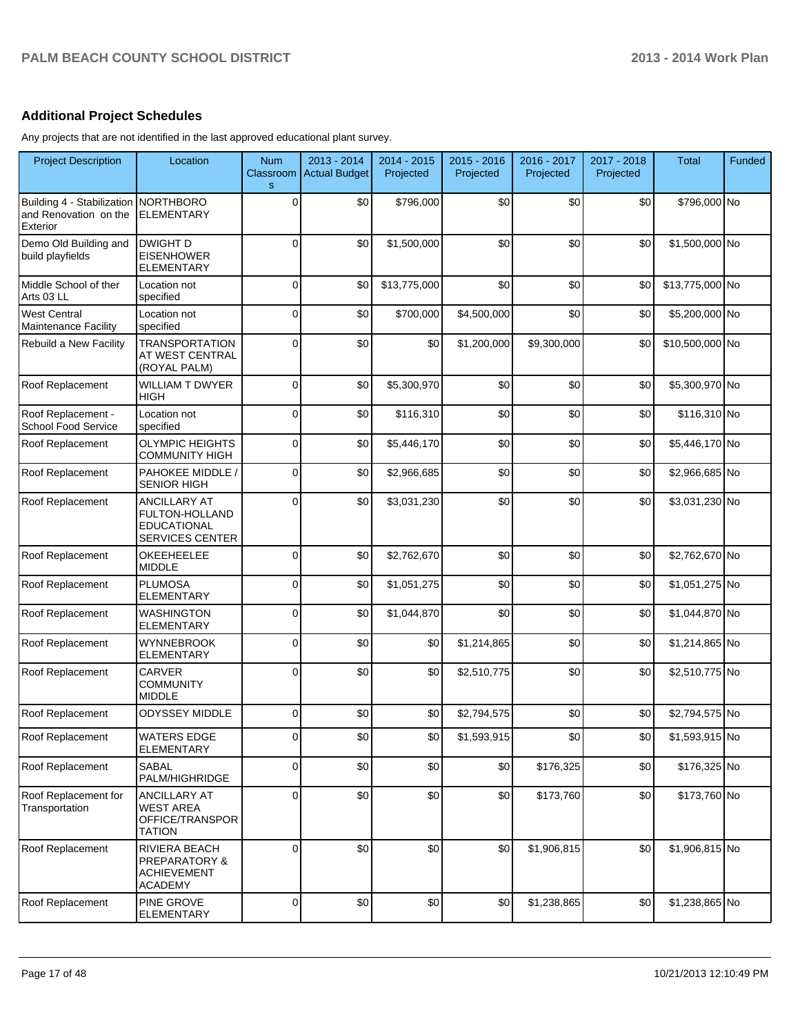## Additional Project Schedules

Any projects that are not identified in the last approved educational plant survey.

| Project Description | Location | Num Classrooms | 2013 - 2014 Actual Budget | 2014 - 2015 Projected | 2015 - 2016 Projected | 2016 - 2017 Projected | 2017 - 2018 Projected | Total | Funded |
|---|---|---|---|---|---|---|---|---|---|
| Building 4 - Stabilization and Renovation on the Exterior | NORTHBORO ELEMENTARY | 0 | $0 | $796,000 | $0 | $0 | $0 | $796,000 | No |
| Demo Old Building and build playfields | DWIGHT D EISENHOWER ELEMENTARY | 0 | $0 | $1,500,000 | $0 | $0 | $0 | $1,500,000 | No |
| Middle School of ther Arts 03 LL | Location not specified | 0 | $0 | $13,775,000 | $0 | $0 | $0 | $13,775,000 | No |
| West Central Maintenance Facility | Location not specified | 0 | $0 | $700,000 | $4,500,000 | $0 | $0 | $5,200,000 | No |
| Rebuild a New Facility | TRANSPORTATION AT WEST CENTRAL (ROYAL PALM) | 0 | $0 | $0 | $1,200,000 | $9,300,000 | $0 | $10,500,000 | No |
| Roof Replacement | WILLIAM T DWYER HIGH | 0 | $0 | $5,300,970 | $0 | $0 | $0 | $5,300,970 | No |
| Roof Replacement - School Food Service | Location not specified | 0 | $0 | $116,310 | $0 | $0 | $0 | $116,310 | No |
| Roof Replacement | OLYMPIC HEIGHTS COMMUNITY HIGH | 0 | $0 | $5,446,170 | $0 | $0 | $0 | $5,446,170 | No |
| Roof Replacement | PAHOKEE MIDDLE / SENIOR HIGH | 0 | $0 | $2,966,685 | $0 | $0 | $0 | $2,966,685 | No |
| Roof Replacement | ANCILLARY AT FULTON-HOLLAND EDUCATIONAL SERVICES CENTER | 0 | $0 | $3,031,230 | $0 | $0 | $0 | $3,031,230 | No |
| Roof Replacement | OKEEHEELEE MIDDLE | 0 | $0 | $2,762,670 | $0 | $0 | $0 | $2,762,670 | No |
| Roof Replacement | PLUMOSA ELEMENTARY | 0 | $0 | $1,051,275 | $0 | $0 | $0 | $1,051,275 | No |
| Roof Replacement | WASHINGTON ELEMENTARY | 0 | $0 | $1,044,870 | $0 | $0 | $0 | $1,044,870 | No |
| Roof Replacement | WYNNEBROOK ELEMENTARY | 0 | $0 | $0 | $1,214,865 | $0 | $0 | $1,214,865 | No |
| Roof Replacement | CARVER COMMUNITY MIDDLE | 0 | $0 | $0 | $2,510,775 | $0 | $0 | $2,510,775 | No |
| Roof Replacement | ODYSSEY MIDDLE | 0 | $0 | $0 | $2,794,575 | $0 | $0 | $2,794,575 | No |
| Roof Replacement | WATERS EDGE ELEMENTARY | 0 | $0 | $0 | $1,593,915 | $0 | $0 | $1,593,915 | No |
| Roof Replacement | SABAL PALM/HIGHRIDGE | 0 | $0 | $0 | $0 | $176,325 | $0 | $176,325 | No |
| Roof Replacement for Transportation | ANCILLARY AT WEST AREA OFFICE/TRANSPORTATION | 0 | $0 | $0 | $0 | $173,760 | $0 | $173,760 | No |
| Roof Replacement | RIVIERA BEACH PREPARATORY & ACHIEVEMENT ACADEMY | 0 | $0 | $0 | $0 | $1,906,815 | $0 | $1,906,815 | No |
| Roof Replacement | PINE GROVE ELEMENTARY | 0 | $0 | $0 | $0 | $1,238,865 | $0 | $1,238,865 | No |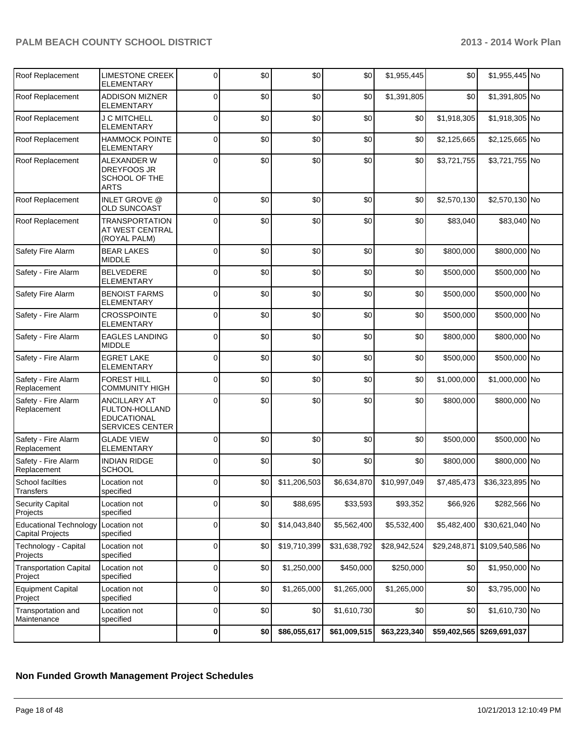| | | | | | | | | | |
|---|---|---|---|---|---|---|---|---|---|
| Roof Replacement | LIMESTONE CREEK ELEMENTARY | 0 | $0 | $0 | $0 | $1,955,445 | $0 | $1,955,445 | No |
| Roof Replacement | ADDISON MIZNER ELEMENTARY | 0 | $0 | $0 | $0 | $1,391,805 | $0 | $1,391,805 | No |
| Roof Replacement | J C MITCHELL ELEMENTARY | 0 | $0 | $0 | $0 | $0 | $1,918,305 | $1,918,305 | No |
| Roof Replacement | HAMMOCK POINTE ELEMENTARY | 0 | $0 | $0 | $0 | $0 | $2,125,665 | $2,125,665 | No |
| Roof Replacement | ALEXANDER W DREYFOOS JR SCHOOL OF THE ARTS | 0 | $0 | $0 | $0 | $0 | $3,721,755 | $3,721,755 | No |
| Roof Replacement | INLET GROVE @ OLD SUNCOAST | 0 | $0 | $0 | $0 | $0 | $2,570,130 | $2,570,130 | No |
| Roof Replacement | TRANSPORTATION AT WEST CENTRAL (ROYAL PALM) | 0 | $0 | $0 | $0 | $0 | $83,040 | $83,040 | No |
| Safety Fire Alarm | BEAR LAKES MIDDLE | 0 | $0 | $0 | $0 | $0 | $800,000 | $800,000 | No |
| Safety - Fire Alarm | BELVEDERE ELEMENTARY | 0 | $0 | $0 | $0 | $0 | $500,000 | $500,000 | No |
| Safety Fire Alarm | BENOIST FARMS ELEMENTARY | 0 | $0 | $0 | $0 | $0 | $500,000 | $500,000 | No |
| Safety - Fire Alarm | CROSSPOINTE ELEMENTARY | 0 | $0 | $0 | $0 | $0 | $500,000 | $500,000 | No |
| Safety - Fire Alarm | EAGLES LANDING MIDDLE | 0 | $0 | $0 | $0 | $0 | $800,000 | $800,000 | No |
| Safety - Fire Alarm | EGRET LAKE ELEMENTARY | 0 | $0 | $0 | $0 | $0 | $500,000 | $500,000 | No |
| Safety - Fire Alarm Replacement | FOREST HILL COMMUNITY HIGH | 0 | $0 | $0 | $0 | $0 | $1,000,000 | $1,000,000 | No |
| Safety - Fire Alarm Replacement | ANCILLARY AT FULTON-HOLLAND EDUCATIONAL SERVICES CENTER | 0 | $0 | $0 | $0 | $0 | $800,000 | $800,000 | No |
| Safety - Fire Alarm Replacement | GLADE VIEW ELEMENTARY | 0 | $0 | $0 | $0 | $0 | $500,000 | $500,000 | No |
| Safety - Fire Alarm Replacement | INDIAN RIDGE SCHOOL | 0 | $0 | $0 | $0 | $0 | $800,000 | $800,000 | No |
| School facilties Transfers | Location not specified | 0 | $0 | $11,206,503 | $6,634,870 | $10,997,049 | $7,485,473 | $36,323,895 | No |
| Security Capital Projects | Location not specified | 0 | $0 | $88,695 | $33,593 | $93,352 | $66,926 | $282,566 | No |
| Educational Technology Capital Projects | Location not specified | 0 | $0 | $14,043,840 | $5,562,400 | $5,532,400 | $5,482,400 | $30,621,040 | No |
| Technology - Capital Projects | Location not specified | 0 | $0 | $19,710,399 | $31,638,792 | $28,942,524 | $29,248,871 | $109,540,586 | No |
| Transportation Capital Project | Location not specified | 0 | $0 | $1,250,000 | $450,000 | $250,000 | $0 | $1,950,000 | No |
| Equipment Capital Project | Location not specified | 0 | $0 | $1,265,000 | $1,265,000 | $1,265,000 | $0 | $3,795,000 | No |
| Transportation and Maintenance | Location not specified | 0 | $0 | $0 | $1,610,730 | $0 | $0 | $1,610,730 | No |
| | | **0** | **$0** | **$86,055,617** | **$61,009,515** | **$63,223,340** | **$59,402,565** | **$269,691,037** | |

**Non Funded Growth Management Project Schedules**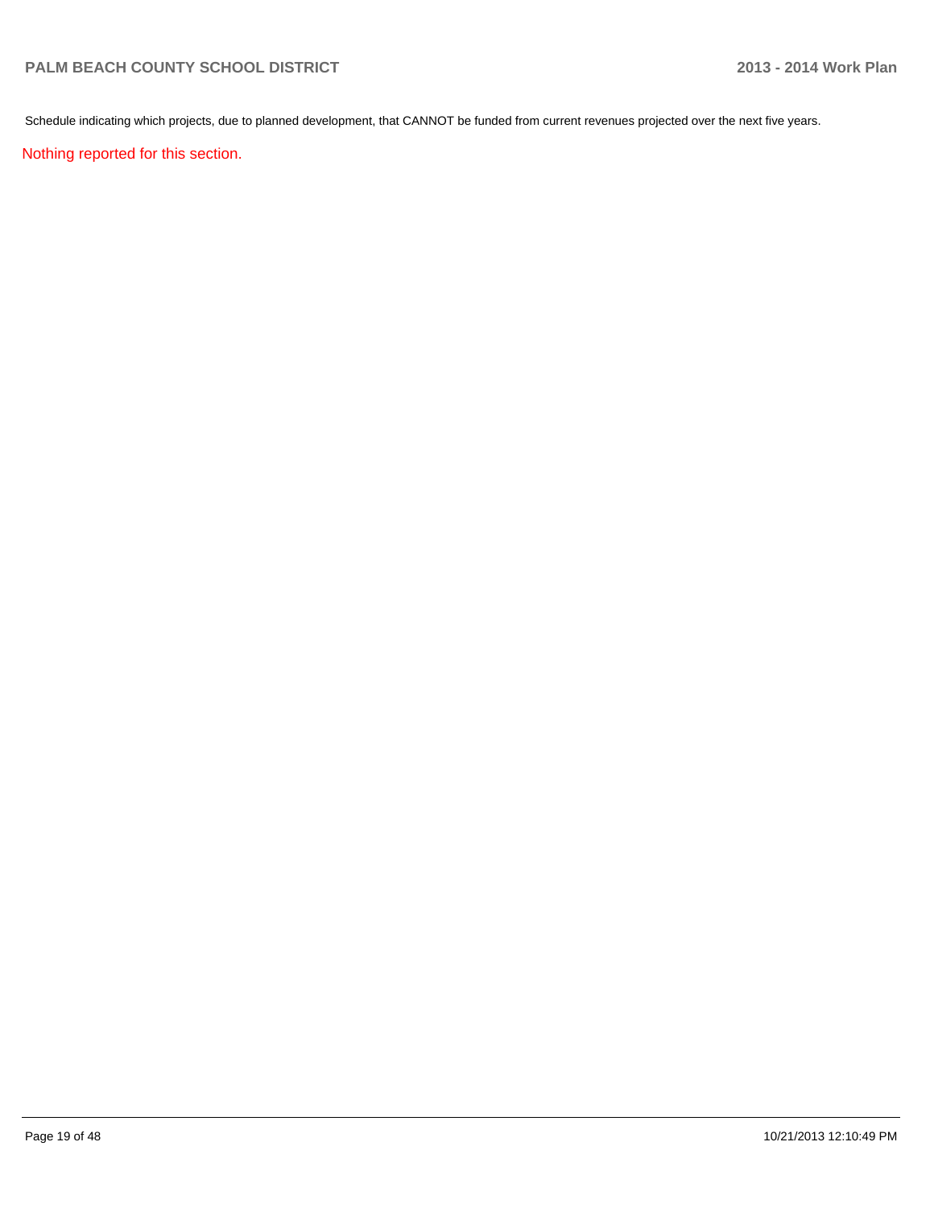Schedule indicating which projects, due to planned development, that CANNOT be funded from current revenues projected over the next five years.

Nothing reported for this section.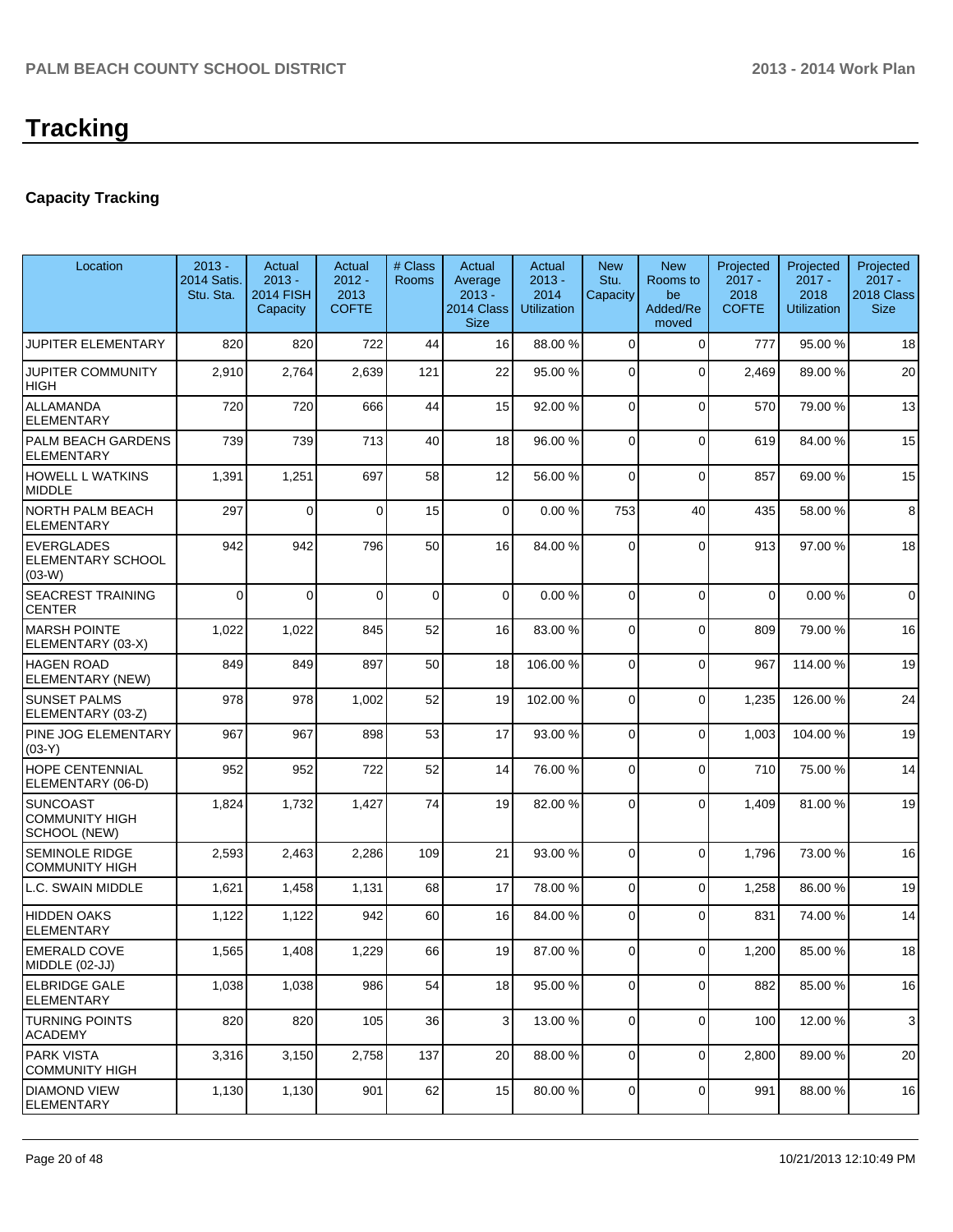# Tracking

## Capacity Tracking

| Location | 2013 - 2014 Satis. Stu. Sta. | Actual 2013 - 2014 FISH Capacity | Actual 2012 - 2013 COFTE | # Class Rooms | Actual Average 2013 - 2014 Class Size | Actual 2013 - 2014 Utilization | New Stu. Capacity | New Rooms to be Added/Removed | Projected 2017 - 2018 COFTE | Projected 2017 - 2018 Utilization | Projected 2017 - 2018 Class Size |
|---|---|---|---|---|---|---|---|---|---|---|---|
| JUPITER ELEMENTARY | 820 | 820 | 722 | 44 | 16 | 88.00 % | 0 | 0 | 777 | 95.00 % | 18 |
| JUPITER COMMUNITY HIGH | 2,910 | 2,764 | 2,639 | 121 | 22 | 95.00 % | 0 | 0 | 2,469 | 89.00 % | 20 |
| ALLAMANDA ELEMENTARY | 720 | 720 | 666 | 44 | 15 | 92.00 % | 0 | 0 | 570 | 79.00 % | 13 |
| PALM BEACH GARDENS ELEMENTARY | 739 | 739 | 713 | 40 | 18 | 96.00 % | 0 | 0 | 619 | 84.00 % | 15 |
| HOWELL L WATKINS MIDDLE | 1,391 | 1,251 | 697 | 58 | 12 | 56.00 % | 0 | 0 | 857 | 69.00 % | 15 |
| NORTH PALM BEACH ELEMENTARY | 297 | 0 | 0 | 15 | 0 | 0.00 % | 753 | 40 | 435 | 58.00 % | 8 |
| EVERGLADES ELEMENTARY SCHOOL (03-W) | 942 | 942 | 796 | 50 | 16 | 84.00 % | 0 | 0 | 913 | 97.00 % | 18 |
| SEACREST TRAINING CENTER | 0 | 0 | 0 | 0 | 0 | 0.00 % | 0 | 0 | 0 | 0.00 % | 0 |
| MARSH POINTE ELEMENTARY (03-X) | 1,022 | 1,022 | 845 | 52 | 16 | 83.00 % | 0 | 0 | 809 | 79.00 % | 16 |
| HAGEN ROAD ELEMENTARY (NEW) | 849 | 849 | 897 | 50 | 18 | 106.00 % | 0 | 0 | 967 | 114.00 % | 19 |
| SUNSET PALMS ELEMENTARY (03-Z) | 978 | 978 | 1,002 | 52 | 19 | 102.00 % | 0 | 0 | 1,235 | 126.00 % | 24 |
| PINE JOG ELEMENTARY (03-Y) | 967 | 967 | 898 | 53 | 17 | 93.00 % | 0 | 0 | 1,003 | 104.00 % | 19 |
| HOPE CENTENNIAL ELEMENTARY (06-D) | 952 | 952 | 722 | 52 | 14 | 76.00 % | 0 | 0 | 710 | 75.00 % | 14 |
| SUNCOAST COMMUNITY HIGH SCHOOL (NEW) | 1,824 | 1,732 | 1,427 | 74 | 19 | 82.00 % | 0 | 0 | 1,409 | 81.00 % | 19 |
| SEMINOLE RIDGE COMMUNITY HIGH | 2,593 | 2,463 | 2,286 | 109 | 21 | 93.00 % | 0 | 0 | 1,796 | 73.00 % | 16 |
| L.C. SWAIN MIDDLE | 1,621 | 1,458 | 1,131 | 68 | 17 | 78.00 % | 0 | 0 | 1,258 | 86.00 % | 19 |
| HIDDEN OAKS ELEMENTARY | 1,122 | 1,122 | 942 | 60 | 16 | 84.00 % | 0 | 0 | 831 | 74.00 % | 14 |
| EMERALD COVE MIDDLE (02-JJ) | 1,565 | 1,408 | 1,229 | 66 | 19 | 87.00 % | 0 | 0 | 1,200 | 85.00 % | 18 |
| ELBRIDGE GALE ELEMENTARY | 1,038 | 1,038 | 986 | 54 | 18 | 95.00 % | 0 | 0 | 882 | 85.00 % | 16 |
| TURNING POINTS ACADEMY | 820 | 820 | 105 | 36 | 3 | 13.00 % | 0 | 0 | 100 | 12.00 % | 3 |
| PARK VISTA COMMUNITY HIGH | 3,316 | 3,150 | 2,758 | 137 | 20 | 88.00 % | 0 | 0 | 2,800 | 89.00 % | 20 |
| DIAMOND VIEW ELEMENTARY | 1,130 | 1,130 | 901 | 62 | 15 | 80.00 % | 0 | 0 | 991 | 88.00 % | 16 |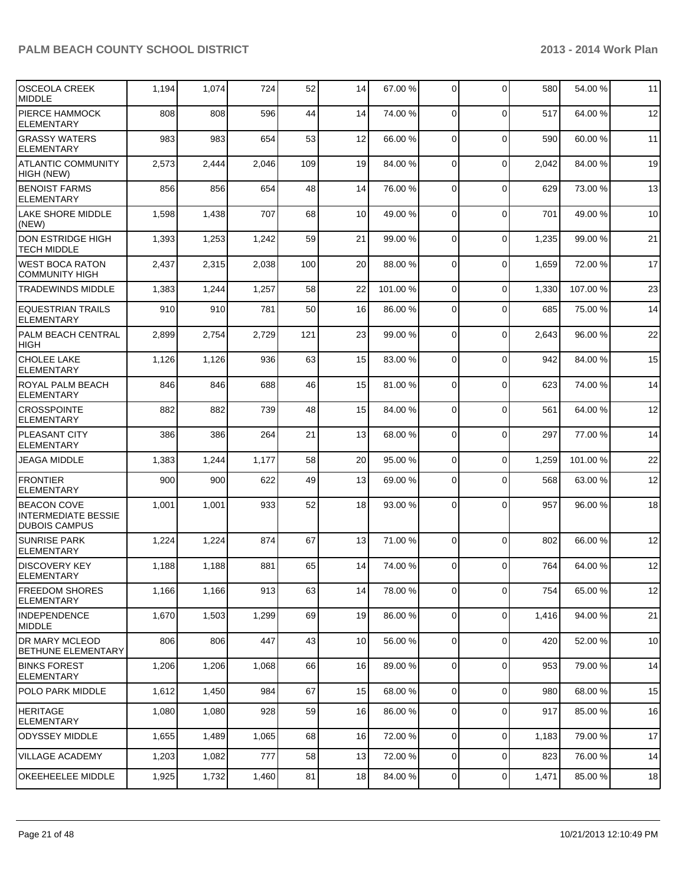| | | | | | | | | | | |
|---|---|---|---|---|---|---|---|---|---|---|
| OSCEOLA CREEK MIDDLE | 1,194 | 1,074 | 724 | 52 | 14 | 67.00 % | 0 | 0 | 580 | 54.00 % | 11 |
| PIERCE HAMMOCK ELEMENTARY | 808 | 808 | 596 | 44 | 14 | 74.00 % | 0 | 0 | 517 | 64.00 % | 12 |
| GRASSY WATERS ELEMENTARY | 983 | 983 | 654 | 53 | 12 | 66.00 % | 0 | 0 | 590 | 60.00 % | 11 |
| ATLANTIC COMMUNITY HIGH (NEW) | 2,573 | 2,444 | 2,046 | 109 | 19 | 84.00 % | 0 | 0 | 2,042 | 84.00 % | 19 |
| BENOIST FARMS ELEMENTARY | 856 | 856 | 654 | 48 | 14 | 76.00 % | 0 | 0 | 629 | 73.00 % | 13 |
| LAKE SHORE MIDDLE (NEW) | 1,598 | 1,438 | 707 | 68 | 10 | 49.00 % | 0 | 0 | 701 | 49.00 % | 10 |
| DON ESTRIDGE HIGH TECH MIDDLE | 1,393 | 1,253 | 1,242 | 59 | 21 | 99.00 % | 0 | 0 | 1,235 | 99.00 % | 21 |
| WEST BOCA RATON COMMUNITY HIGH | 2,437 | 2,315 | 2,038 | 100 | 20 | 88.00 % | 0 | 0 | 1,659 | 72.00 % | 17 |
| TRADEWINDS MIDDLE | 1,383 | 1,244 | 1,257 | 58 | 22 | 101.00 % | 0 | 0 | 1,330 | 107.00 % | 23 |
| EQUESTRIAN TRAILS ELEMENTARY | 910 | 910 | 781 | 50 | 16 | 86.00 % | 0 | 0 | 685 | 75.00 % | 14 |
| PALM BEACH CENTRAL HIGH | 2,899 | 2,754 | 2,729 | 121 | 23 | 99.00 % | 0 | 0 | 2,643 | 96.00 % | 22 |
| CHOLEE LAKE ELEMENTARY | 1,126 | 1,126 | 936 | 63 | 15 | 83.00 % | 0 | 0 | 942 | 84.00 % | 15 |
| ROYAL PALM BEACH ELEMENTARY | 846 | 846 | 688 | 46 | 15 | 81.00 % | 0 | 0 | 623 | 74.00 % | 14 |
| CROSSPOINTE ELEMENTARY | 882 | 882 | 739 | 48 | 15 | 84.00 % | 0 | 0 | 561 | 64.00 % | 12 |
| PLEASANT CITY ELEMENTARY | 386 | 386 | 264 | 21 | 13 | 68.00 % | 0 | 0 | 297 | 77.00 % | 14 |
| JEAGA MIDDLE | 1,383 | 1,244 | 1,177 | 58 | 20 | 95.00 % | 0 | 0 | 1,259 | 101.00 % | 22 |
| FRONTIER ELEMENTARY | 900 | 900 | 622 | 49 | 13 | 69.00 % | 0 | 0 | 568 | 63.00 % | 12 |
| BEACON COVE INTERMEDIATE BESSIE DUBOIS CAMPUS | 1,001 | 1,001 | 933 | 52 | 18 | 93.00 % | 0 | 0 | 957 | 96.00 % | 18 |
| SUNRISE PARK ELEMENTARY | 1,224 | 1,224 | 874 | 67 | 13 | 71.00 % | 0 | 0 | 802 | 66.00 % | 12 |
| DISCOVERY KEY ELEMENTARY | 1,188 | 1,188 | 881 | 65 | 14 | 74.00 % | 0 | 0 | 764 | 64.00 % | 12 |
| FREEDOM SHORES ELEMENTARY | 1,166 | 1,166 | 913 | 63 | 14 | 78.00 % | 0 | 0 | 754 | 65.00 % | 12 |
| INDEPENDENCE MIDDLE | 1,670 | 1,503 | 1,299 | 69 | 19 | 86.00 % | 0 | 0 | 1,416 | 94.00 % | 21 |
| DR MARY MCLEOD BETHUNE ELEMENTARY | 806 | 806 | 447 | 43 | 10 | 56.00 % | 0 | 0 | 420 | 52.00 % | 10 |
| BINKS FOREST ELEMENTARY | 1,206 | 1,206 | 1,068 | 66 | 16 | 89.00 % | 0 | 0 | 953 | 79.00 % | 14 |
| POLO PARK MIDDLE | 1,612 | 1,450 | 984 | 67 | 15 | 68.00 % | 0 | 0 | 980 | 68.00 % | 15 |
| HERITAGE ELEMENTARY | 1,080 | 1,080 | 928 | 59 | 16 | 86.00 % | 0 | 0 | 917 | 85.00 % | 16 |
| ODYSSEY MIDDLE | 1,655 | 1,489 | 1,065 | 68 | 16 | 72.00 % | 0 | 0 | 1,183 | 79.00 % | 17 |
| VILLAGE ACADEMY | 1,203 | 1,082 | 777 | 58 | 13 | 72.00 % | 0 | 0 | 823 | 76.00 % | 14 |
| OKEEHEELEE MIDDLE | 1,925 | 1,732 | 1,460 | 81 | 18 | 84.00 % | 0 | 0 | 1,471 | 85.00 % | 18 |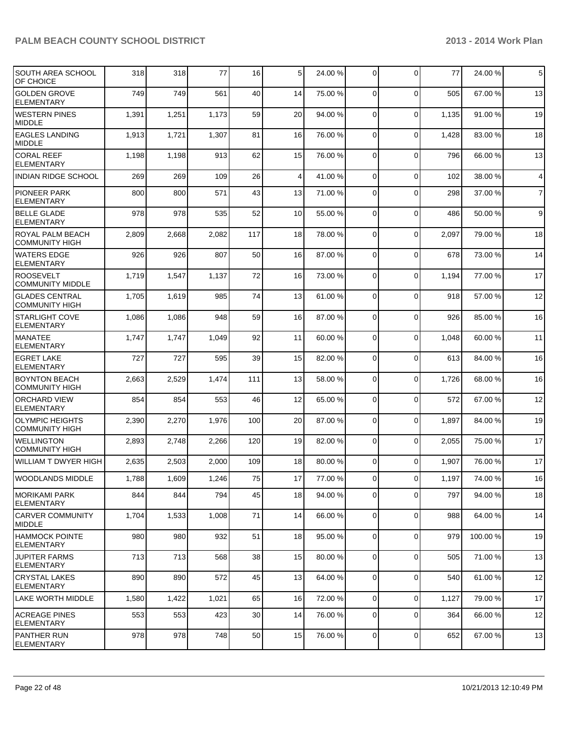| | | | | | | | | | | | |
|---|---|---|---|---|---|---|---|---|---|---|---|
| SOUTH AREA SCHOOL OF CHOICE | 318 | 318 | 77 | 16 | 5 | 24.00 % | 0 | 0 | 77 | 24.00 % | 5 |
| GOLDEN GROVE ELEMENTARY | 749 | 749 | 561 | 40 | 14 | 75.00 % | 0 | 0 | 505 | 67.00 % | 13 |
| WESTERN PINES MIDDLE | 1,391 | 1,251 | 1,173 | 59 | 20 | 94.00 % | 0 | 0 | 1,135 | 91.00 % | 19 |
| EAGLES LANDING MIDDLE | 1,913 | 1,721 | 1,307 | 81 | 16 | 76.00 % | 0 | 0 | 1,428 | 83.00 % | 18 |
| CORAL REEF ELEMENTARY | 1,198 | 1,198 | 913 | 62 | 15 | 76.00 % | 0 | 0 | 796 | 66.00 % | 13 |
| INDIAN RIDGE SCHOOL | 269 | 269 | 109 | 26 | 4 | 41.00 % | 0 | 0 | 102 | 38.00 % | 4 |
| PIONEER PARK ELEMENTARY | 800 | 800 | 571 | 43 | 13 | 71.00 % | 0 | 0 | 298 | 37.00 % | 7 |
| BELLE GLADE ELEMENTARY | 978 | 978 | 535 | 52 | 10 | 55.00 % | 0 | 0 | 486 | 50.00 % | 9 |
| ROYAL PALM BEACH COMMUNITY HIGH | 2,809 | 2,668 | 2,082 | 117 | 18 | 78.00 % | 0 | 0 | 2,097 | 79.00 % | 18 |
| WATERS EDGE ELEMENTARY | 926 | 926 | 807 | 50 | 16 | 87.00 % | 0 | 0 | 678 | 73.00 % | 14 |
| ROOSEVELT COMMUNITY MIDDLE | 1,719 | 1,547 | 1,137 | 72 | 16 | 73.00 % | 0 | 0 | 1,194 | 77.00 % | 17 |
| GLADES CENTRAL COMMUNITY HIGH | 1,705 | 1,619 | 985 | 74 | 13 | 61.00 % | 0 | 0 | 918 | 57.00 % | 12 |
| STARLIGHT COVE ELEMENTARY | 1,086 | 1,086 | 948 | 59 | 16 | 87.00 % | 0 | 0 | 926 | 85.00 % | 16 |
| MANATEE ELEMENTARY | 1,747 | 1,747 | 1,049 | 92 | 11 | 60.00 % | 0 | 0 | 1,048 | 60.00 % | 11 |
| EGRET LAKE ELEMENTARY | 727 | 727 | 595 | 39 | 15 | 82.00 % | 0 | 0 | 613 | 84.00 % | 16 |
| BOYNTON BEACH COMMUNITY HIGH | 2,663 | 2,529 | 1,474 | 111 | 13 | 58.00 % | 0 | 0 | 1,726 | 68.00 % | 16 |
| ORCHARD VIEW ELEMENTARY | 854 | 854 | 553 | 46 | 12 | 65.00 % | 0 | 0 | 572 | 67.00 % | 12 |
| OLYMPIC HEIGHTS COMMUNITY HIGH | 2,390 | 2,270 | 1,976 | 100 | 20 | 87.00 % | 0 | 0 | 1,897 | 84.00 % | 19 |
| WELLINGTON COMMUNITY HIGH | 2,893 | 2,748 | 2,266 | 120 | 19 | 82.00 % | 0 | 0 | 2,055 | 75.00 % | 17 |
| WILLIAM T DWYER HIGH | 2,635 | 2,503 | 2,000 | 109 | 18 | 80.00 % | 0 | 0 | 1,907 | 76.00 % | 17 |
| WOODLANDS MIDDLE | 1,788 | 1,609 | 1,246 | 75 | 17 | 77.00 % | 0 | 0 | 1,197 | 74.00 % | 16 |
| MORIKAMI PARK ELEMENTARY | 844 | 844 | 794 | 45 | 18 | 94.00 % | 0 | 0 | 797 | 94.00 % | 18 |
| CARVER COMMUNITY MIDDLE | 1,704 | 1,533 | 1,008 | 71 | 14 | 66.00 % | 0 | 0 | 988 | 64.00 % | 14 |
| HAMMOCK POINTE ELEMENTARY | 980 | 980 | 932 | 51 | 18 | 95.00 % | 0 | 0 | 979 | 100.00 % | 19 |
| JUPITER FARMS ELEMENTARY | 713 | 713 | 568 | 38 | 15 | 80.00 % | 0 | 0 | 505 | 71.00 % | 13 |
| CRYSTAL LAKES ELEMENTARY | 890 | 890 | 572 | 45 | 13 | 64.00 % | 0 | 0 | 540 | 61.00 % | 12 |
| LAKE WORTH MIDDLE | 1,580 | 1,422 | 1,021 | 65 | 16 | 72.00 % | 0 | 0 | 1,127 | 79.00 % | 17 |
| ACREAGE PINES ELEMENTARY | 553 | 553 | 423 | 30 | 14 | 76.00 % | 0 | 0 | 364 | 66.00 % | 12 |
| PANTHER RUN ELEMENTARY | 978 | 978 | 748 | 50 | 15 | 76.00 % | 0 | 0 | 652 | 67.00 % | 13 |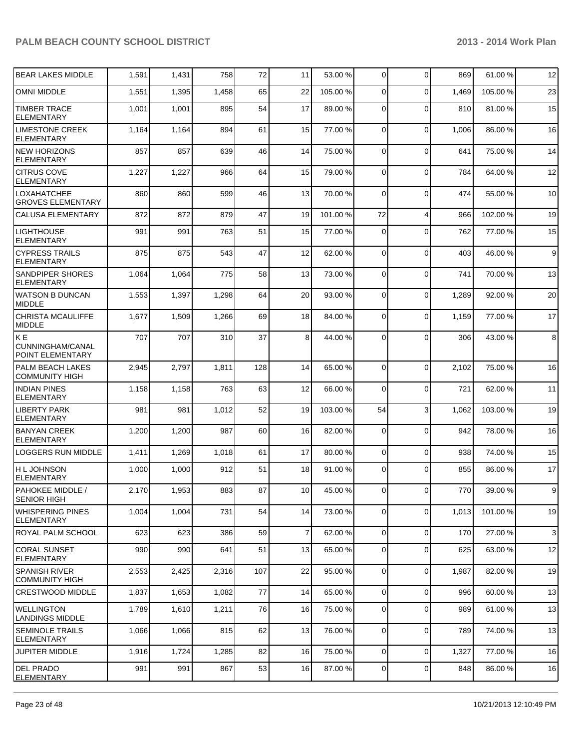| | | | | | | | | | | |
|---|---|---|---|---|---|---|---|---|---|---|
| BEAR LAKES MIDDLE | 1,591 | 1,431 | 758 | 72 | 11 | 53.00 % | 0 | 0 | 869 | 61.00 % | 12 |
| OMNI MIDDLE | 1,551 | 1,395 | 1,458 | 65 | 22 | 105.00 % | 0 | 0 | 1,469 | 105.00 % | 23 |
| TIMBER TRACE ELEMENTARY | 1,001 | 1,001 | 895 | 54 | 17 | 89.00 % | 0 | 0 | 810 | 81.00 % | 15 |
| LIMESTONE CREEK ELEMENTARY | 1,164 | 1,164 | 894 | 61 | 15 | 77.00 % | 0 | 0 | 1,006 | 86.00 % | 16 |
| NEW HORIZONS ELEMENTARY | 857 | 857 | 639 | 46 | 14 | 75.00 % | 0 | 0 | 641 | 75.00 % | 14 |
| CITRUS COVE ELEMENTARY | 1,227 | 1,227 | 966 | 64 | 15 | 79.00 % | 0 | 0 | 784 | 64.00 % | 12 |
| LOXAHATCHEE GROVES ELEMENTARY | 860 | 860 | 599 | 46 | 13 | 70.00 % | 0 | 0 | 474 | 55.00 % | 10 |
| CALUSA ELEMENTARY | 872 | 872 | 879 | 47 | 19 | 101.00 % | 72 | 4 | 966 | 102.00 % | 19 |
| LIGHTHOUSE ELEMENTARY | 991 | 991 | 763 | 51 | 15 | 77.00 % | 0 | 0 | 762 | 77.00 % | 15 |
| CYPRESS TRAILS ELEMENTARY | 875 | 875 | 543 | 47 | 12 | 62.00 % | 0 | 0 | 403 | 46.00 % | 9 |
| SANDPIPER SHORES ELEMENTARY | 1,064 | 1,064 | 775 | 58 | 13 | 73.00 % | 0 | 0 | 741 | 70.00 % | 13 |
| WATSON B DUNCAN MIDDLE | 1,553 | 1,397 | 1,298 | 64 | 20 | 93.00 % | 0 | 0 | 1,289 | 92.00 % | 20 |
| CHRISTA MCAULIFFE MIDDLE | 1,677 | 1,509 | 1,266 | 69 | 18 | 84.00 % | 0 | 0 | 1,159 | 77.00 % | 17 |
| K E CUNNINGHAM/CANAL POINT ELEMENTARY | 707 | 707 | 310 | 37 | 8 | 44.00 % | 0 | 0 | 306 | 43.00 % | 8 |
| PALM BEACH LAKES COMMUNITY HIGH | 2,945 | 2,797 | 1,811 | 128 | 14 | 65.00 % | 0 | 0 | 2,102 | 75.00 % | 16 |
| INDIAN PINES ELEMENTARY | 1,158 | 1,158 | 763 | 63 | 12 | 66.00 % | 0 | 0 | 721 | 62.00 % | 11 |
| LIBERTY PARK ELEMENTARY | 981 | 981 | 1,012 | 52 | 19 | 103.00 % | 54 | 3 | 1,062 | 103.00 % | 19 |
| BANYAN CREEK ELEMENTARY | 1,200 | 1,200 | 987 | 60 | 16 | 82.00 % | 0 | 0 | 942 | 78.00 % | 16 |
| LOGGERS RUN MIDDLE | 1,411 | 1,269 | 1,018 | 61 | 17 | 80.00 % | 0 | 0 | 938 | 74.00 % | 15 |
| H L JOHNSON ELEMENTARY | 1,000 | 1,000 | 912 | 51 | 18 | 91.00 % | 0 | 0 | 855 | 86.00 % | 17 |
| PAHOKEE MIDDLE / SENIOR HIGH | 2,170 | 1,953 | 883 | 87 | 10 | 45.00 % | 0 | 0 | 770 | 39.00 % | 9 |
| WHISPERING PINES ELEMENTARY | 1,004 | 1,004 | 731 | 54 | 14 | 73.00 % | 0 | 0 | 1,013 | 101.00 % | 19 |
| ROYAL PALM SCHOOL | 623 | 623 | 386 | 59 | 7 | 62.00 % | 0 | 0 | 170 | 27.00 % | 3 |
| CORAL SUNSET ELEMENTARY | 990 | 990 | 641 | 51 | 13 | 65.00 % | 0 | 0 | 625 | 63.00 % | 12 |
| SPANISH RIVER COMMUNITY HIGH | 2,553 | 2,425 | 2,316 | 107 | 22 | 95.00 % | 0 | 0 | 1,987 | 82.00 % | 19 |
| CRESTWOOD MIDDLE | 1,837 | 1,653 | 1,082 | 77 | 14 | 65.00 % | 0 | 0 | 996 | 60.00 % | 13 |
| WELLINGTON LANDINGS MIDDLE | 1,789 | 1,610 | 1,211 | 76 | 16 | 75.00 % | 0 | 0 | 989 | 61.00 % | 13 |
| SEMINOLE TRAILS ELEMENTARY | 1,066 | 1,066 | 815 | 62 | 13 | 76.00 % | 0 | 0 | 789 | 74.00 % | 13 |
| JUPITER MIDDLE | 1,916 | 1,724 | 1,285 | 82 | 16 | 75.00 % | 0 | 0 | 1,327 | 77.00 % | 16 |
| DEL PRADO ELEMENTARY | 991 | 991 | 867 | 53 | 16 | 87.00 % | 0 | 0 | 848 | 86.00 % | 16 |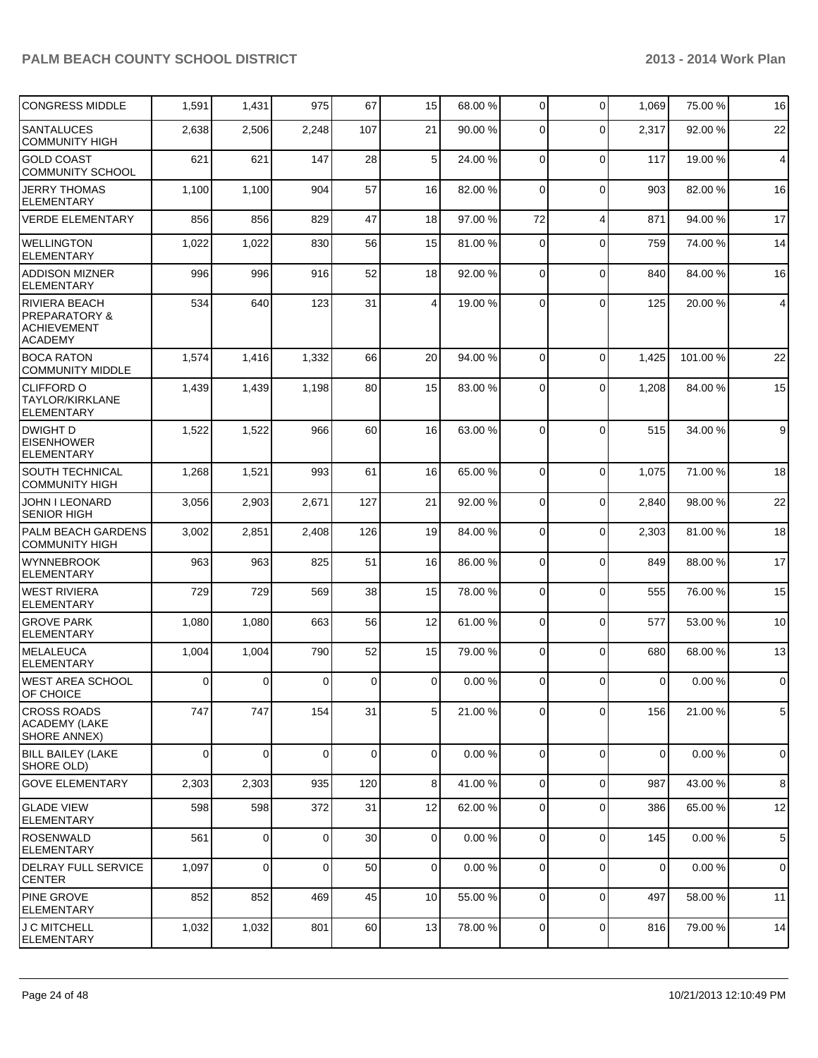| CONGRESS MIDDLE | 1,591 | 1,431 | 975 | 67 | 15 | 68.00 % | 0 | 0 | 1,069 | 75.00 % | 16 |
|---|---|---|---|---|---|---|---|---|---|---|---|
| SANTALUCES COMMUNITY HIGH | 2,638 | 2,506 | 2,248 | 107 | 21 | 90.00 % | 0 | 0 | 2,317 | 92.00 % | 22 |
| GOLD COAST COMMUNITY SCHOOL | 621 | 621 | 147 | 28 | 5 | 24.00 % | 0 | 0 | 117 | 19.00 % | 4 |
| JERRY THOMAS ELEMENTARY | 1,100 | 1,100 | 904 | 57 | 16 | 82.00 % | 0 | 0 | 903 | 82.00 % | 16 |
| VERDE ELEMENTARY | 856 | 856 | 829 | 47 | 18 | 97.00 % | 72 | 4 | 871 | 94.00 % | 17 |
| WELLINGTON ELEMENTARY | 1,022 | 1,022 | 830 | 56 | 15 | 81.00 % | 0 | 0 | 759 | 74.00 % | 14 |
| ADDISON MIZNER ELEMENTARY | 996 | 996 | 916 | 52 | 18 | 92.00 % | 0 | 0 | 840 | 84.00 % | 16 |
| RIVIERA BEACH PREPARATORY & ACHIEVEMENT ACADEMY | 534 | 640 | 123 | 31 | 4 | 19.00 % | 0 | 0 | 125 | 20.00 % | 4 |
| BOCA RATON COMMUNITY MIDDLE | 1,574 | 1,416 | 1,332 | 66 | 20 | 94.00 % | 0 | 0 | 1,425 | 101.00 % | 22 |
| CLIFFORD O TAYLOR/KIRKLANE ELEMENTARY | 1,439 | 1,439 | 1,198 | 80 | 15 | 83.00 % | 0 | 0 | 1,208 | 84.00 % | 15 |
| DWIGHT D EISENHOWER ELEMENTARY | 1,522 | 1,522 | 966 | 60 | 16 | 63.00 % | 0 | 0 | 515 | 34.00 % | 9 |
| SOUTH TECHNICAL COMMUNITY HIGH | 1,268 | 1,521 | 993 | 61 | 16 | 65.00 % | 0 | 0 | 1,075 | 71.00 % | 18 |
| JOHN I LEONARD SENIOR HIGH | 3,056 | 2,903 | 2,671 | 127 | 21 | 92.00 % | 0 | 0 | 2,840 | 98.00 % | 22 |
| PALM BEACH GARDENS COMMUNITY HIGH | 3,002 | 2,851 | 2,408 | 126 | 19 | 84.00 % | 0 | 0 | 2,303 | 81.00 % | 18 |
| WYNNEBROOK ELEMENTARY | 963 | 963 | 825 | 51 | 16 | 86.00 % | 0 | 0 | 849 | 88.00 % | 17 |
| WEST RIVIERA ELEMENTARY | 729 | 729 | 569 | 38 | 15 | 78.00 % | 0 | 0 | 555 | 76.00 % | 15 |
| GROVE PARK ELEMENTARY | 1,080 | 1,080 | 663 | 56 | 12 | 61.00 % | 0 | 0 | 577 | 53.00 % | 10 |
| MELALEUCA ELEMENTARY | 1,004 | 1,004 | 790 | 52 | 15 | 79.00 % | 0 | 0 | 680 | 68.00 % | 13 |
| WEST AREA SCHOOL OF CHOICE | 0 | 0 | 0 | 0 | 0 | 0.00 % | 0 | 0 | 0 | 0.00 % | 0 |
| CROSS ROADS ACADEMY (LAKE SHORE ANNEX) | 747 | 747 | 154 | 31 | 5 | 21.00 % | 0 | 0 | 156 | 21.00 % | 5 |
| BILL BAILEY (LAKE SHORE OLD) | 0 | 0 | 0 | 0 | 0 | 0.00 % | 0 | 0 | 0 | 0.00 % | 0 |
| GOVE ELEMENTARY | 2,303 | 2,303 | 935 | 120 | 8 | 41.00 % | 0 | 0 | 987 | 43.00 % | 8 |
| GLADE VIEW ELEMENTARY | 598 | 598 | 372 | 31 | 12 | 62.00 % | 0 | 0 | 386 | 65.00 % | 12 |
| ROSENWALD ELEMENTARY | 561 | 0 | 0 | 30 | 0 | 0.00 % | 0 | 0 | 145 | 0.00 % | 5 |
| DELRAY FULL SERVICE CENTER | 1,097 | 0 | 0 | 50 | 0 | 0.00 % | 0 | 0 | 0 | 0.00 % | 0 |
| PINE GROVE ELEMENTARY | 852 | 852 | 469 | 45 | 10 | 55.00 % | 0 | 0 | 497 | 58.00 % | 11 |
| J C MITCHELL ELEMENTARY | 1,032 | 1,032 | 801 | 60 | 13 | 78.00 % | 0 | 0 | 816 | 79.00 % | 14 |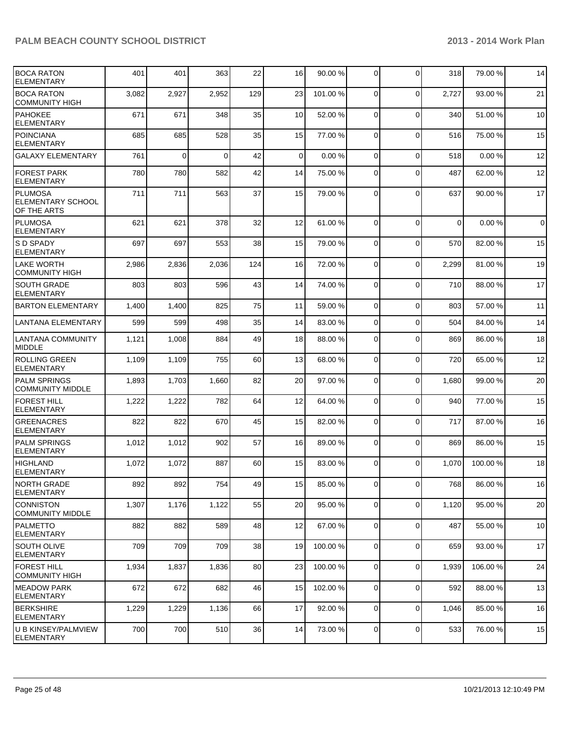| | | | | | | | | | | | |
|---|---|---|---|---|---|---|---|---|---|---|---|
| BOCA RATON ELEMENTARY | 401 | 401 | 363 | 22 | 16 | 90.00 % | 0 | 0 | 318 | 79.00 % | 14 |
| BOCA RATON COMMUNITY HIGH | 3,082 | 2,927 | 2,952 | 129 | 23 | 101.00 % | 0 | 0 | 2,727 | 93.00 % | 21 |
| PAHOKEE ELEMENTARY | 671 | 671 | 348 | 35 | 10 | 52.00 % | 0 | 0 | 340 | 51.00 % | 10 |
| POINCIANA ELEMENTARY | 685 | 685 | 528 | 35 | 15 | 77.00 % | 0 | 0 | 516 | 75.00 % | 15 |
| GALAXY ELEMENTARY | 761 | 0 | 0 | 42 | 0 | 0.00 % | 0 | 0 | 518 | 0.00 % | 12 |
| FOREST PARK ELEMENTARY | 780 | 780 | 582 | 42 | 14 | 75.00 % | 0 | 0 | 487 | 62.00 % | 12 |
| PLUMOSA ELEMENTARY SCHOOL OF THE ARTS | 711 | 711 | 563 | 37 | 15 | 79.00 % | 0 | 0 | 637 | 90.00 % | 17 |
| PLUMOSA ELEMENTARY | 621 | 621 | 378 | 32 | 12 | 61.00 % | 0 | 0 | 0 | 0.00 % | 0 |
| S D SPADY ELEMENTARY | 697 | 697 | 553 | 38 | 15 | 79.00 % | 0 | 0 | 570 | 82.00 % | 15 |
| LAKE WORTH COMMUNITY HIGH | 2,986 | 2,836 | 2,036 | 124 | 16 | 72.00 % | 0 | 0 | 2,299 | 81.00 % | 19 |
| SOUTH GRADE ELEMENTARY | 803 | 803 | 596 | 43 | 14 | 74.00 % | 0 | 0 | 710 | 88.00 % | 17 |
| BARTON ELEMENTARY | 1,400 | 1,400 | 825 | 75 | 11 | 59.00 % | 0 | 0 | 803 | 57.00 % | 11 |
| LANTANA ELEMENTARY | 599 | 599 | 498 | 35 | 14 | 83.00 % | 0 | 0 | 504 | 84.00 % | 14 |
| LANTANA COMMUNITY MIDDLE | 1,121 | 1,008 | 884 | 49 | 18 | 88.00 % | 0 | 0 | 869 | 86.00 % | 18 |
| ROLLING GREEN ELEMENTARY | 1,109 | 1,109 | 755 | 60 | 13 | 68.00 % | 0 | 0 | 720 | 65.00 % | 12 |
| PALM SPRINGS COMMUNITY MIDDLE | 1,893 | 1,703 | 1,660 | 82 | 20 | 97.00 % | 0 | 0 | 1,680 | 99.00 % | 20 |
| FOREST HILL ELEMENTARY | 1,222 | 1,222 | 782 | 64 | 12 | 64.00 % | 0 | 0 | 940 | 77.00 % | 15 |
| GREENACRES ELEMENTARY | 822 | 822 | 670 | 45 | 15 | 82.00 % | 0 | 0 | 717 | 87.00 % | 16 |
| PALM SPRINGS ELEMENTARY | 1,012 | 1,012 | 902 | 57 | 16 | 89.00 % | 0 | 0 | 869 | 86.00 % | 15 |
| HIGHLAND ELEMENTARY | 1,072 | 1,072 | 887 | 60 | 15 | 83.00 % | 0 | 0 | 1,070 | 100.00 % | 18 |
| NORTH GRADE ELEMENTARY | 892 | 892 | 754 | 49 | 15 | 85.00 % | 0 | 0 | 768 | 86.00 % | 16 |
| CONNISTON COMMUNITY MIDDLE | 1,307 | 1,176 | 1,122 | 55 | 20 | 95.00 % | 0 | 0 | 1,120 | 95.00 % | 20 |
| PALMETTO ELEMENTARY | 882 | 882 | 589 | 48 | 12 | 67.00 % | 0 | 0 | 487 | 55.00 % | 10 |
| SOUTH OLIVE ELEMENTARY | 709 | 709 | 709 | 38 | 19 | 100.00 % | 0 | 0 | 659 | 93.00 % | 17 |
| FOREST HILL COMMUNITY HIGH | 1,934 | 1,837 | 1,836 | 80 | 23 | 100.00 % | 0 | 0 | 1,939 | 106.00 % | 24 |
| MEADOW PARK ELEMENTARY | 672 | 672 | 682 | 46 | 15 | 102.00 % | 0 | 0 | 592 | 88.00 % | 13 |
| BERKSHIRE ELEMENTARY | 1,229 | 1,229 | 1,136 | 66 | 17 | 92.00 % | 0 | 0 | 1,046 | 85.00 % | 16 |
| U B KINSEY/PALMVIEW ELEMENTARY | 700 | 700 | 510 | 36 | 14 | 73.00 % | 0 | 0 | 533 | 76.00 % | 15 |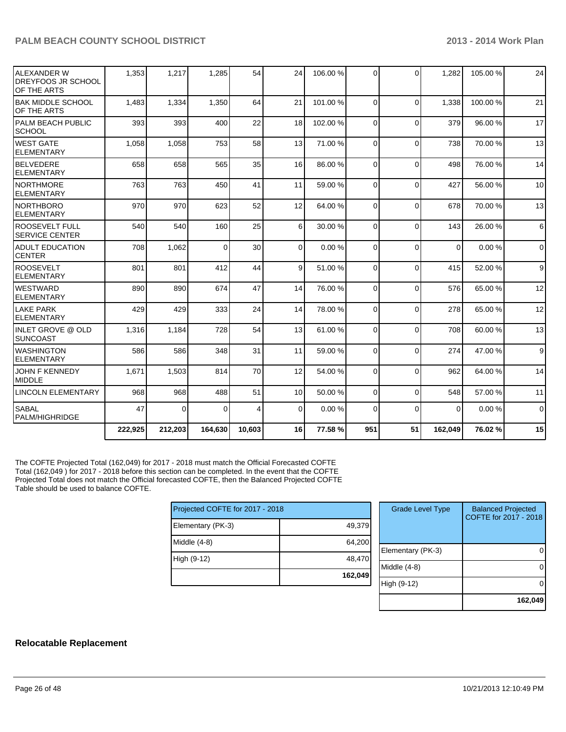| | | | | | | | | | | | |
|---|---|---|---|---|---|---|---|---|---|---|---|
| ALEXANDER W DREYFOOS JR SCHOOL OF THE ARTS | 1,353 | 1,217 | 1,285 | 54 | 24 | 106.00 % | 0 | 0 | 1,282 | 105.00 % | 24 |
| BAK MIDDLE SCHOOL OF THE ARTS | 1,483 | 1,334 | 1,350 | 64 | 21 | 101.00 % | 0 | 0 | 1,338 | 100.00 % | 21 |
| PALM BEACH PUBLIC SCHOOL | 393 | 393 | 400 | 22 | 18 | 102.00 % | 0 | 0 | 379 | 96.00 % | 17 |
| WEST GATE ELEMENTARY | 1,058 | 1,058 | 753 | 58 | 13 | 71.00 % | 0 | 0 | 738 | 70.00 % | 13 |
| BELVEDERE ELEMENTARY | 658 | 658 | 565 | 35 | 16 | 86.00 % | 0 | 0 | 498 | 76.00 % | 14 |
| NORTHMORE ELEMENTARY | 763 | 763 | 450 | 41 | 11 | 59.00 % | 0 | 0 | 427 | 56.00 % | 10 |
| NORTHBORO ELEMENTARY | 970 | 970 | 623 | 52 | 12 | 64.00 % | 0 | 0 | 678 | 70.00 % | 13 |
| ROOSEVELT FULL SERVICE CENTER | 540 | 540 | 160 | 25 | 6 | 30.00 % | 0 | 0 | 143 | 26.00 % | 6 |
| ADULT EDUCATION CENTER | 708 | 1,062 | 0 | 30 | 0 | 0.00 % | 0 | 0 | 0 | 0.00 % | 0 |
| ROOSEVELT ELEMENTARY | 801 | 801 | 412 | 44 | 9 | 51.00 % | 0 | 0 | 415 | 52.00 % | 9 |
| WESTWARD ELEMENTARY | 890 | 890 | 674 | 47 | 14 | 76.00 % | 0 | 0 | 576 | 65.00 % | 12 |
| LAKE PARK ELEMENTARY | 429 | 429 | 333 | 24 | 14 | 78.00 % | 0 | 0 | 278 | 65.00 % | 12 |
| INLET GROVE @ OLD SUNCOAST | 1,316 | 1,184 | 728 | 54 | 13 | 61.00 % | 0 | 0 | 708 | 60.00 % | 13 |
| WASHINGTON ELEMENTARY | 586 | 586 | 348 | 31 | 11 | 59.00 % | 0 | 0 | 274 | 47.00 % | 9 |
| JOHN F KENNEDY MIDDLE | 1,671 | 1,503 | 814 | 70 | 12 | 54.00 % | 0 | 0 | 962 | 64.00 % | 14 |
| LINCOLN ELEMENTARY | 968 | 968 | 488 | 51 | 10 | 50.00 % | 0 | 0 | 548 | 57.00 % | 11 |
| SABAL PALM/HIGHRIDGE | 47 | 0 | 0 | 4 | 0 | 0.00 % | 0 | 0 | 0 | 0.00 % | 0 |
| | **222,925** | **212,203** | **164,630** | **10,603** | **16** | **77.58 %** | **951** | **51** | **162,049** | **76.02 %** | **15** |

The COFTE Projected Total (162,049) for 2017 - 2018 must match the Official Forecasted COFTE Total (162,049 ) for 2017 - 2018 before this section can be completed. In the event that the COFTE Projected Total does not match the Official forecasted COFTE, then the Balanced Projected COFTE Table should be used to balance COFTE.

| Projected COFTE for 2017 - 2018 | |
|---|---|
| Elementary (PK-3) | 49,379 |
| Middle (4-8) | 64,200 |
| High (9-12) | 48,470 |
| | **162,049** |

| Grade Level Type | Balanced Projected COFTE for 2017 - 2018 |
|---|---|
| Elementary (PK-3) | 0 |
| Middle (4-8) | 0 |
| High (9-12) | 0 |
| | **162,049** |

## Relocatable Replacement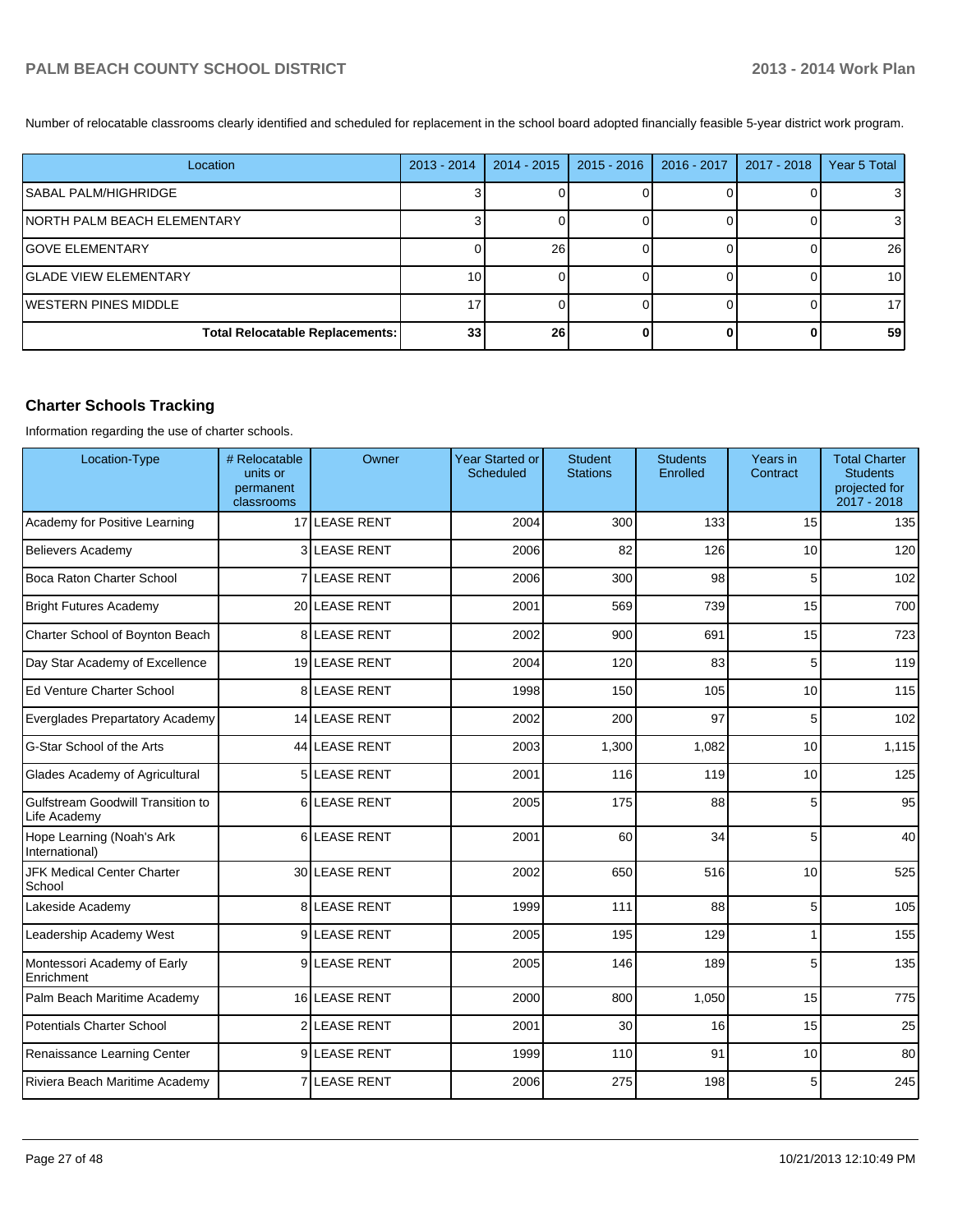Number of relocatable classrooms clearly identified and scheduled for replacement in the school board adopted financially feasible 5-year district work program.

| Location | 2013 - 2014 | 2014 - 2015 | 2015 - 2016 | 2016 - 2017 | 2017 - 2018 | Year 5 Total |
|---|---|---|---|---|---|---|
| SABAL PALM/HIGHRIDGE | 3 | 0 | 0 | 0 | 0 | 3 |
| NORTH PALM BEACH ELEMENTARY | 3 | 0 | 0 | 0 | 0 | 3 |
| GOVE ELEMENTARY | 0 | 26 | 0 | 0 | 0 | 26 |
| GLADE VIEW ELEMENTARY | 10 | 0 | 0 | 0 | 0 | 10 |
| WESTERN PINES MIDDLE | 17 | 0 | 0 | 0 | 0 | 17 |
| **Total Relocatable Replacements:** | **33** | **26** | **0** | **0** | **0** | **59** |

## Charter Schools Tracking

Information regarding the use of charter schools.

| Location-Type | # Relocatable units or permanent classrooms | Owner | Year Started or Scheduled | Student Stations | Students Enrolled | Years in Contract | Total Charter Students projected for 2017 - 2018 |
|---|---|---|---|---|---|---|---|
| Academy for Positive Learning | 17 | LEASE RENT | 2004 | 300 | 133 | 15 | 135 |
| Believers Academy | 3 | LEASE RENT | 2006 | 82 | 126 | 10 | 120 |
| Boca Raton Charter School | 7 | LEASE RENT | 2006 | 300 | 98 | 5 | 102 |
| Bright Futures Academy | 20 | LEASE RENT | 2001 | 569 | 739 | 15 | 700 |
| Charter School of Boynton Beach | 8 | LEASE RENT | 2002 | 900 | 691 | 15 | 723 |
| Day Star Academy of Excellence | 19 | LEASE RENT | 2004 | 120 | 83 | 5 | 119 |
| Ed Venture Charter School | 8 | LEASE RENT | 1998 | 150 | 105 | 10 | 115 |
| Everglades Prepartatory Academy | 14 | LEASE RENT | 2002 | 200 | 97 | 5 | 102 |
| G-Star School of the Arts | 44 | LEASE RENT | 2003 | 1,300 | 1,082 | 10 | 1,115 |
| Glades Academy of Agricultural | 5 | LEASE RENT | 2001 | 116 | 119 | 10 | 125 |
| Gulfstream Goodwill Transition to Life Academy | 6 | LEASE RENT | 2005 | 175 | 88 | 5 | 95 |
| Hope Learning (Noah's Ark International) | 6 | LEASE RENT | 2001 | 60 | 34 | 5 | 40 |
| JFK Medical Center Charter School | 30 | LEASE RENT | 2002 | 650 | 516 | 10 | 525 |
| Lakeside Academy | 8 | LEASE RENT | 1999 | 111 | 88 | 5 | 105 |
| Leadership Academy West | 9 | LEASE RENT | 2005 | 195 | 129 | 1 | 155 |
| Montessori Academy of Early Enrichment | 9 | LEASE RENT | 2005 | 146 | 189 | 5 | 135 |
| Palm Beach Maritime Academy | 16 | LEASE RENT | 2000 | 800 | 1,050 | 15 | 775 |
| Potentials Charter School | 2 | LEASE RENT | 2001 | 30 | 16 | 15 | 25 |
| Renaissance Learning Center | 9 | LEASE RENT | 1999 | 110 | 91 | 10 | 80 |
| Riviera Beach Maritime Academy | 7 | LEASE RENT | 2006 | 275 | 198 | 5 | 245 |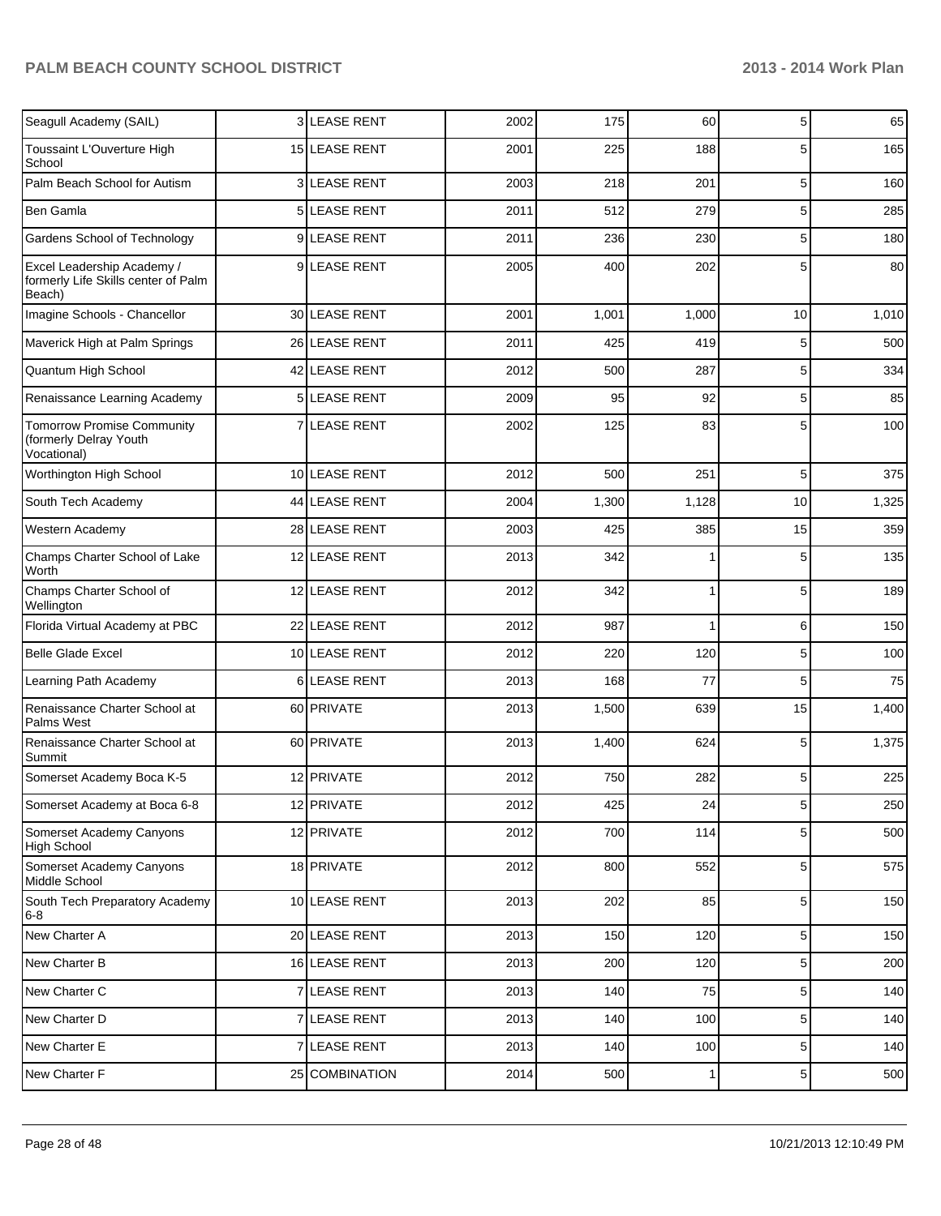| | | | | | | | |
|---|---|---|---|---|---|---|---|
| Seagull Academy (SAIL) | 3 | LEASE RENT | 2002 | 175 | 60 | 5 | 65 |
| Toussaint L'Ouverture High School | 15 | LEASE RENT | 2001 | 225 | 188 | 5 | 165 |
| Palm Beach School for Autism | 3 | LEASE RENT | 2003 | 218 | 201 | 5 | 160 |
| Ben Gamla | 5 | LEASE RENT | 2011 | 512 | 279 | 5 | 285 |
| Gardens School of Technology | 9 | LEASE RENT | 2011 | 236 | 230 | 5 | 180 |
| Excel Leadership Academy / formerly Life Skills center of Palm Beach) | 9 | LEASE RENT | 2005 | 400 | 202 | 5 | 80 |
| Imagine Schools - Chancellor | 30 | LEASE RENT | 2001 | 1,001 | 1,000 | 10 | 1,010 |
| Maverick High at Palm Springs | 26 | LEASE RENT | 2011 | 425 | 419 | 5 | 500 |
| Quantum High School | 42 | LEASE RENT | 2012 | 500 | 287 | 5 | 334 |
| Renaissance Learning Academy | 5 | LEASE RENT | 2009 | 95 | 92 | 5 | 85 |
| Tomorrow Promise Community (formerly Delray Youth Vocational) | 7 | LEASE RENT | 2002 | 125 | 83 | 5 | 100 |
| Worthington High School | 10 | LEASE RENT | 2012 | 500 | 251 | 5 | 375 |
| South Tech Academy | 44 | LEASE RENT | 2004 | 1,300 | 1,128 | 10 | 1,325 |
| Western Academy | 28 | LEASE RENT | 2003 | 425 | 385 | 15 | 359 |
| Champs Charter School of Lake Worth | 12 | LEASE RENT | 2013 | 342 | 1 | 5 | 135 |
| Champs Charter School of Wellington | 12 | LEASE RENT | 2012 | 342 | 1 | 5 | 189 |
| Florida Virtual Academy at PBC | 22 | LEASE RENT | 2012 | 987 | 1 | 6 | 150 |
| Belle Glade Excel | 10 | LEASE RENT | 2012 | 220 | 120 | 5 | 100 |
| Learning Path Academy | 6 | LEASE RENT | 2013 | 168 | 77 | 5 | 75 |
| Renaissance Charter School at Palms West | 60 | PRIVATE | 2013 | 1,500 | 639 | 15 | 1,400 |
| Renaissance Charter School at Summit | 60 | PRIVATE | 2013 | 1,400 | 624 | 5 | 1,375 |
| Somerset Academy Boca K-5 | 12 | PRIVATE | 2012 | 750 | 282 | 5 | 225 |
| Somerset Academy at Boca 6-8 | 12 | PRIVATE | 2012 | 425 | 24 | 5 | 250 |
| Somerset Academy Canyons High School | 12 | PRIVATE | 2012 | 700 | 114 | 5 | 500 |
| Somerset Academy Canyons Middle School | 18 | PRIVATE | 2012 | 800 | 552 | 5 | 575 |
| South Tech Preparatory Academy 6-8 | 10 | LEASE RENT | 2013 | 202 | 85 | 5 | 150 |
| New Charter A | 20 | LEASE RENT | 2013 | 150 | 120 | 5 | 150 |
| New Charter B | 16 | LEASE RENT | 2013 | 200 | 120 | 5 | 200 |
| New Charter C | 7 | LEASE RENT | 2013 | 140 | 75 | 5 | 140 |
| New Charter D | 7 | LEASE RENT | 2013 | 140 | 100 | 5 | 140 |
| New Charter E | 7 | LEASE RENT | 2013 | 140 | 100 | 5 | 140 |
| New Charter F | 25 | COMBINATION | 2014 | 500 | 1 | 5 | 500 |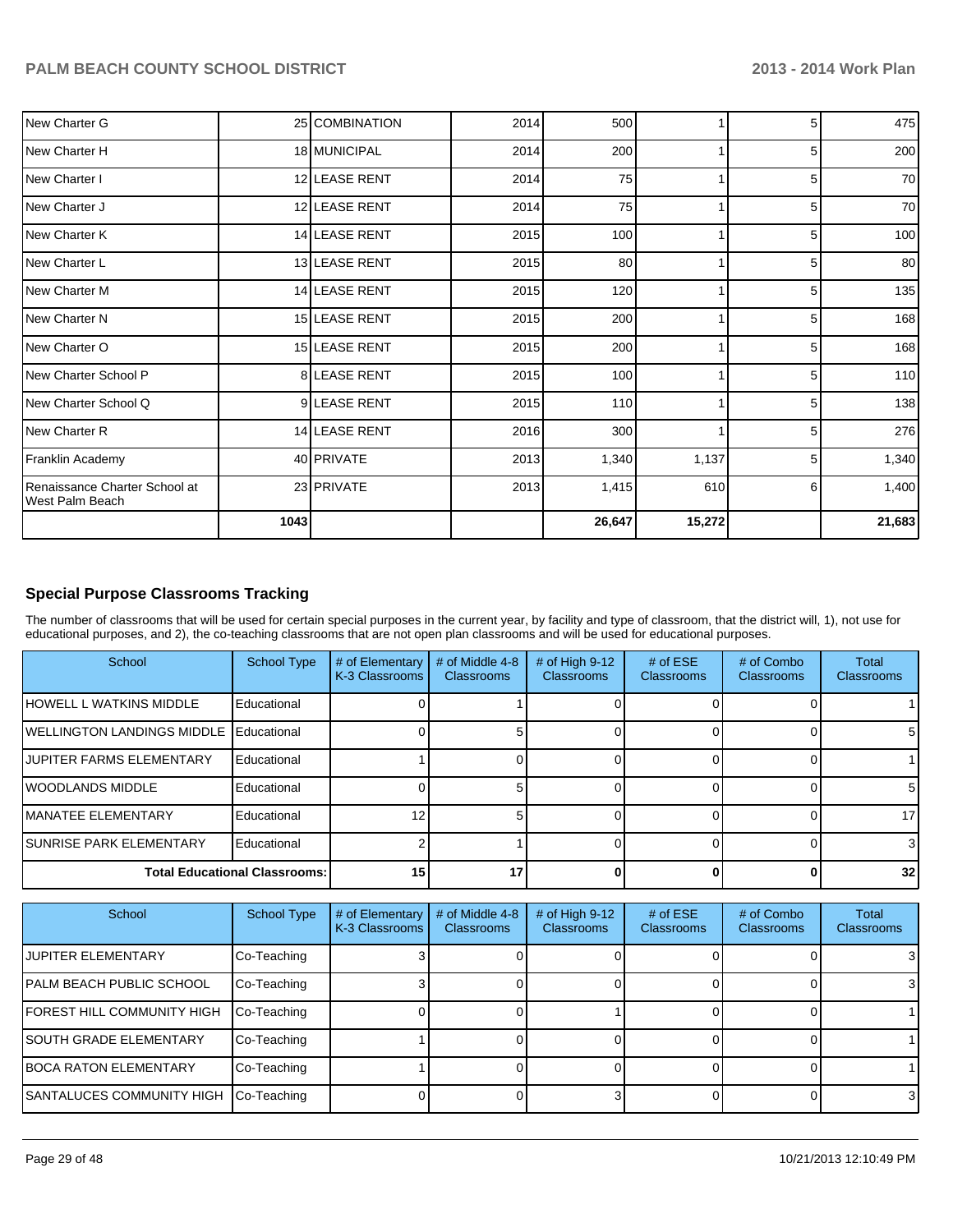| | | | | | | | |
|---|---|---|---|---|---|---|---|
| New Charter G | 25 | COMBINATION | 2014 | 500 | 1 | 5 | 475 |
| New Charter H | 18 | MUNICIPAL | 2014 | 200 | 1 | 5 | 200 |
| New Charter I | 12 | LEASE RENT | 2014 | 75 | 1 | 5 | 70 |
| New Charter J | 12 | LEASE RENT | 2014 | 75 | 1 | 5 | 70 |
| New Charter K | 14 | LEASE RENT | 2015 | 100 | 1 | 5 | 100 |
| New Charter L | 13 | LEASE RENT | 2015 | 80 | 1 | 5 | 80 |
| New Charter M | 14 | LEASE RENT | 2015 | 120 | 1 | 5 | 135 |
| New Charter N | 15 | LEASE RENT | 2015 | 200 | 1 | 5 | 168 |
| New Charter O | 15 | LEASE RENT | 2015 | 200 | 1 | 5 | 168 |
| New Charter School P | 8 | LEASE RENT | 2015 | 100 | 1 | 5 | 110 |
| New Charter School Q | 9 | LEASE RENT | 2015 | 110 | 1 | 5 | 138 |
| New Charter R | 14 | LEASE RENT | 2016 | 300 | 1 | 5 | 276 |
| Franklin Academy | 40 | PRIVATE | 2013 | 1,340 | 1,137 | 5 | 1,340 |
| Renaissance Charter School at West Palm Beach | 23 | PRIVATE | 2013 | 1,415 | 610 | 6 | 1,400 |
| | **1043** | | | **26,647** | **15,272** | | **21,683** |

## Special Purpose Classrooms Tracking

The number of classrooms that will be used for certain special purposes in the current year, by facility and type of classroom, that the district will, 1), not use for educational purposes, and 2), the co-teaching classrooms that are not open plan classrooms and will be used for educational purposes.

| School | School Type | # of Elementary K-3 Classrooms | # of Middle 4-8 Classrooms | # of High 9-12 Classrooms | # of ESE Classrooms | # of Combo Classrooms | Total Classrooms |
|---|---|---|---|---|---|---|---|
| HOWELL L WATKINS MIDDLE | Educational | 0 | 1 | 0 | 0 | 0 | 1 |
| WELLINGTON LANDINGS MIDDLE | Educational | 0 | 5 | 0 | 0 | 0 | 5 |
| JUPITER FARMS ELEMENTARY | Educational | 1 | 0 | 0 | 0 | 0 | 1 |
| WOODLANDS MIDDLE | Educational | 0 | 5 | 0 | 0 | 0 | 5 |
| MANATEE ELEMENTARY | Educational | 12 | 5 | 0 | 0 | 0 | 17 |
| SUNRISE PARK ELEMENTARY | Educational | 2 | 1 | 0 | 0 | 0 | 3 |
| **Total Educational Classrooms:** | | **15** | **17** | **0** | **0** | **0** | **32** |

| School | School Type | # of Elementary K-3 Classrooms | # of Middle 4-8 Classrooms | # of High 9-12 Classrooms | # of ESE Classrooms | # of Combo Classrooms | Total Classrooms |
|---|---|---|---|---|---|---|---|
| JUPITER ELEMENTARY | Co-Teaching | 3 | 0 | 0 | 0 | 0 | 3 |
| PALM BEACH PUBLIC SCHOOL | Co-Teaching | 3 | 0 | 0 | 0 | 0 | 3 |
| FOREST HILL COMMUNITY HIGH | Co-Teaching | 0 | 0 | 1 | 0 | 0 | 1 |
| SOUTH GRADE ELEMENTARY | Co-Teaching | 1 | 0 | 0 | 0 | 0 | 1 |
| BOCA RATON ELEMENTARY | Co-Teaching | 1 | 0 | 0 | 0 | 0 | 1 |
| SANTALUCES COMMUNITY HIGH | Co-Teaching | 0 | 0 | 3 | 0 | 0 | 3 |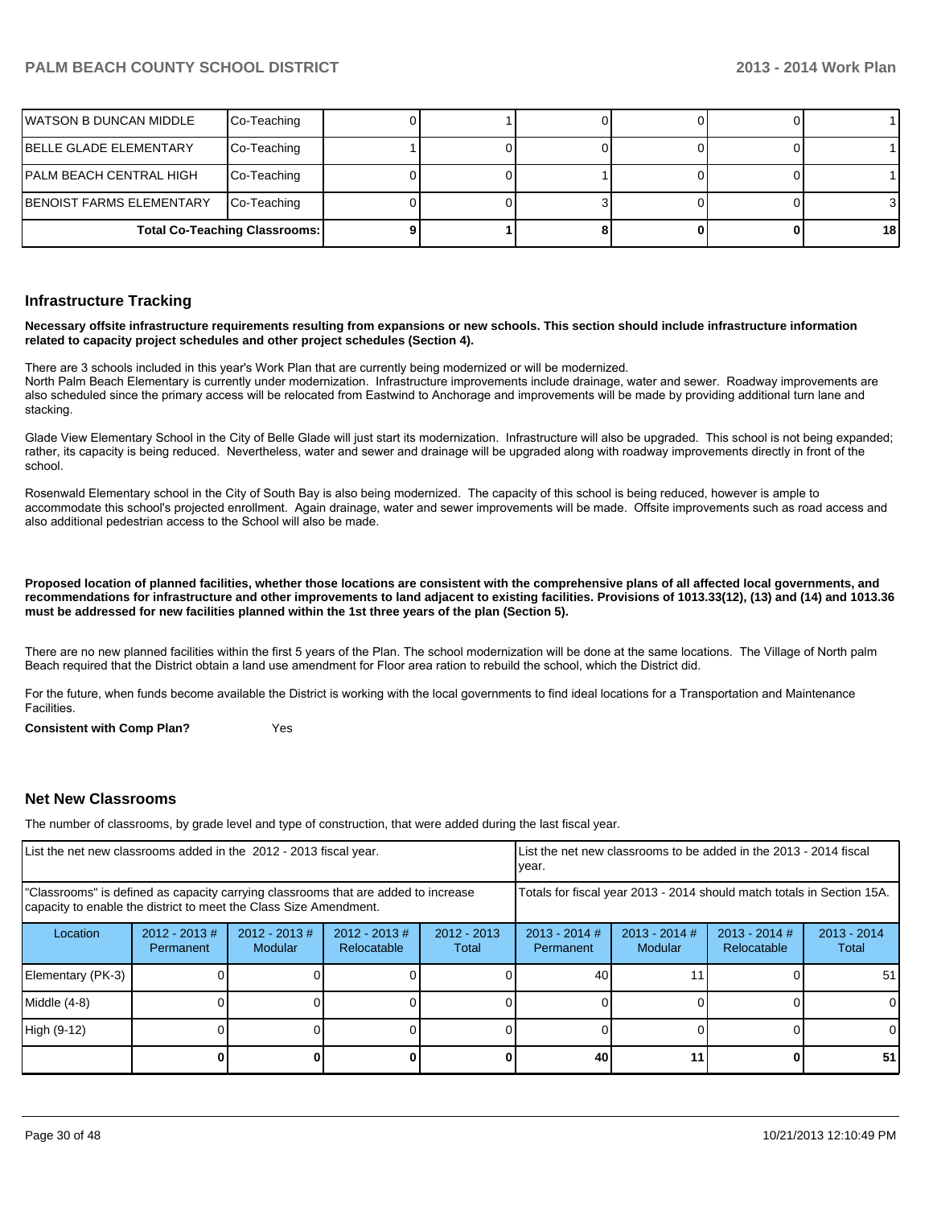| WATSON B DUNCAN MIDDLE | Co-Teaching | 0 | 1 | 0 | 0 | 0 | 1 |
|---|---|---|---|---|---|---|---|
| BELLE GLADE ELEMENTARY | Co-Teaching | 1 | 0 | 0 | 0 | 0 | 1 |
| PALM BEACH CENTRAL HIGH | Co-Teaching | 0 | 0 | 1 | 0 | 0 | 1 |
| BENOIST FARMS ELEMENTARY | Co-Teaching | 0 | 0 | 3 | 0 | 0 | 3 |
| Total Co-Teaching Classrooms: | | 9 | 1 | 8 | 0 | 0 | 18 |

## Infrastructure Tracking

**Necessary offsite infrastructure requirements resulting from expansions or new schools. This section should include infrastructure information related to capacity project schedules and other project schedules (Section 4).**

There are 3 schools included in this year's Work Plan that are currently being modernized or will be modernized.
North Palm Beach Elementary is currently under modernization. Infrastructure improvements include drainage, water and sewer. Roadway improvements are also scheduled since the primary access will be relocated from Eastwind to Anchorage and improvements will be made by providing additional turn lane and stacking.

Glade View Elementary School in the City of Belle Glade will just start its modernization. Infrastructure will also be upgraded. This school is not being expanded; rather, its capacity is being reduced. Nevertheless, water and sewer and drainage will be upgraded along with roadway improvements directly in front of the school.

Rosenwald Elementary school in the City of South Bay is also being modernized. The capacity of this school is being reduced, however is ample to accommodate this school's projected enrollment. Again drainage, water and sewer improvements will be made. Offsite improvements such as road access and also additional pedestrian access to the School will also be made.

**Proposed location of planned facilities, whether those locations are consistent with the comprehensive plans of all affected local governments, and recommendations for infrastructure and other improvements to land adjacent to existing facilities. Provisions of 1013.33(12), (13) and (14) and 1013.36 must be addressed for new facilities planned within the 1st three years of the plan (Section 5).**

There are no new planned facilities within the first 5 years of the Plan. The school modernization will be done at the same locations. The Village of North palm Beach required that the District obtain a land use amendment for Floor area ration to rebuild the school, which the District did.

For the future, when funds become available the District is working with the local governments to find ideal locations for a Transportation and Maintenance Facilities.

**Consistent with Comp Plan?** Yes

## Net New Classrooms

The number of classrooms, by grade level and type of construction, that were added during the last fiscal year.

| List the net new classrooms added in the 2012 - 2013 fiscal year. | | | | | List the net new classrooms to be added in the 2013 - 2014 fiscal year. | | | |
|---|---|---|---|---|---|---|---|---|
| "Classrooms" is defined as capacity carrying classrooms that are added to increase capacity to enable the district to meet the Class Size Amendment. | | | | | Totals for fiscal year 2013 - 2014 should match totals in Section 15A. | | | |
| Location | 2012 - 2013 # Permanent | 2012 - 2013 # Modular | 2012 - 2013 # Relocatable | 2012 - 2013 Total | 2013 - 2014 # Permanent | 2013 - 2014 # Modular | 2013 - 2014 # Relocatable | 2013 - 2014 Total |
| Elementary (PK-3) | 0 | 0 | 0 | 0 | 40 | 11 | 0 | 51 |
| Middle (4-8) | 0 | 0 | 0 | 0 | 0 | 0 | 0 | 0 |
| High (9-12) | 0 | 0 | 0 | 0 | 0 | 0 | 0 | 0 |
| | 0 | 0 | 0 | 0 | 40 | 11 | 0 | 51 |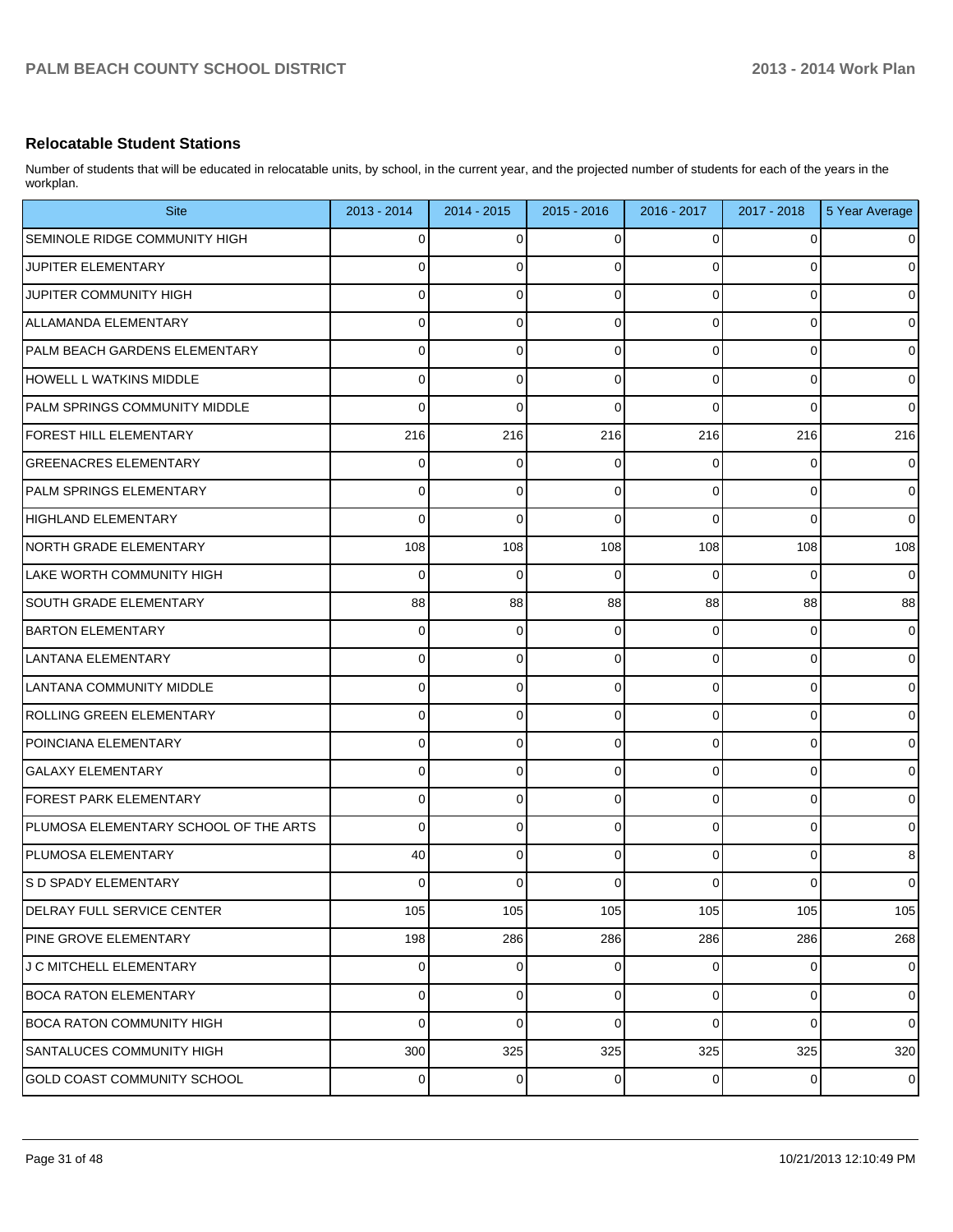## Relocatable Student Stations

Number of students that will be educated in relocatable units, by school, in the current year, and the projected number of students for each of the years in the workplan.

| Site | 2013 - 2014 | 2014 - 2015 | 2015 - 2016 | 2016 - 2017 | 2017 - 2018 | 5 Year Average |
|---|---|---|---|---|---|---|
| SEMINOLE RIDGE COMMUNITY HIGH | 0 | 0 | 0 | 0 | 0 | 0 |
| JUPITER ELEMENTARY | 0 | 0 | 0 | 0 | 0 | 0 |
| JUPITER COMMUNITY HIGH | 0 | 0 | 0 | 0 | 0 | 0 |
| ALLAMANDA ELEMENTARY | 0 | 0 | 0 | 0 | 0 | 0 |
| PALM BEACH GARDENS ELEMENTARY | 0 | 0 | 0 | 0 | 0 | 0 |
| HOWELL L WATKINS MIDDLE | 0 | 0 | 0 | 0 | 0 | 0 |
| PALM SPRINGS COMMUNITY MIDDLE | 0 | 0 | 0 | 0 | 0 | 0 |
| FOREST HILL ELEMENTARY | 216 | 216 | 216 | 216 | 216 | 216 |
| GREENACRES ELEMENTARY | 0 | 0 | 0 | 0 | 0 | 0 |
| PALM SPRINGS ELEMENTARY | 0 | 0 | 0 | 0 | 0 | 0 |
| HIGHLAND ELEMENTARY | 0 | 0 | 0 | 0 | 0 | 0 |
| NORTH GRADE ELEMENTARY | 108 | 108 | 108 | 108 | 108 | 108 |
| LAKE WORTH COMMUNITY HIGH | 0 | 0 | 0 | 0 | 0 | 0 |
| SOUTH GRADE ELEMENTARY | 88 | 88 | 88 | 88 | 88 | 88 |
| BARTON ELEMENTARY | 0 | 0 | 0 | 0 | 0 | 0 |
| LANTANA ELEMENTARY | 0 | 0 | 0 | 0 | 0 | 0 |
| LANTANA COMMUNITY MIDDLE | 0 | 0 | 0 | 0 | 0 | 0 |
| ROLLING GREEN ELEMENTARY | 0 | 0 | 0 | 0 | 0 | 0 |
| POINCIANA ELEMENTARY | 0 | 0 | 0 | 0 | 0 | 0 |
| GALAXY ELEMENTARY | 0 | 0 | 0 | 0 | 0 | 0 |
| FOREST PARK ELEMENTARY | 0 | 0 | 0 | 0 | 0 | 0 |
| PLUMOSA ELEMENTARY SCHOOL OF THE ARTS | 0 | 0 | 0 | 0 | 0 | 0 |
| PLUMOSA ELEMENTARY | 40 | 0 | 0 | 0 | 0 | 8 |
| S D SPADY ELEMENTARY | 0 | 0 | 0 | 0 | 0 | 0 |
| DELRAY FULL SERVICE CENTER | 105 | 105 | 105 | 105 | 105 | 105 |
| PINE GROVE ELEMENTARY | 198 | 286 | 286 | 286 | 286 | 268 |
| J C MITCHELL ELEMENTARY | 0 | 0 | 0 | 0 | 0 | 0 |
| BOCA RATON ELEMENTARY | 0 | 0 | 0 | 0 | 0 | 0 |
| BOCA RATON COMMUNITY HIGH | 0 | 0 | 0 | 0 | 0 | 0 |
| SANTALUCES COMMUNITY HIGH | 300 | 325 | 325 | 325 | 325 | 320 |
| GOLD COAST COMMUNITY SCHOOL | 0 | 0 | 0 | 0 | 0 | 0 |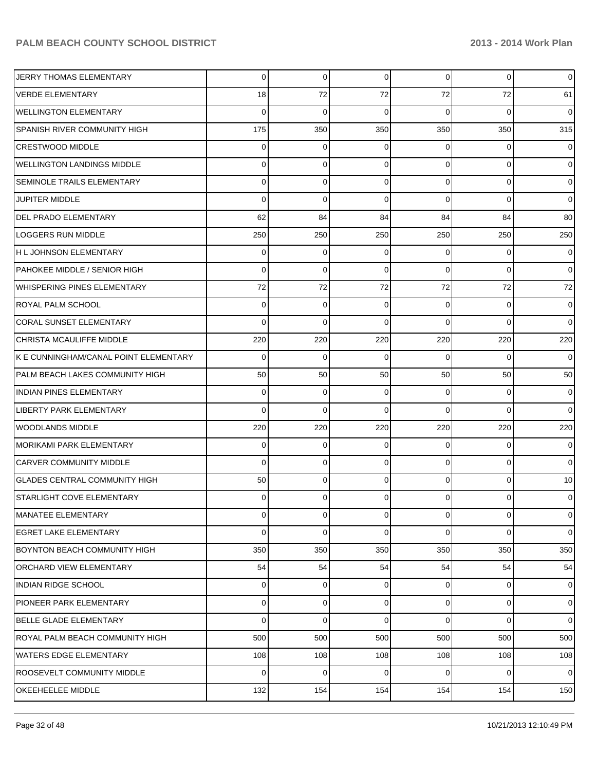| | | | | | | |
|---|---|---|---|---|---|---|
| JERRY THOMAS ELEMENTARY | 0 | 0 | 0 | 0 | 0 | 0 |
| VERDE ELEMENTARY | 18 | 72 | 72 | 72 | 72 | 61 |
| WELLINGTON ELEMENTARY | 0 | 0 | 0 | 0 | 0 | 0 |
| SPANISH RIVER COMMUNITY HIGH | 175 | 350 | 350 | 350 | 350 | 315 |
| CRESTWOOD MIDDLE | 0 | 0 | 0 | 0 | 0 | 0 |
| WELLINGTON LANDINGS MIDDLE | 0 | 0 | 0 | 0 | 0 | 0 |
| SEMINOLE TRAILS ELEMENTARY | 0 | 0 | 0 | 0 | 0 | 0 |
| JUPITER MIDDLE | 0 | 0 | 0 | 0 | 0 | 0 |
| DEL PRADO ELEMENTARY | 62 | 84 | 84 | 84 | 84 | 80 |
| LOGGERS RUN MIDDLE | 250 | 250 | 250 | 250 | 250 | 250 |
| H L JOHNSON ELEMENTARY | 0 | 0 | 0 | 0 | 0 | 0 |
| PAHOKEE MIDDLE / SENIOR HIGH | 0 | 0 | 0 | 0 | 0 | 0 |
| WHISPERING PINES ELEMENTARY | 72 | 72 | 72 | 72 | 72 | 72 |
| ROYAL PALM SCHOOL | 0 | 0 | 0 | 0 | 0 | 0 |
| CORAL SUNSET ELEMENTARY | 0 | 0 | 0 | 0 | 0 | 0 |
| CHRISTA MCAULIFFE MIDDLE | 220 | 220 | 220 | 220 | 220 | 220 |
| K E CUNNINGHAM/CANAL POINT ELEMENTARY | 0 | 0 | 0 | 0 | 0 | 0 |
| PALM BEACH LAKES COMMUNITY HIGH | 50 | 50 | 50 | 50 | 50 | 50 |
| INDIAN PINES ELEMENTARY | 0 | 0 | 0 | 0 | 0 | 0 |
| LIBERTY PARK ELEMENTARY | 0 | 0 | 0 | 0 | 0 | 0 |
| WOODLANDS MIDDLE | 220 | 220 | 220 | 220 | 220 | 220 |
| MORIKAMI PARK ELEMENTARY | 0 | 0 | 0 | 0 | 0 | 0 |
| CARVER COMMUNITY MIDDLE | 0 | 0 | 0 | 0 | 0 | 0 |
| GLADES CENTRAL COMMUNITY HIGH | 50 | 0 | 0 | 0 | 0 | 10 |
| STARLIGHT COVE ELEMENTARY | 0 | 0 | 0 | 0 | 0 | 0 |
| MANATEE ELEMENTARY | 0 | 0 | 0 | 0 | 0 | 0 |
| EGRET LAKE ELEMENTARY | 0 | 0 | 0 | 0 | 0 | 0 |
| BOYNTON BEACH COMMUNITY HIGH | 350 | 350 | 350 | 350 | 350 | 350 |
| ORCHARD VIEW ELEMENTARY | 54 | 54 | 54 | 54 | 54 | 54 |
| INDIAN RIDGE SCHOOL | 0 | 0 | 0 | 0 | 0 | 0 |
| PIONEER PARK ELEMENTARY | 0 | 0 | 0 | 0 | 0 | 0 |
| BELLE GLADE ELEMENTARY | 0 | 0 | 0 | 0 | 0 | 0 |
| ROYAL PALM BEACH COMMUNITY HIGH | 500 | 500 | 500 | 500 | 500 | 500 |
| WATERS EDGE ELEMENTARY | 108 | 108 | 108 | 108 | 108 | 108 |
| ROOSEVELT COMMUNITY MIDDLE | 0 | 0 | 0 | 0 | 0 | 0 |
| OKEEHEELEE MIDDLE | 132 | 154 | 154 | 154 | 154 | 150 |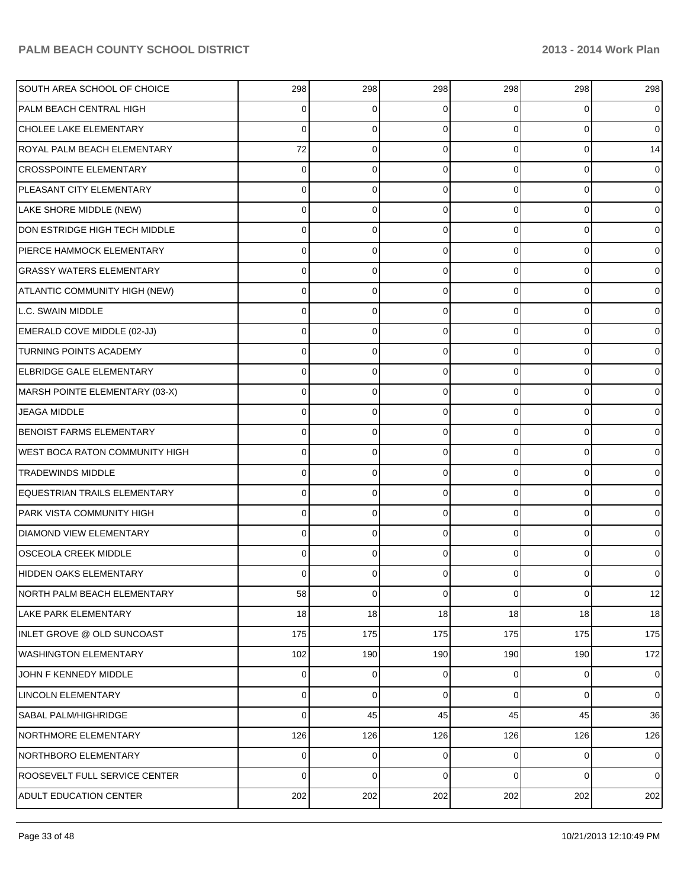| | | | | | | |
|---|---|---|---|---|---|---|
| SOUTH AREA SCHOOL OF CHOICE | 298 | 298 | 298 | 298 | 298 | 298 |
| PALM BEACH CENTRAL HIGH | 0 | 0 | 0 | 0 | 0 | 0 |
| CHOLEE LAKE ELEMENTARY | 0 | 0 | 0 | 0 | 0 | 0 |
| ROYAL PALM BEACH ELEMENTARY | 72 | 0 | 0 | 0 | 0 | 14 |
| CROSSPOINTE ELEMENTARY | 0 | 0 | 0 | 0 | 0 | 0 |
| PLEASANT CITY ELEMENTARY | 0 | 0 | 0 | 0 | 0 | 0 |
| LAKE SHORE MIDDLE (NEW) | 0 | 0 | 0 | 0 | 0 | 0 |
| DON ESTRIDGE HIGH TECH MIDDLE | 0 | 0 | 0 | 0 | 0 | 0 |
| PIERCE HAMMOCK ELEMENTARY | 0 | 0 | 0 | 0 | 0 | 0 |
| GRASSY WATERS ELEMENTARY | 0 | 0 | 0 | 0 | 0 | 0 |
| ATLANTIC COMMUNITY HIGH (NEW) | 0 | 0 | 0 | 0 | 0 | 0 |
| L.C. SWAIN MIDDLE | 0 | 0 | 0 | 0 | 0 | 0 |
| EMERALD COVE MIDDLE (02-JJ) | 0 | 0 | 0 | 0 | 0 | 0 |
| TURNING POINTS ACADEMY | 0 | 0 | 0 | 0 | 0 | 0 |
| ELBRIDGE GALE ELEMENTARY | 0 | 0 | 0 | 0 | 0 | 0 |
| MARSH POINTE ELEMENTARY (03-X) | 0 | 0 | 0 | 0 | 0 | 0 |
| JEAGA MIDDLE | 0 | 0 | 0 | 0 | 0 | 0 |
| BENOIST FARMS ELEMENTARY | 0 | 0 | 0 | 0 | 0 | 0 |
| WEST BOCA RATON COMMUNITY HIGH | 0 | 0 | 0 | 0 | 0 | 0 |
| TRADEWINDS MIDDLE | 0 | 0 | 0 | 0 | 0 | 0 |
| EQUESTRIAN TRAILS ELEMENTARY | 0 | 0 | 0 | 0 | 0 | 0 |
| PARK VISTA COMMUNITY HIGH | 0 | 0 | 0 | 0 | 0 | 0 |
| DIAMOND VIEW ELEMENTARY | 0 | 0 | 0 | 0 | 0 | 0 |
| OSCEOLA CREEK MIDDLE | 0 | 0 | 0 | 0 | 0 | 0 |
| HIDDEN OAKS ELEMENTARY | 0 | 0 | 0 | 0 | 0 | 0 |
| NORTH PALM BEACH ELEMENTARY | 58 | 0 | 0 | 0 | 0 | 12 |
| LAKE PARK ELEMENTARY | 18 | 18 | 18 | 18 | 18 | 18 |
| INLET GROVE @ OLD SUNCOAST | 175 | 175 | 175 | 175 | 175 | 175 |
| WASHINGTON ELEMENTARY | 102 | 190 | 190 | 190 | 190 | 172 |
| JOHN F KENNEDY MIDDLE | 0 | 0 | 0 | 0 | 0 | 0 |
| LINCOLN ELEMENTARY | 0 | 0 | 0 | 0 | 0 | 0 |
| SABAL PALM/HIGHRIDGE | 0 | 45 | 45 | 45 | 45 | 36 |
| NORTHMORE ELEMENTARY | 126 | 126 | 126 | 126 | 126 | 126 |
| NORTHBORO ELEMENTARY | 0 | 0 | 0 | 0 | 0 | 0 |
| ROOSEVELT FULL SERVICE CENTER | 0 | 0 | 0 | 0 | 0 | 0 |
| ADULT EDUCATION CENTER | 202 | 202 | 202 | 202 | 202 | 202 |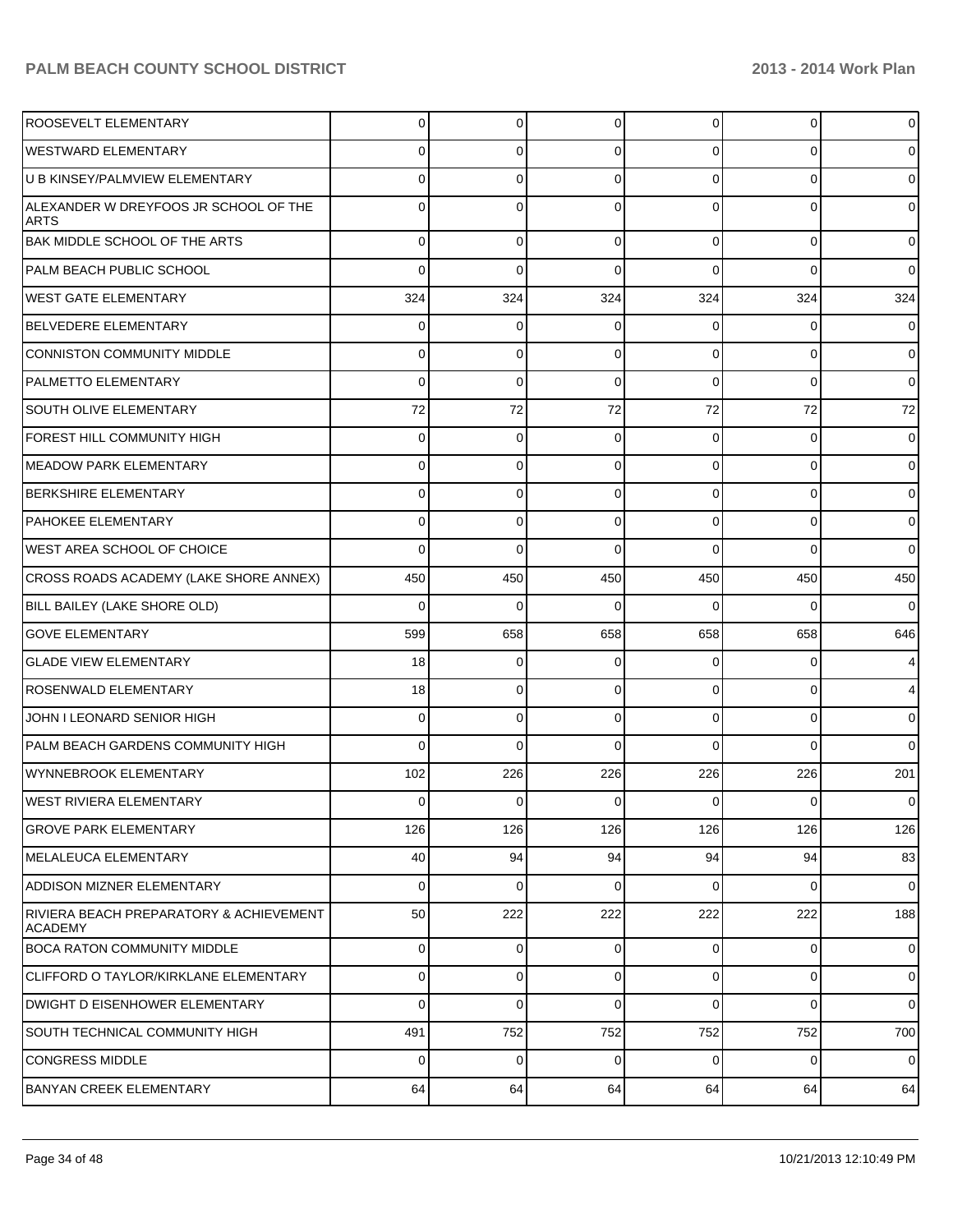| | | | | | | |
|---|---|---|---|---|---|---|
| ROOSEVELT ELEMENTARY | 0 | 0 | 0 | 0 | 0 | 0 |
| WESTWARD ELEMENTARY | 0 | 0 | 0 | 0 | 0 | 0 |
| U B KINSEY/PALMVIEW ELEMENTARY | 0 | 0 | 0 | 0 | 0 | 0 |
| ALEXANDER W DREYFOOS JR SCHOOL OF THE ARTS | 0 | 0 | 0 | 0 | 0 | 0 |
| BAK MIDDLE SCHOOL OF THE ARTS | 0 | 0 | 0 | 0 | 0 | 0 |
| PALM BEACH PUBLIC SCHOOL | 0 | 0 | 0 | 0 | 0 | 0 |
| WEST GATE ELEMENTARY | 324 | 324 | 324 | 324 | 324 | 324 |
| BELVEDERE ELEMENTARY | 0 | 0 | 0 | 0 | 0 | 0 |
| CONNISTON COMMUNITY MIDDLE | 0 | 0 | 0 | 0 | 0 | 0 |
| PALMETTO ELEMENTARY | 0 | 0 | 0 | 0 | 0 | 0 |
| SOUTH OLIVE ELEMENTARY | 72 | 72 | 72 | 72 | 72 | 72 |
| FOREST HILL COMMUNITY HIGH | 0 | 0 | 0 | 0 | 0 | 0 |
| MEADOW PARK ELEMENTARY | 0 | 0 | 0 | 0 | 0 | 0 |
| BERKSHIRE ELEMENTARY | 0 | 0 | 0 | 0 | 0 | 0 |
| PAHOKEE ELEMENTARY | 0 | 0 | 0 | 0 | 0 | 0 |
| WEST AREA SCHOOL OF CHOICE | 0 | 0 | 0 | 0 | 0 | 0 |
| CROSS ROADS ACADEMY (LAKE SHORE ANNEX) | 450 | 450 | 450 | 450 | 450 | 450 |
| BILL BAILEY (LAKE SHORE OLD) | 0 | 0 | 0 | 0 | 0 | 0 |
| GOVE ELEMENTARY | 599 | 658 | 658 | 658 | 658 | 646 |
| GLADE VIEW ELEMENTARY | 18 | 0 | 0 | 0 | 0 | 4 |
| ROSENWALD ELEMENTARY | 18 | 0 | 0 | 0 | 0 | 4 |
| JOHN I LEONARD SENIOR HIGH | 0 | 0 | 0 | 0 | 0 | 0 |
| PALM BEACH GARDENS COMMUNITY HIGH | 0 | 0 | 0 | 0 | 0 | 0 |
| WYNNEBROOK ELEMENTARY | 102 | 226 | 226 | 226 | 226 | 201 |
| WEST RIVIERA ELEMENTARY | 0 | 0 | 0 | 0 | 0 | 0 |
| GROVE PARK ELEMENTARY | 126 | 126 | 126 | 126 | 126 | 126 |
| MELALEUCA ELEMENTARY | 40 | 94 | 94 | 94 | 94 | 83 |
| ADDISON MIZNER ELEMENTARY | 0 | 0 | 0 | 0 | 0 | 0 |
| RIVIERA BEACH PREPARATORY & ACHIEVEMENT ACADEMY | 50 | 222 | 222 | 222 | 222 | 188 |
| BOCA RATON COMMUNITY MIDDLE | 0 | 0 | 0 | 0 | 0 | 0 |
| CLIFFORD O TAYLOR/KIRKLANE ELEMENTARY | 0 | 0 | 0 | 0 | 0 | 0 |
| DWIGHT D EISENHOWER ELEMENTARY | 0 | 0 | 0 | 0 | 0 | 0 |
| SOUTH TECHNICAL COMMUNITY HIGH | 491 | 752 | 752 | 752 | 752 | 700 |
| CONGRESS MIDDLE | 0 | 0 | 0 | 0 | 0 | 0 |
| BANYAN CREEK ELEMENTARY | 64 | 64 | 64 | 64 | 64 | 64 |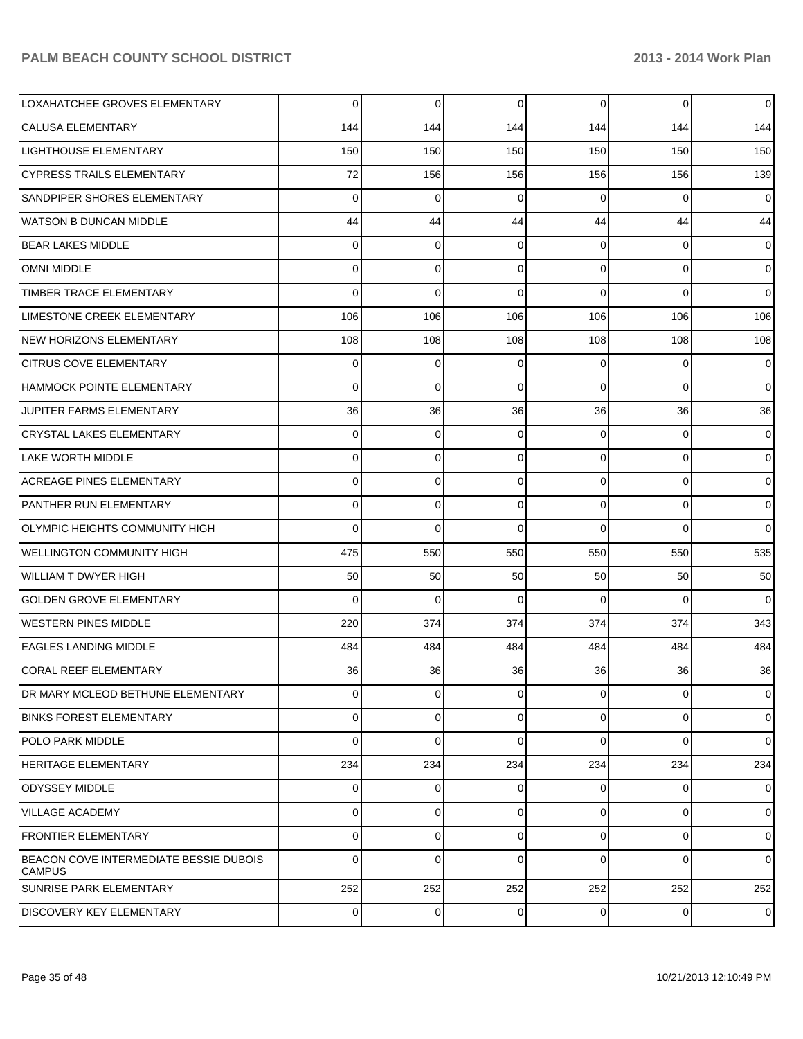| | | | | | | |
|---|---|---|---|---|---|---|
| LOXAHATCHEE GROVES ELEMENTARY | 0 | 0 | 0 | 0 | 0 | 0 |
| CALUSA ELEMENTARY | 144 | 144 | 144 | 144 | 144 | 144 |
| LIGHTHOUSE ELEMENTARY | 150 | 150 | 150 | 150 | 150 | 150 |
| CYPRESS TRAILS ELEMENTARY | 72 | 156 | 156 | 156 | 156 | 139 |
| SANDPIPER SHORES ELEMENTARY | 0 | 0 | 0 | 0 | 0 | 0 |
| WATSON B DUNCAN MIDDLE | 44 | 44 | 44 | 44 | 44 | 44 |
| BEAR LAKES MIDDLE | 0 | 0 | 0 | 0 | 0 | 0 |
| OMNI MIDDLE | 0 | 0 | 0 | 0 | 0 | 0 |
| TIMBER TRACE ELEMENTARY | 0 | 0 | 0 | 0 | 0 | 0 |
| LIMESTONE CREEK ELEMENTARY | 106 | 106 | 106 | 106 | 106 | 106 |
| NEW HORIZONS ELEMENTARY | 108 | 108 | 108 | 108 | 108 | 108 |
| CITRUS COVE ELEMENTARY | 0 | 0 | 0 | 0 | 0 | 0 |
| HAMMOCK POINTE ELEMENTARY | 0 | 0 | 0 | 0 | 0 | 0 |
| JUPITER FARMS ELEMENTARY | 36 | 36 | 36 | 36 | 36 | 36 |
| CRYSTAL LAKES ELEMENTARY | 0 | 0 | 0 | 0 | 0 | 0 |
| LAKE WORTH MIDDLE | 0 | 0 | 0 | 0 | 0 | 0 |
| ACREAGE PINES ELEMENTARY | 0 | 0 | 0 | 0 | 0 | 0 |
| PANTHER RUN ELEMENTARY | 0 | 0 | 0 | 0 | 0 | 0 |
| OLYMPIC HEIGHTS COMMUNITY HIGH | 0 | 0 | 0 | 0 | 0 | 0 |
| WELLINGTON COMMUNITY HIGH | 475 | 550 | 550 | 550 | 550 | 535 |
| WILLIAM T DWYER HIGH | 50 | 50 | 50 | 50 | 50 | 50 |
| GOLDEN GROVE ELEMENTARY | 0 | 0 | 0 | 0 | 0 | 0 |
| WESTERN PINES MIDDLE | 220 | 374 | 374 | 374 | 374 | 343 |
| EAGLES LANDING MIDDLE | 484 | 484 | 484 | 484 | 484 | 484 |
| CORAL REEF ELEMENTARY | 36 | 36 | 36 | 36 | 36 | 36 |
| DR MARY MCLEOD BETHUNE ELEMENTARY | 0 | 0 | 0 | 0 | 0 | 0 |
| BINKS FOREST ELEMENTARY | 0 | 0 | 0 | 0 | 0 | 0 |
| POLO PARK MIDDLE | 0 | 0 | 0 | 0 | 0 | 0 |
| HERITAGE ELEMENTARY | 234 | 234 | 234 | 234 | 234 | 234 |
| ODYSSEY MIDDLE | 0 | 0 | 0 | 0 | 0 | 0 |
| VILLAGE ACADEMY | 0 | 0 | 0 | 0 | 0 | 0 |
| FRONTIER ELEMENTARY | 0 | 0 | 0 | 0 | 0 | 0 |
| BEACON COVE INTERMEDIATE BESSIE DUBOIS CAMPUS | 0 | 0 | 0 | 0 | 0 | 0 |
| SUNRISE PARK ELEMENTARY | 252 | 252 | 252 | 252 | 252 | 252 |
| DISCOVERY KEY ELEMENTARY | 0 | 0 | 0 | 0 | 0 | 0 |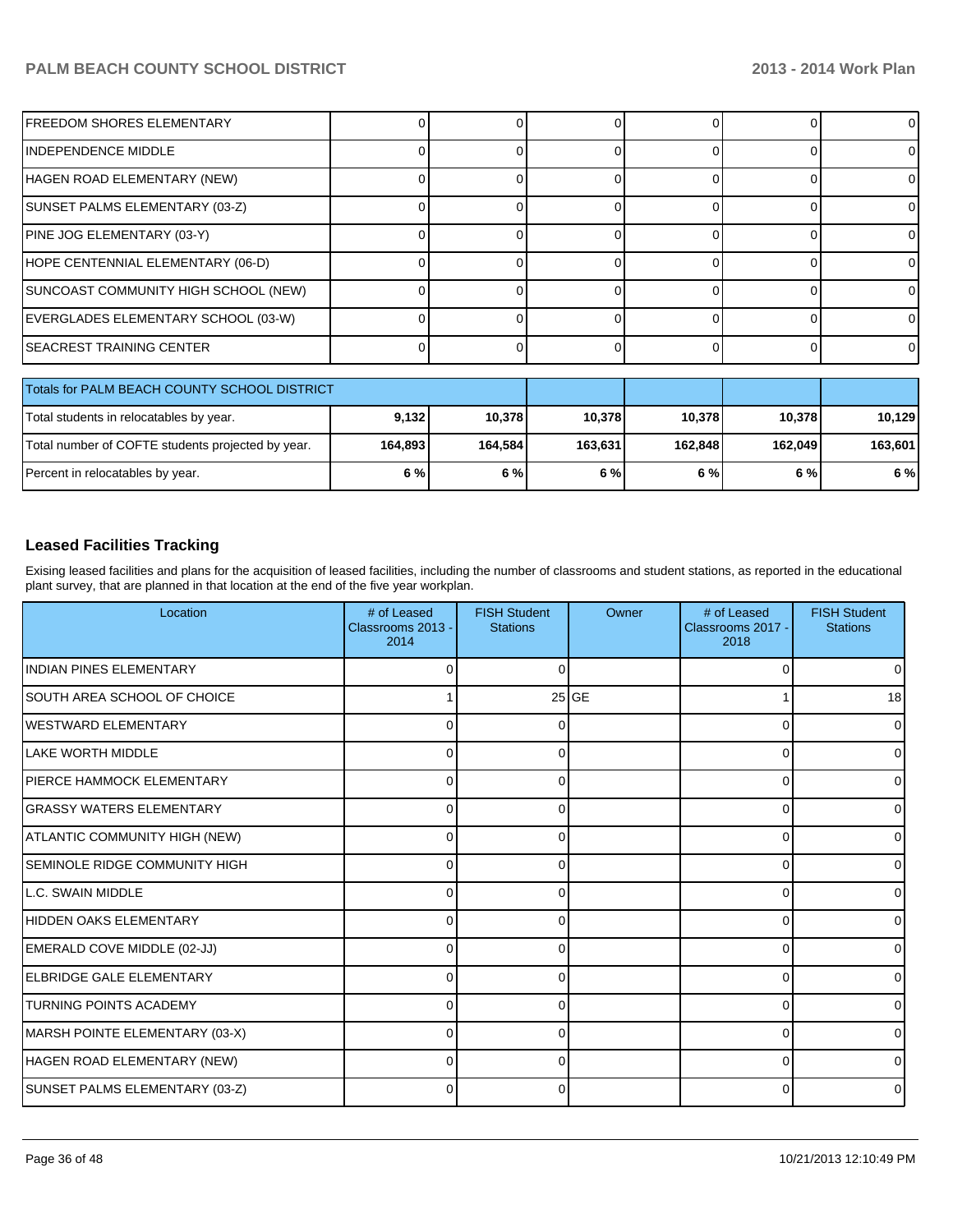| | | | | | | |
|---|---|---|---|---|---|---|
| FREEDOM SHORES ELEMENTARY | 0 | 0 | 0 | 0 | 0 | 0 |
| INDEPENDENCE MIDDLE | 0 | 0 | 0 | 0 | 0 | 0 |
| HAGEN ROAD ELEMENTARY (NEW) | 0 | 0 | 0 | 0 | 0 | 0 |
| SUNSET PALMS ELEMENTARY (03-Z) | 0 | 0 | 0 | 0 | 0 | 0 |
| PINE JOG ELEMENTARY (03-Y) | 0 | 0 | 0 | 0 | 0 | 0 |
| HOPE CENTENNIAL ELEMENTARY (06-D) | 0 | 0 | 0 | 0 | 0 | 0 |
| SUNCOAST COMMUNITY HIGH SCHOOL (NEW) | 0 | 0 | 0 | 0 | 0 | 0 |
| EVERGLADES ELEMENTARY SCHOOL (03-W) | 0 | 0 | 0 | 0 | 0 | 0 |
| SEACREST TRAINING CENTER | 0 | 0 | 0 | 0 | 0 | 0 |

| Totals for PALM BEACH COUNTY SCHOOL DISTRICT | | | | | | |
|---|---|---|---|---|---|---|
| Total students in relocatables by year. | **9,132** | **10,378** | **10,378** | **10,378** | **10,378** | **10,129** |
| Total number of COFTE students projected by year. | **164,893** | **164,584** | **163,631** | **162,848** | **162,049** | **163,601** |
| Percent in relocatables by year. | **6 %** | **6 %** | **6 %** | **6 %** | **6 %** | **6 %** |

## Leased Facilities Tracking

Exising leased facilities and plans for the acquisition of leased facilities, including the number of classrooms and student stations, as reported in the educational plant survey, that are planned in that location at the end of the five year workplan.

| Location | # of Leased Classrooms 2013 - 2014 | FISH Student Stations | Owner | # of Leased Classrooms 2017 - 2018 | FISH Student Stations |
|---|---|---|---|---|---|
| INDIAN PINES ELEMENTARY | 0 | 0 | | 0 | 0 |
| SOUTH AREA SCHOOL OF CHOICE | 1 | 25 | GE | 1 | 18 |
| WESTWARD ELEMENTARY | 0 | 0 | | 0 | 0 |
| LAKE WORTH MIDDLE | 0 | 0 | | 0 | 0 |
| PIERCE HAMMOCK ELEMENTARY | 0 | 0 | | 0 | 0 |
| GRASSY WATERS ELEMENTARY | 0 | 0 | | 0 | 0 |
| ATLANTIC COMMUNITY HIGH (NEW) | 0 | 0 | | 0 | 0 |
| SEMINOLE RIDGE COMMUNITY HIGH | 0 | 0 | | 0 | 0 |
| L.C. SWAIN MIDDLE | 0 | 0 | | 0 | 0 |
| HIDDEN OAKS ELEMENTARY | 0 | 0 | | 0 | 0 |
| EMERALD COVE MIDDLE (02-JJ) | 0 | 0 | | 0 | 0 |
| ELBRIDGE GALE ELEMENTARY | 0 | 0 | | 0 | 0 |
| TURNING POINTS ACADEMY | 0 | 0 | | 0 | 0 |
| MARSH POINTE ELEMENTARY (03-X) | 0 | 0 | | 0 | 0 |
| HAGEN ROAD ELEMENTARY (NEW) | 0 | 0 | | 0 | 0 |
| SUNSET PALMS ELEMENTARY (03-Z) | 0 | 0 | | 0 | 0 |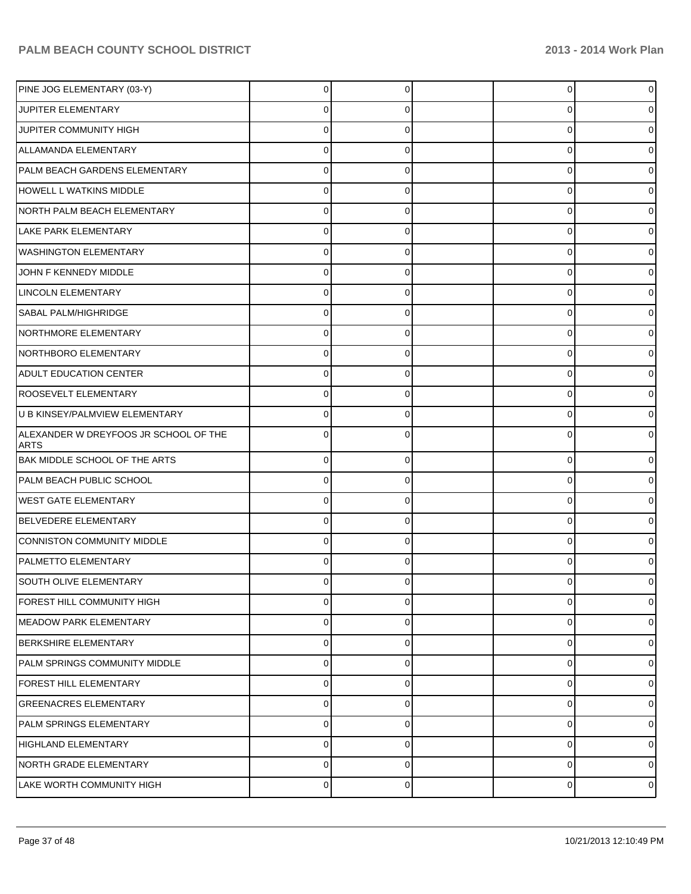| | | | | | |
|---|---|---|---|---|---|
| PINE JOG ELEMENTARY (03-Y) | 0 | 0 | | 0 | 0 |
| JUPITER ELEMENTARY | 0 | 0 | | 0 | 0 |
| JUPITER COMMUNITY HIGH | 0 | 0 | | 0 | 0 |
| ALLAMANDA ELEMENTARY | 0 | 0 | | 0 | 0 |
| PALM BEACH GARDENS ELEMENTARY | 0 | 0 | | 0 | 0 |
| HOWELL L WATKINS MIDDLE | 0 | 0 | | 0 | 0 |
| NORTH PALM BEACH ELEMENTARY | 0 | 0 | | 0 | 0 |
| LAKE PARK ELEMENTARY | 0 | 0 | | 0 | 0 |
| WASHINGTON ELEMENTARY | 0 | 0 | | 0 | 0 |
| JOHN F KENNEDY MIDDLE | 0 | 0 | | 0 | 0 |
| LINCOLN ELEMENTARY | 0 | 0 | | 0 | 0 |
| SABAL PALM/HIGHRIDGE | 0 | 0 | | 0 | 0 |
| NORTHMORE ELEMENTARY | 0 | 0 | | 0 | 0 |
| NORTHBORO ELEMENTARY | 0 | 0 | | 0 | 0 |
| ADULT EDUCATION CENTER | 0 | 0 | | 0 | 0 |
| ROOSEVELT ELEMENTARY | 0 | 0 | | 0 | 0 |
| U B KINSEY/PALMVIEW ELEMENTARY | 0 | 0 | | 0 | 0 |
| ALEXANDER W DREYFOOS JR SCHOOL OF THE ARTS | 0 | 0 | | 0 | 0 |
| BAK MIDDLE SCHOOL OF THE ARTS | 0 | 0 | | 0 | 0 |
| PALM BEACH PUBLIC SCHOOL | 0 | 0 | | 0 | 0 |
| WEST GATE ELEMENTARY | 0 | 0 | | 0 | 0 |
| BELVEDERE ELEMENTARY | 0 | 0 | | 0 | 0 |
| CONNISTON COMMUNITY MIDDLE | 0 | 0 | | 0 | 0 |
| PALMETTO ELEMENTARY | 0 | 0 | | 0 | 0 |
| SOUTH OLIVE ELEMENTARY | 0 | 0 | | 0 | 0 |
| FOREST HILL COMMUNITY HIGH | 0 | 0 | | 0 | 0 |
| MEADOW PARK ELEMENTARY | 0 | 0 | | 0 | 0 |
| BERKSHIRE ELEMENTARY | 0 | 0 | | 0 | 0 |
| PALM SPRINGS COMMUNITY MIDDLE | 0 | 0 | | 0 | 0 |
| FOREST HILL ELEMENTARY | 0 | 0 | | 0 | 0 |
| GREENACRES ELEMENTARY | 0 | 0 | | 0 | 0 |
| PALM SPRINGS ELEMENTARY | 0 | 0 | | 0 | 0 |
| HIGHLAND ELEMENTARY | 0 | 0 | | 0 | 0 |
| NORTH GRADE ELEMENTARY | 0 | 0 | | 0 | 0 |
| LAKE WORTH COMMUNITY HIGH | 0 | 0 | | 0 | 0 |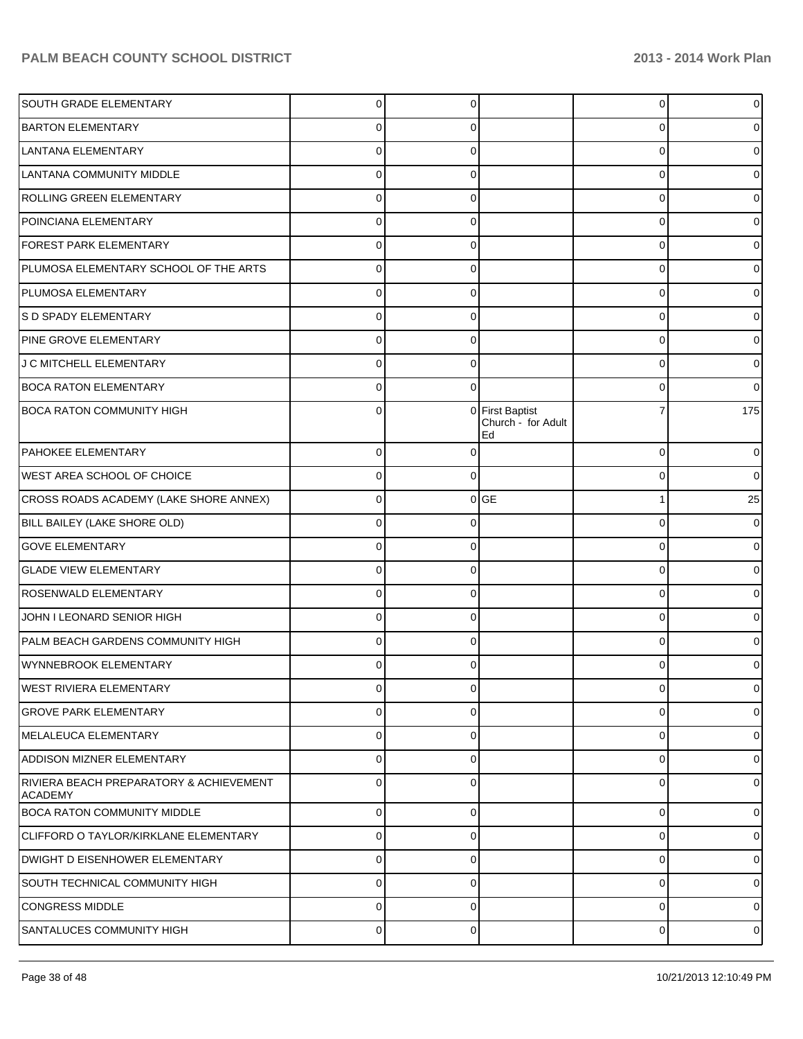| | | | | | |
|---|---|---|---|---|---|
| SOUTH GRADE ELEMENTARY | 0 | 0 | | 0 | 0 |
| BARTON ELEMENTARY | 0 | 0 | | 0 | 0 |
| LANTANA ELEMENTARY | 0 | 0 | | 0 | 0 |
| LANTANA COMMUNITY MIDDLE | 0 | 0 | | 0 | 0 |
| ROLLING GREEN ELEMENTARY | 0 | 0 | | 0 | 0 |
| POINCIANA ELEMENTARY | 0 | 0 | | 0 | 0 |
| FOREST PARK ELEMENTARY | 0 | 0 | | 0 | 0 |
| PLUMOSA ELEMENTARY SCHOOL OF THE ARTS | 0 | 0 | | 0 | 0 |
| PLUMOSA ELEMENTARY | 0 | 0 | | 0 | 0 |
| S D SPADY ELEMENTARY | 0 | 0 | | 0 | 0 |
| PINE GROVE ELEMENTARY | 0 | 0 | | 0 | 0 |
| J C MITCHELL ELEMENTARY | 0 | 0 | | 0 | 0 |
| BOCA RATON ELEMENTARY | 0 | 0 | | 0 | 0 |
| BOCA RATON COMMUNITY HIGH | 0 | 0 | First Baptist Church - for Adult Ed | 7 | 175 |
| PAHOKEE ELEMENTARY | 0 | 0 | | 0 | 0 |
| WEST AREA SCHOOL OF CHOICE | 0 | 0 | | 0 | 0 |
| CROSS ROADS ACADEMY (LAKE SHORE ANNEX) | 0 | 0 | GE | 1 | 25 |
| BILL BAILEY (LAKE SHORE OLD) | 0 | 0 | | 0 | 0 |
| GOVE ELEMENTARY | 0 | 0 | | 0 | 0 |
| GLADE VIEW ELEMENTARY | 0 | 0 | | 0 | 0 |
| ROSENWALD ELEMENTARY | 0 | 0 | | 0 | 0 |
| JOHN I LEONARD SENIOR HIGH | 0 | 0 | | 0 | 0 |
| PALM BEACH GARDENS COMMUNITY HIGH | 0 | 0 | | 0 | 0 |
| WYNNEBROOK ELEMENTARY | 0 | 0 | | 0 | 0 |
| WEST RIVIERA ELEMENTARY | 0 | 0 | | 0 | 0 |
| GROVE PARK ELEMENTARY | 0 | 0 | | 0 | 0 |
| MELALEUCA ELEMENTARY | 0 | 0 | | 0 | 0 |
| ADDISON MIZNER ELEMENTARY | 0 | 0 | | 0 | 0 |
| RIVIERA BEACH PREPARATORY & ACHIEVEMENT ACADEMY | 0 | 0 | | 0 | 0 |
| BOCA RATON COMMUNITY MIDDLE | 0 | 0 | | 0 | 0 |
| CLIFFORD O TAYLOR/KIRKLANE ELEMENTARY | 0 | 0 | | 0 | 0 |
| DWIGHT D EISENHOWER ELEMENTARY | 0 | 0 | | 0 | 0 |
| SOUTH TECHNICAL COMMUNITY HIGH | 0 | 0 | | 0 | 0 |
| CONGRESS MIDDLE | 0 | 0 | | 0 | 0 |
| SANTALUCES COMMUNITY HIGH | 0 | 0 | | 0 | 0 |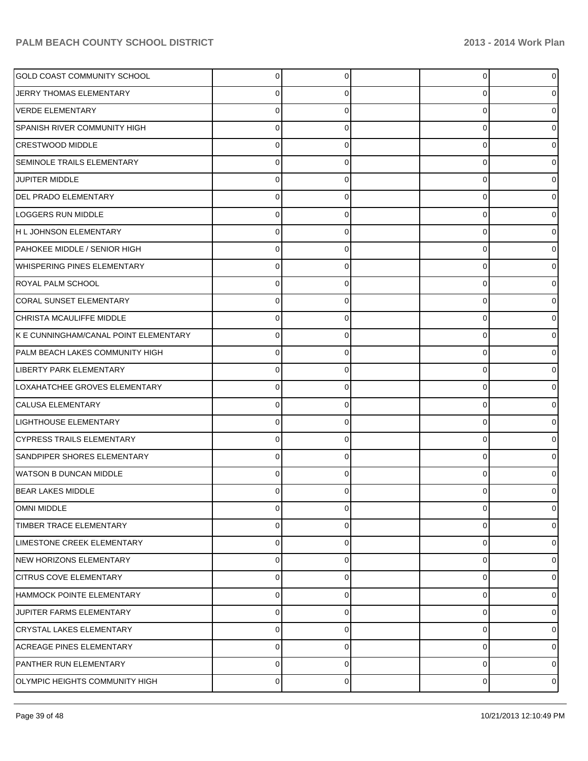| | | | | | |
|---|---|---|---|---|---|
| GOLD COAST COMMUNITY SCHOOL | 0 | 0 | | 0 | 0 |
| JERRY THOMAS ELEMENTARY | 0 | 0 | | 0 | 0 |
| VERDE ELEMENTARY | 0 | 0 | | 0 | 0 |
| SPANISH RIVER COMMUNITY HIGH | 0 | 0 | | 0 | 0 |
| CRESTWOOD MIDDLE | 0 | 0 | | 0 | 0 |
| SEMINOLE TRAILS ELEMENTARY | 0 | 0 | | 0 | 0 |
| JUPITER MIDDLE | 0 | 0 | | 0 | 0 |
| DEL PRADO ELEMENTARY | 0 | 0 | | 0 | 0 |
| LOGGERS RUN MIDDLE | 0 | 0 | | 0 | 0 |
| H L JOHNSON ELEMENTARY | 0 | 0 | | 0 | 0 |
| PAHOKEE MIDDLE / SENIOR HIGH | 0 | 0 | | 0 | 0 |
| WHISPERING PINES ELEMENTARY | 0 | 0 | | 0 | 0 |
| ROYAL PALM SCHOOL | 0 | 0 | | 0 | 0 |
| CORAL SUNSET ELEMENTARY | 0 | 0 | | 0 | 0 |
| CHRISTA MCAULIFFE MIDDLE | 0 | 0 | | 0 | 0 |
| K E CUNNINGHAM/CANAL POINT ELEMENTARY | 0 | 0 | | 0 | 0 |
| PALM BEACH LAKES COMMUNITY HIGH | 0 | 0 | | 0 | 0 |
| LIBERTY PARK ELEMENTARY | 0 | 0 | | 0 | 0 |
| LOXAHATCHEE GROVES ELEMENTARY | 0 | 0 | | 0 | 0 |
| CALUSA ELEMENTARY | 0 | 0 | | 0 | 0 |
| LIGHTHOUSE ELEMENTARY | 0 | 0 | | 0 | 0 |
| CYPRESS TRAILS ELEMENTARY | 0 | 0 | | 0 | 0 |
| SANDPIPER SHORES ELEMENTARY | 0 | 0 | | 0 | 0 |
| WATSON B DUNCAN MIDDLE | 0 | 0 | | 0 | 0 |
| BEAR LAKES MIDDLE | 0 | 0 | | 0 | 0 |
| OMNI MIDDLE | 0 | 0 | | 0 | 0 |
| TIMBER TRACE ELEMENTARY | 0 | 0 | | 0 | 0 |
| LIMESTONE CREEK ELEMENTARY | 0 | 0 | | 0 | 0 |
| NEW HORIZONS ELEMENTARY | 0 | 0 | | 0 | 0 |
| CITRUS COVE ELEMENTARY | 0 | 0 | | 0 | 0 |
| HAMMOCK POINTE ELEMENTARY | 0 | 0 | | 0 | 0 |
| JUPITER FARMS ELEMENTARY | 0 | 0 | | 0 | 0 |
| CRYSTAL LAKES ELEMENTARY | 0 | 0 | | 0 | 0 |
| ACREAGE PINES ELEMENTARY | 0 | 0 | | 0 | 0 |
| PANTHER RUN ELEMENTARY | 0 | 0 | | 0 | 0 |
| OLYMPIC HEIGHTS COMMUNITY HIGH | 0 | 0 | | 0 | 0 |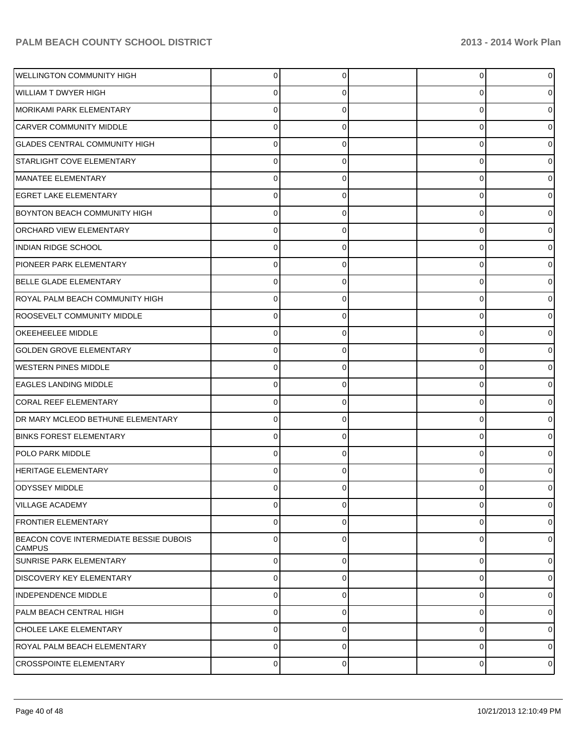| | | | | | |
|---|---|---|---|---|---|
| WELLINGTON COMMUNITY HIGH | 0 | 0 | | 0 | 0 |
| WILLIAM T DWYER HIGH | 0 | 0 | | 0 | 0 |
| MORIKAMI PARK ELEMENTARY | 0 | 0 | | 0 | 0 |
| CARVER COMMUNITY MIDDLE | 0 | 0 | | 0 | 0 |
| GLADES CENTRAL COMMUNITY HIGH | 0 | 0 | | 0 | 0 |
| STARLIGHT COVE ELEMENTARY | 0 | 0 | | 0 | 0 |
| MANATEE ELEMENTARY | 0 | 0 | | 0 | 0 |
| EGRET LAKE ELEMENTARY | 0 | 0 | | 0 | 0 |
| BOYNTON BEACH COMMUNITY HIGH | 0 | 0 | | 0 | 0 |
| ORCHARD VIEW ELEMENTARY | 0 | 0 | | 0 | 0 |
| INDIAN RIDGE SCHOOL | 0 | 0 | | 0 | 0 |
| PIONEER PARK ELEMENTARY | 0 | 0 | | 0 | 0 |
| BELLE GLADE ELEMENTARY | 0 | 0 | | 0 | 0 |
| ROYAL PALM BEACH COMMUNITY HIGH | 0 | 0 | | 0 | 0 |
| ROOSEVELT COMMUNITY MIDDLE | 0 | 0 | | 0 | 0 |
| OKEEHEELEE MIDDLE | 0 | 0 | | 0 | 0 |
| GOLDEN GROVE ELEMENTARY | 0 | 0 | | 0 | 0 |
| WESTERN PINES MIDDLE | 0 | 0 | | 0 | 0 |
| EAGLES LANDING MIDDLE | 0 | 0 | | 0 | 0 |
| CORAL REEF ELEMENTARY | 0 | 0 | | 0 | 0 |
| DR MARY MCLEOD BETHUNE ELEMENTARY | 0 | 0 | | 0 | 0 |
| BINKS FOREST ELEMENTARY | 0 | 0 | | 0 | 0 |
| POLO PARK MIDDLE | 0 | 0 | | 0 | 0 |
| HERITAGE ELEMENTARY | 0 | 0 | | 0 | 0 |
| ODYSSEY MIDDLE | 0 | 0 | | 0 | 0 |
| VILLAGE ACADEMY | 0 | 0 | | 0 | 0 |
| FRONTIER ELEMENTARY | 0 | 0 | | 0 | 0 |
| BEACON COVE INTERMEDIATE BESSIE DUBOIS CAMPUS | 0 | 0 | | 0 | 0 |
| SUNRISE PARK ELEMENTARY | 0 | 0 | | 0 | 0 |
| DISCOVERY KEY ELEMENTARY | 0 | 0 | | 0 | 0 |
| INDEPENDENCE MIDDLE | 0 | 0 | | 0 | 0 |
| PALM BEACH CENTRAL HIGH | 0 | 0 | | 0 | 0 |
| CHOLEE LAKE ELEMENTARY | 0 | 0 | | 0 | 0 |
| ROYAL PALM BEACH ELEMENTARY | 0 | 0 | | 0 | 0 |
| CROSSPOINTE ELEMENTARY | 0 | 0 | | 0 | 0 |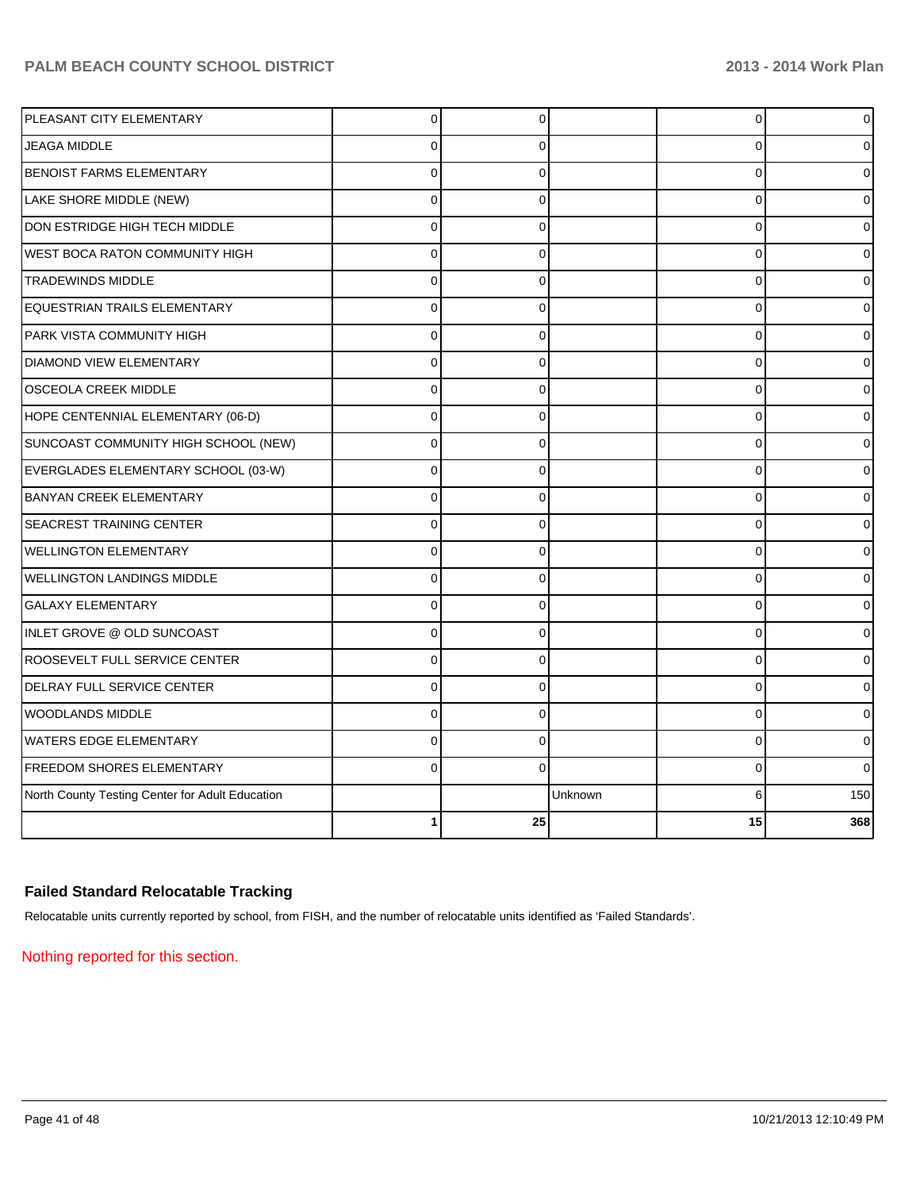| | | | | | |
|---|---|---|---|---|---|
| PLEASANT CITY ELEMENTARY | 0 | 0 | | 0 | 0 |
| JEAGA MIDDLE | 0 | 0 | | 0 | 0 |
| BENOIST FARMS ELEMENTARY | 0 | 0 | | 0 | 0 |
| LAKE SHORE MIDDLE (NEW) | 0 | 0 | | 0 | 0 |
| DON ESTRIDGE HIGH TECH MIDDLE | 0 | 0 | | 0 | 0 |
| WEST BOCA RATON COMMUNITY HIGH | 0 | 0 | | 0 | 0 |
| TRADEWINDS MIDDLE | 0 | 0 | | 0 | 0 |
| EQUESTRIAN TRAILS ELEMENTARY | 0 | 0 | | 0 | 0 |
| PARK VISTA COMMUNITY HIGH | 0 | 0 | | 0 | 0 |
| DIAMOND VIEW ELEMENTARY | 0 | 0 | | 0 | 0 |
| OSCEOLA CREEK MIDDLE | 0 | 0 | | 0 | 0 |
| HOPE CENTENNIAL ELEMENTARY (06-D) | 0 | 0 | | 0 | 0 |
| SUNCOAST COMMUNITY HIGH SCHOOL (NEW) | 0 | 0 | | 0 | 0 |
| EVERGLADES ELEMENTARY SCHOOL (03-W) | 0 | 0 | | 0 | 0 |
| BANYAN CREEK ELEMENTARY | 0 | 0 | | 0 | 0 |
| SEACREST TRAINING CENTER | 0 | 0 | | 0 | 0 |
| WELLINGTON ELEMENTARY | 0 | 0 | | 0 | 0 |
| WELLINGTON LANDINGS MIDDLE | 0 | 0 | | 0 | 0 |
| GALAXY ELEMENTARY | 0 | 0 | | 0 | 0 |
| INLET GROVE @ OLD SUNCOAST | 0 | 0 | | 0 | 0 |
| ROOSEVELT FULL SERVICE CENTER | 0 | 0 | | 0 | 0 |
| DELRAY FULL SERVICE CENTER | 0 | 0 | | 0 | 0 |
| WOODLANDS MIDDLE | 0 | 0 | | 0 | 0 |
| WATERS EDGE ELEMENTARY | 0 | 0 | | 0 | 0 |
| FREEDOM SHORES ELEMENTARY | 0 | 0 | | 0 | 0 |
| North County Testing Center for Adult Education | | | Unknown | 6 | 150 |
| | **1** | **25** | | **15** | **368** |

### Failed Standard Relocatable Tracking

Relocatable units currently reported by school, from FISH, and the number of relocatable units identified as 'Failed Standards'.

Nothing reported for this section.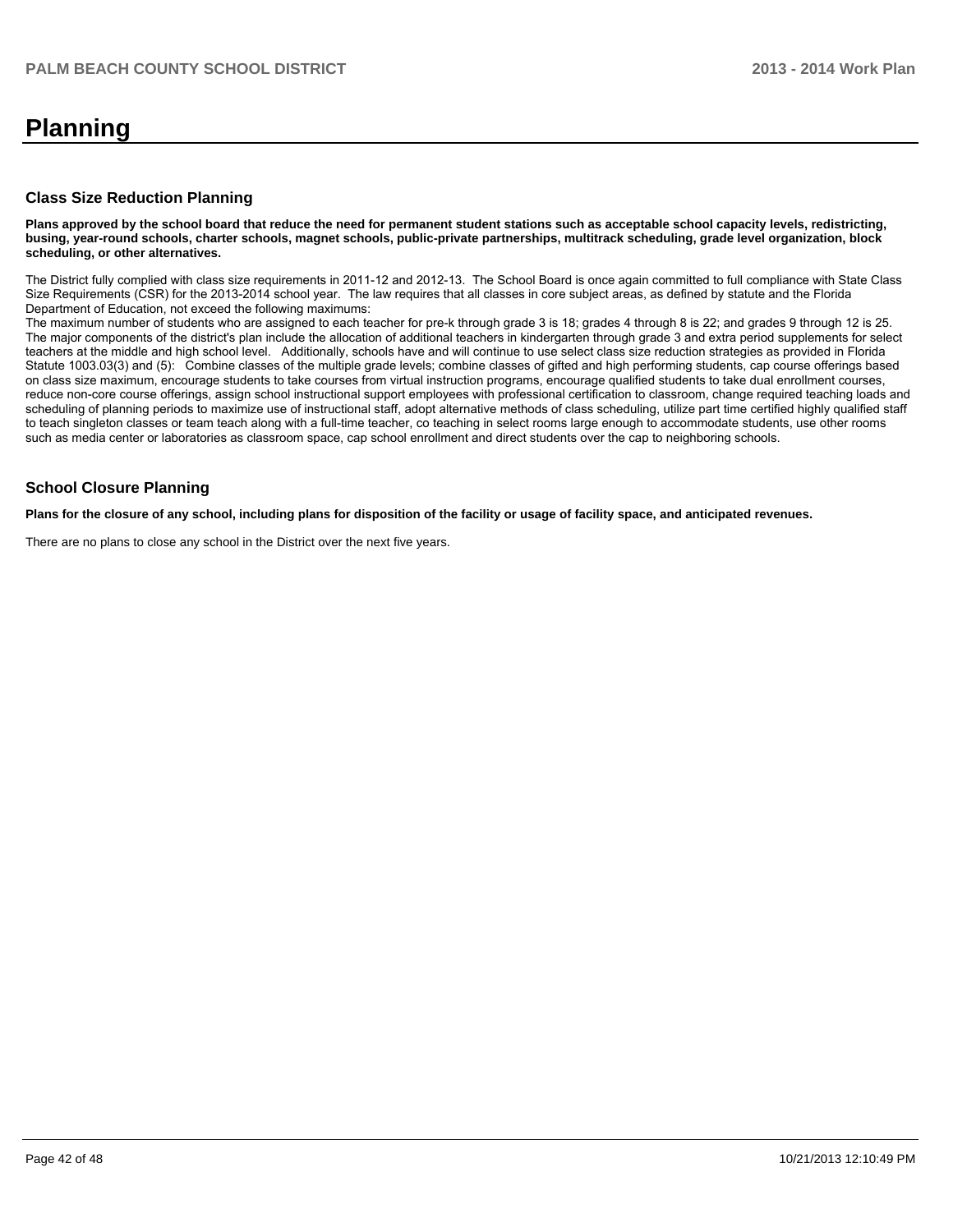# Planning

## Class Size Reduction Planning

**Plans approved by the school board that reduce the need for permanent student stations such as acceptable school capacity levels, redistricting, busing, year-round schools, charter schools, magnet schools, public-private partnerships, multitrack scheduling, grade level organization, block scheduling, or other alternatives.**

The District fully complied with class size requirements in 2011-12 and 2012-13. The School Board is once again committed to full compliance with State Class Size Requirements (CSR) for the 2013-2014 school year. The law requires that all classes in core subject areas, as defined by statute and the Florida Department of Education, not exceed the following maximums:
The maximum number of students who are assigned to each teacher for pre-k through grade 3 is 18; grades 4 through 8 is 22; and grades 9 through 12 is 25. The major components of the district's plan include the allocation of additional teachers in kindergarten through grade 3 and extra period supplements for select teachers at the middle and high school level. Additionally, schools have and will continue to use select class size reduction strategies as provided in Florida Statute 1003.03(3) and (5): Combine classes of the multiple grade levels; combine classes of gifted and high performing students, cap course offerings based on class size maximum, encourage students to take courses from virtual instruction programs, encourage qualified students to take dual enrollment courses, reduce non-core course offerings, assign school instructional support employees with professional certification to classroom, change required teaching loads and scheduling of planning periods to maximize use of instructional staff, adopt alternative methods of class scheduling, utilize part time certified highly qualified staff to teach singleton classes or team teach along with a full-time teacher, co teaching in select rooms large enough to accommodate students, use other rooms such as media center or laboratories as classroom space, cap school enrollment and direct students over the cap to neighboring schools.

## School Closure Planning

**Plans for the closure of any school, including plans for disposition of the facility or usage of facility space, and anticipated revenues.**

There are no plans to close any school in the District over the next five years.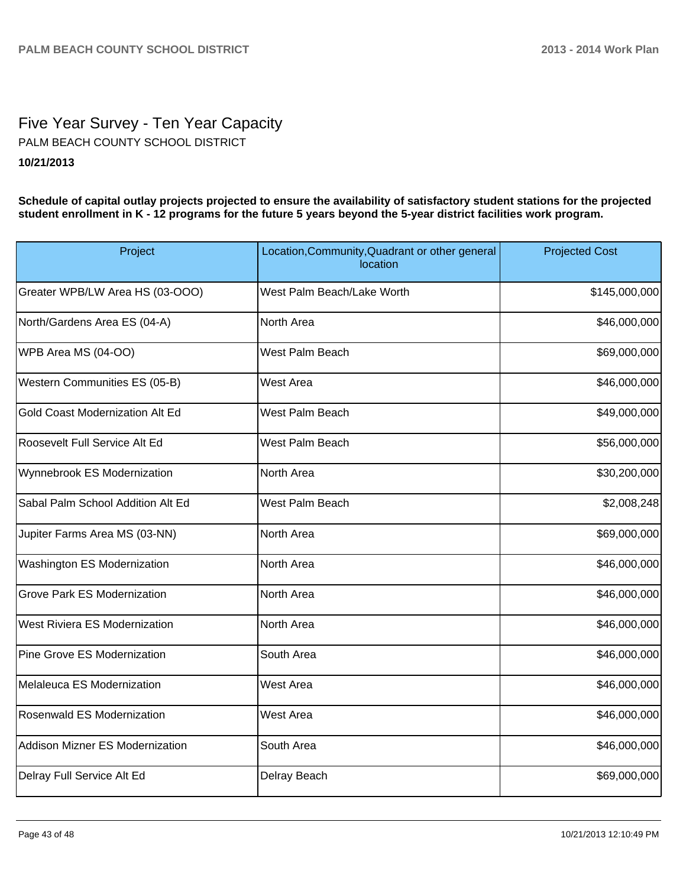# Five Year Survey - Ten Year Capacity

PALM BEACH COUNTY SCHOOL DISTRICT

**10/21/2013**

**Schedule of capital outlay projects projected to ensure the availability of satisfactory student stations for the projected student enrollment in K - 12 programs for the future 5 years beyond the 5-year district facilities work program.**

| Project | Location,Community,Quadrant or other general location | Projected Cost |
|---|---|---|
| Greater WPB/LW Area HS (03-OOO) | West Palm Beach/Lake Worth | $145,000,000 |
| North/Gardens Area ES (04-A) | North Area | $46,000,000 |
| WPB Area MS (04-OO) | West Palm Beach | $69,000,000 |
| Western Communities ES (05-B) | West Area | $46,000,000 |
| Gold Coast Modernization Alt Ed | West Palm Beach | $49,000,000 |
| Roosevelt Full Service Alt Ed | West Palm Beach | $56,000,000 |
| Wynnebrook ES Modernization | North Area | $30,200,000 |
| Sabal Palm School Addition Alt Ed | West Palm Beach | $2,008,248 |
| Jupiter Farms Area MS (03-NN) | North Area | $69,000,000 |
| Washington ES Modernization | North Area | $46,000,000 |
| Grove Park ES Modernization | North Area | $46,000,000 |
| West Riviera ES Modernization | North Area | $46,000,000 |
| Pine Grove ES Modernization | South Area | $46,000,000 |
| Melaleuca ES Modernization | West Area | $46,000,000 |
| Rosenwald ES Modernization | West Area | $46,000,000 |
| Addison Mizner ES Modernization | South Area | $46,000,000 |
| Delray Full Service Alt Ed | Delray Beach | $69,000,000 |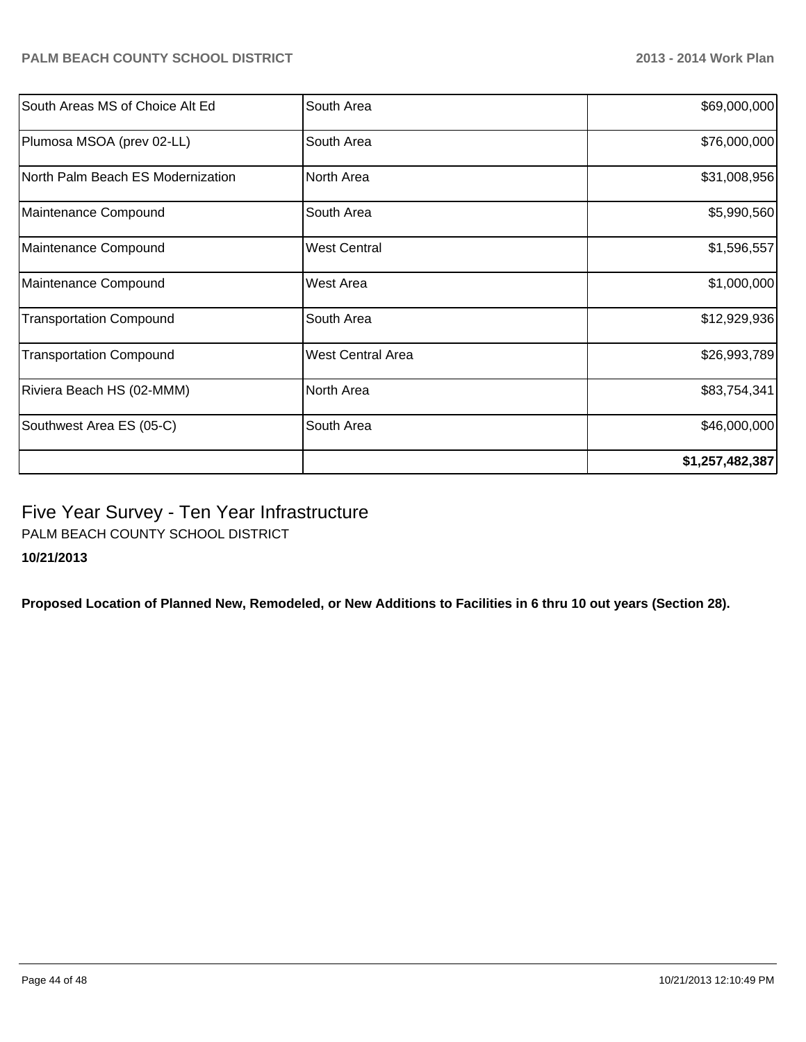| | | |
|---|---|---|
| South Areas MS of Choice Alt Ed | South Area | $69,000,000 |
| Plumosa MSOA (prev 02-LL) | South Area | $76,000,000 |
| North Palm Beach ES Modernization | North Area | $31,008,956 |
| Maintenance Compound | South Area | $5,990,560 |
| Maintenance Compound | West Central | $1,596,557 |
| Maintenance Compound | West Area | $1,000,000 |
| Transportation Compound | South Area | $12,929,936 |
| Transportation Compound | West Central Area | $26,993,789 |
| Riviera Beach HS (02-MMM) | North Area | $83,754,341 |
| Southwest Area ES (05-C) | South Area | $46,000,000 |
| | | **$1,257,482,387** |

# Five Year Survey - Ten Year Infrastructure

PALM BEACH COUNTY SCHOOL DISTRICT

**10/21/2013**

**Proposed Location of Planned New, Remodeled, or New Additions to Facilities in 6 thru 10 out years (Section 28).**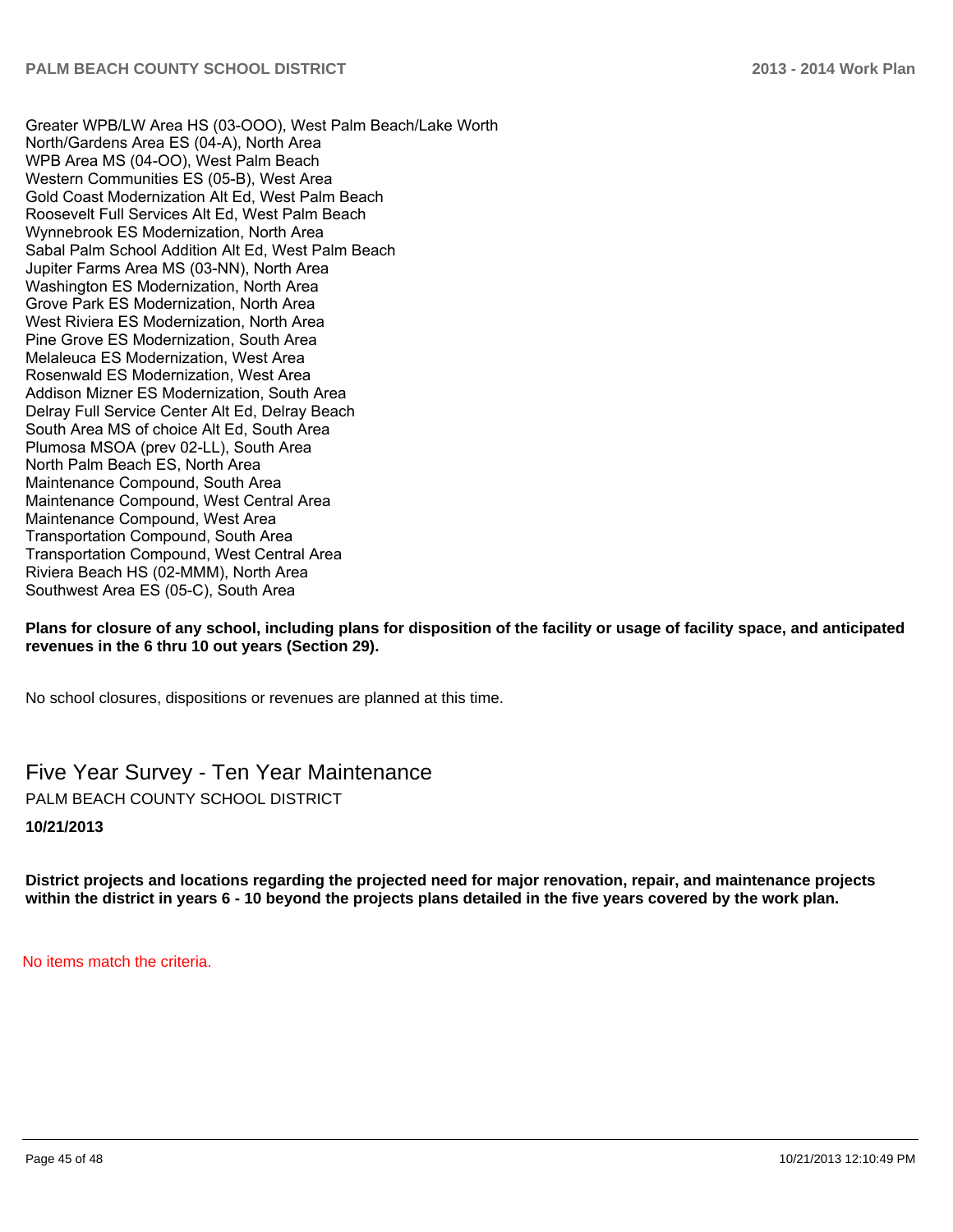Greater WPB/LW Area HS (03-OOO), West Palm Beach/Lake Worth
North/Gardens Area ES (04-A), North Area
WPB Area MS (04-OO), West Palm Beach
Western Communities ES (05-B), West Area
Gold Coast Modernization Alt Ed, West Palm Beach
Roosevelt Full Services Alt Ed, West Palm Beach
Wynnebrook ES Modernization, North Area
Sabal Palm School Addition Alt Ed, West Palm Beach
Jupiter Farms Area MS (03-NN), North Area
Washington ES Modernization, North Area
Grove Park ES Modernization, North Area
West Riviera ES Modernization, North Area
Pine Grove ES Modernization, South Area
Melaleuca ES Modernization, West Area
Rosenwald ES Modernization, West Area
Addison Mizner ES Modernization, South Area
Delray Full Service Center Alt Ed, Delray Beach
South Area MS of choice Alt Ed, South Area
Plumosa MSOA (prev 02-LL), South Area
North Palm Beach ES, North Area
Maintenance Compound, South Area
Maintenance Compound, West Central Area
Maintenance Compound, West Area
Transportation Compound, South Area
Transportation Compound, West Central Area
Riviera Beach HS (02-MMM), North Area
Southwest Area ES (05-C), South Area

**Plans for closure of any school, including plans for disposition of the facility or usage of facility space, and anticipated revenues in the 6 thru 10 out years (Section 29).**

No school closures, dispositions or revenues are planned at this time.

## Five Year Survey - Ten Year Maintenance

PALM BEACH COUNTY SCHOOL DISTRICT

**10/21/2013**

**District projects and locations regarding the projected need for major renovation, repair, and maintenance projects within the district in years 6 - 10 beyond the projects plans detailed in the five years covered by the work plan.**

No items match the criteria.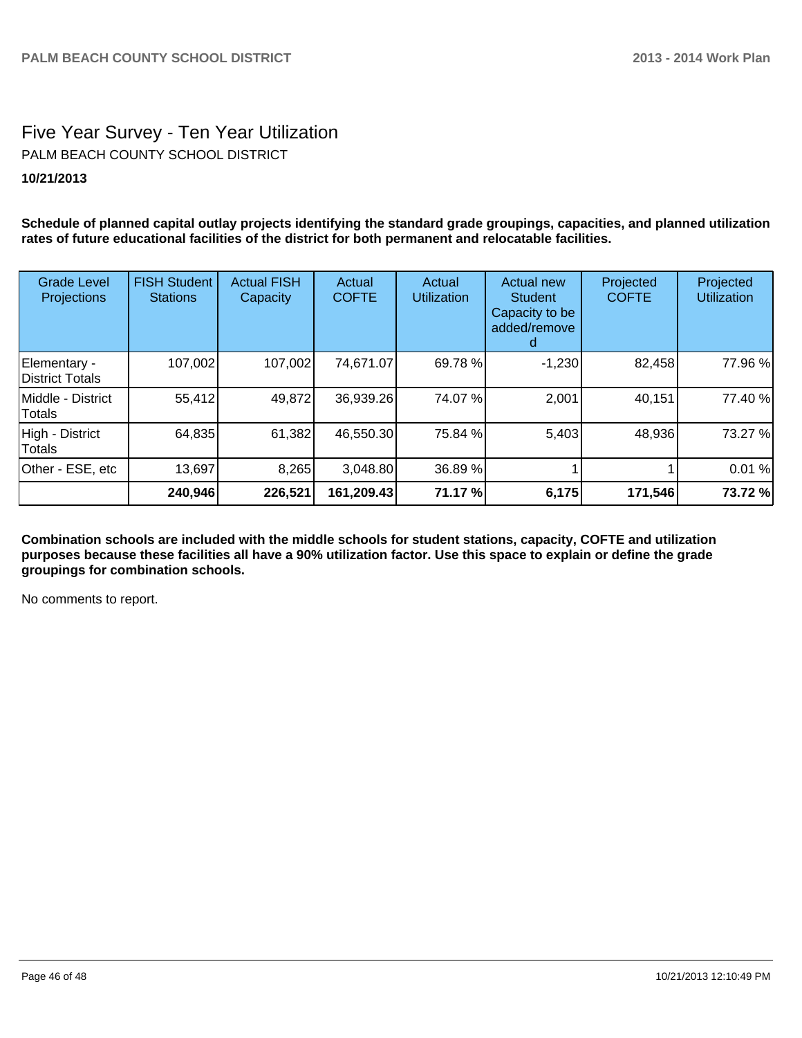# Five Year Survey - Ten Year Utilization

PALM BEACH COUNTY SCHOOL DISTRICT

**10/21/2013**

**Schedule of planned capital outlay projects identifying the standard grade groupings, capacities, and planned utilization rates of future educational facilities of the district for both permanent and relocatable facilities.**

| Grade Level Projections | FISH Student Stations | Actual FISH Capacity | Actual COFTE | Actual Utilization | Actual new Student Capacity to be added/removed | Projected COFTE | Projected Utilization |
|---|---|---|---|---|---|---|---|
| Elementary - District Totals | 107,002 | 107,002 | 74,671.07 | 69.78 % | -1,230 | 82,458 | 77.96 % |
| Middle - District Totals | 55,412 | 49,872 | 36,939.26 | 74.07 % | 2,001 | 40,151 | 77.40 % |
| High - District Totals | 64,835 | 61,382 | 46,550.30 | 75.84 % | 5,403 | 48,936 | 73.27 % |
| Other - ESE, etc | 13,697 | 8,265 | 3,048.80 | 36.89 % | 1 | 1 | 0.01 % |
| | **240,946** | **226,521** | **161,209.43** | **71.17 %** | **6,175** | **171,546** | **73.72 %** |

**Combination schools are included with the middle schools for student stations, capacity, COFTE and utilization purposes because these facilities all have a 90% utilization factor. Use this space to explain or define the grade groupings for combination schools.**

No comments to report.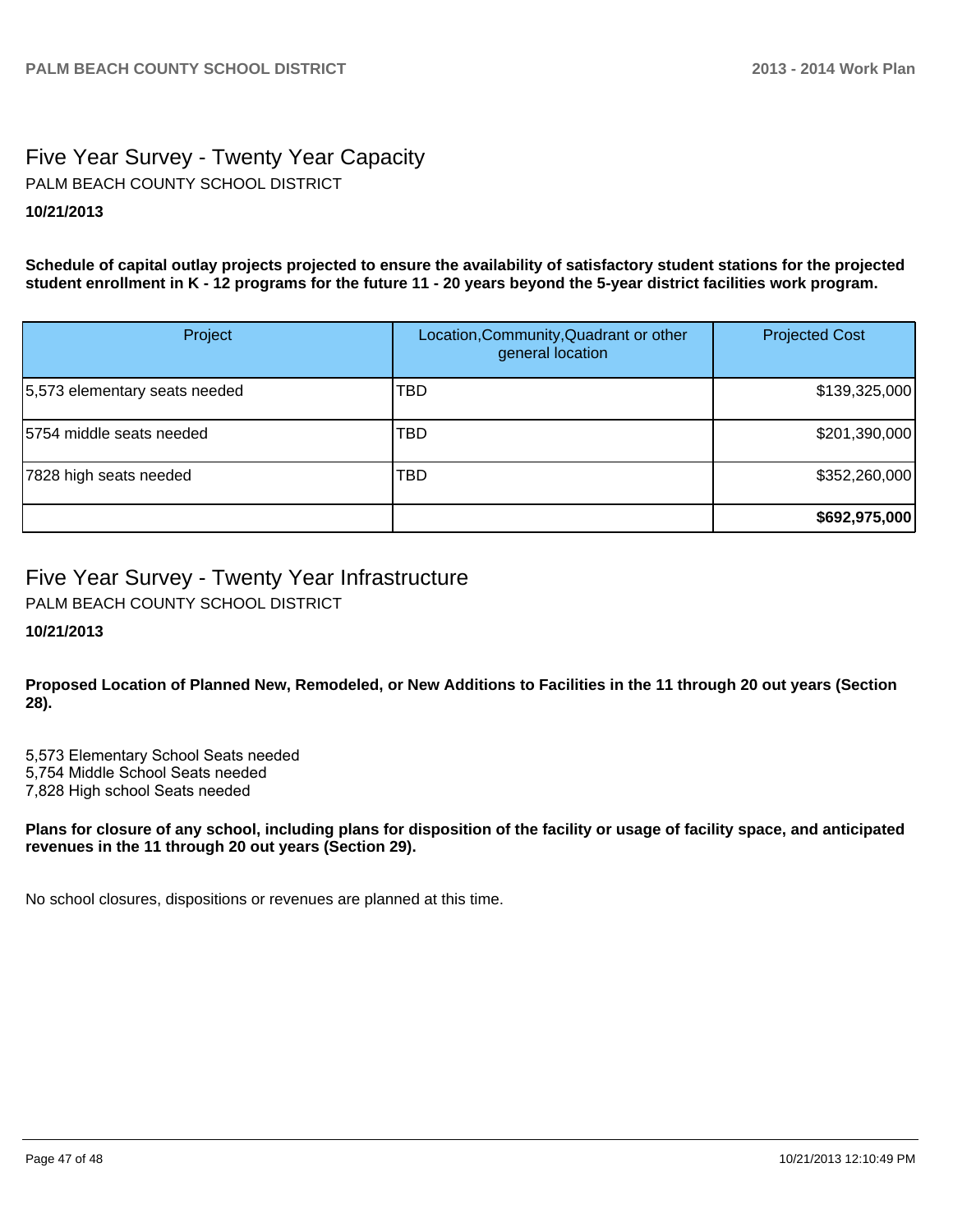## Five Year Survey - Twenty Year Capacity

PALM BEACH COUNTY SCHOOL DISTRICT

**10/21/2013**

**Schedule of capital outlay projects projected to ensure the availability of satisfactory student stations for the projected student enrollment in K - 12 programs for the future 11 - 20 years beyond the 5-year district facilities work program.**

| Project | Location,Community,Quadrant or other general location | Projected Cost |
|---|---|---|
| 5,573 elementary seats needed | TBD | $139,325,000 |
| 5754 middle seats needed | TBD | $201,390,000 |
| 7828 high seats needed | TBD | $352,260,000 |
| | | **$692,975,000** |

## Five Year Survey - Twenty Year Infrastructure

PALM BEACH COUNTY SCHOOL DISTRICT

**10/21/2013**

**Proposed Location of Planned New, Remodeled, or New Additions to Facilities in the 11 through 20 out years (Section 28).**

5,573 Elementary School Seats needed
5,754 Middle School Seats needed
7,828 High school Seats needed

**Plans for closure of any school, including plans for disposition of the facility or usage of facility space, and anticipated revenues in the 11 through 20 out years (Section 29).**

No school closures, dispositions or revenues are planned at this time.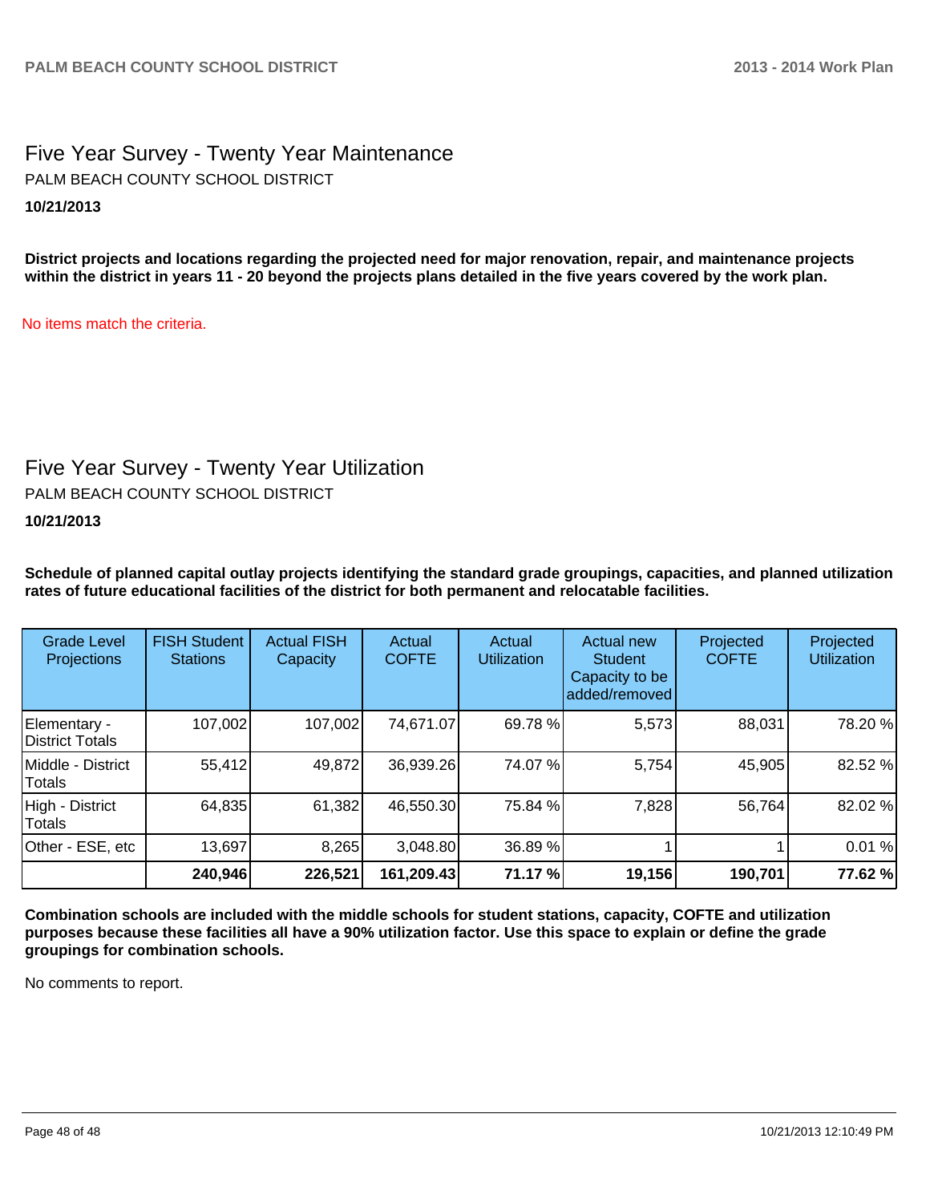# Five Year Survey - Twenty Year Maintenance

PALM BEACH COUNTY SCHOOL DISTRICT

**10/21/2013**

**District projects and locations regarding the projected need for major renovation, repair, and maintenance projects within the district in years 11 - 20 beyond the projects plans detailed in the five years covered by the work plan.**

No items match the criteria.

# Five Year Survey - Twenty Year Utilization

PALM BEACH COUNTY SCHOOL DISTRICT

**10/21/2013**

**Schedule of planned capital outlay projects identifying the standard grade groupings, capacities, and planned utilization rates of future educational facilities of the district for both permanent and relocatable facilities.**

| Grade Level Projections | FISH Student Stations | Actual FISH Capacity | Actual COFTE | Actual Utilization | Actual new Student Capacity to be added/removed | Projected COFTE | Projected Utilization |
|---|---|---|---|---|---|---|---|
| Elementary - District Totals | 107,002 | 107,002 | 74,671.07 | 69.78 % | 5,573 | 88,031 | 78.20 % |
| Middle - District Totals | 55,412 | 49,872 | 36,939.26 | 74.07 % | 5,754 | 45,905 | 82.52 % |
| High - District Totals | 64,835 | 61,382 | 46,550.30 | 75.84 % | 7,828 | 56,764 | 82.02 % |
| Other - ESE, etc | 13,697 | 8,265 | 3,048.80 | 36.89 % | 1 | 1 | 0.01 % |
| | **240,946** | **226,521** | **161,209.43** | **71.17 %** | **19,156** | **190,701** | **77.62 %** |

**Combination schools are included with the middle schools for student stations, capacity, COFTE and utilization purposes because these facilities all have a 90% utilization factor. Use this space to explain or define the grade groupings for combination schools.**

No comments to report.